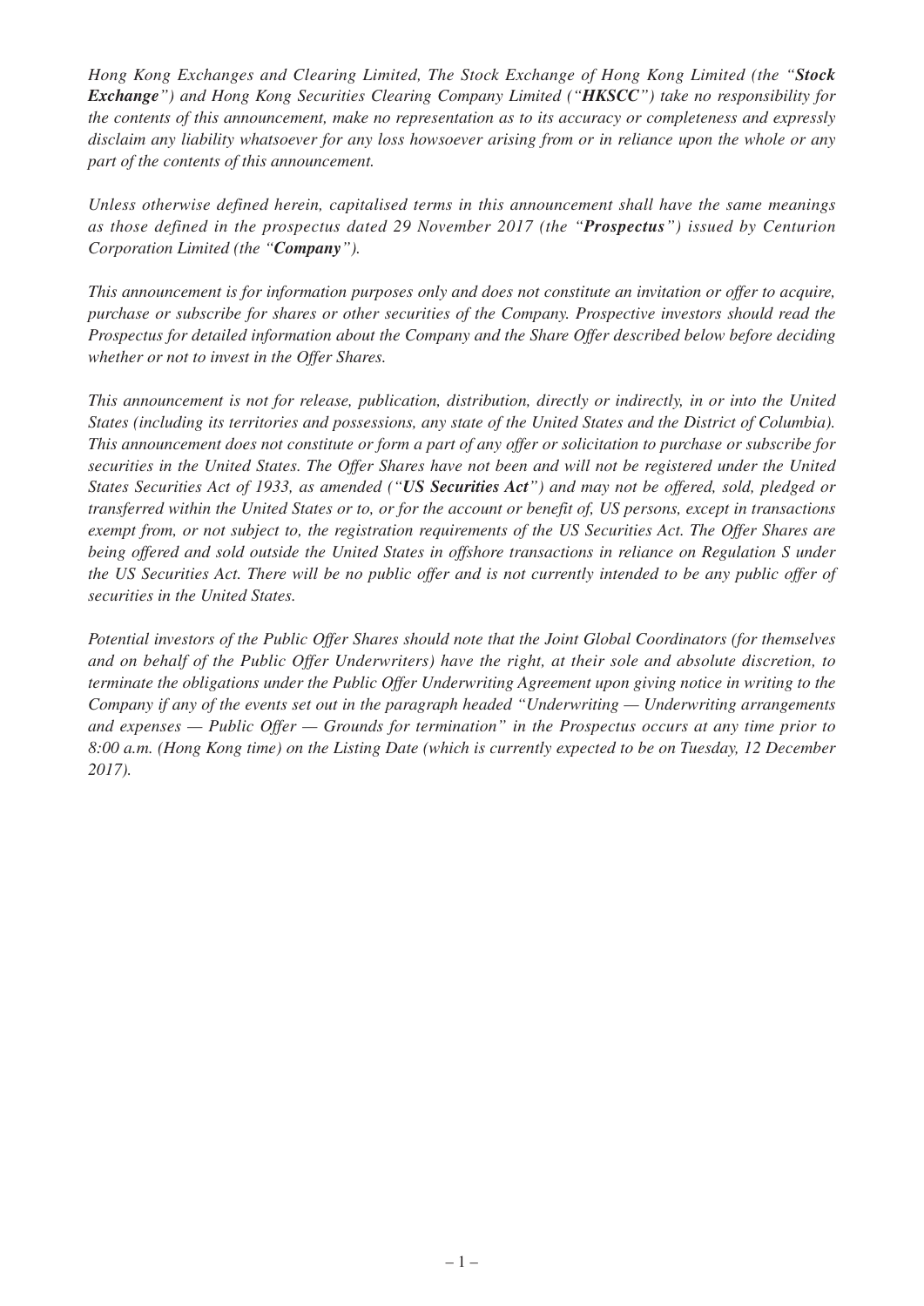*Hong Kong Exchanges and Clearing Limited, The Stock Exchange of Hong Kong Limited (the "**Stock Exchange**") and Hong Kong Securities Clearing Company Limited ("**HKSCC**") take no responsibility for the contents of this announcement, make no representation as to its accuracy or completeness and expressly disclaim any liability whatsoever for any loss howsoever arising from or in reliance upon the whole or any part of the contents of this announcement.*

*Unless otherwise defined herein, capitalised terms in this announcement shall have the same meanings as those defined in the prospectus dated 29 November 2017 (the "**Prospectus**") issued by Centurion Corporation Limited (the "**Company**").*

*This announcement is for information purposes only and does not constitute an invitation or offer to acquire, purchase or subscribe for shares or other securities of the Company. Prospective investors should read the Prospectus for detailed information about the Company and the Share Offer described below before deciding whether or not to invest in the Offer Shares.*

*This announcement is not for release, publication, distribution, directly or indirectly, in or into the United States (including its territories and possessions, any state of the United States and the District of Columbia). This announcement does not constitute or form a part of any offer or solicitation to purchase or subscribe for securities in the United States. The Offer Shares have not been and will not be registered under the United States Securities Act of 1933, as amended ("**US Securities Act**") and may not be offered, sold, pledged or transferred within the United States or to, or for the account or benefit of, US persons, except in transactions exempt from, or not subject to, the registration requirements of the US Securities Act. The Offer Shares are being offered and sold outside the United States in offshore transactions in reliance on Regulation S under the US Securities Act. There will be no public offer and is not currently intended to be any public offer of securities in the United States.*

*Potential investors of the Public Offer Shares should note that the Joint Global Coordinators (for themselves and on behalf of the Public Offer Underwriters) have the right, at their sole and absolute discretion, to terminate the obligations under the Public Offer Underwriting Agreement upon giving notice in writing to the Company if any of the events set out in the paragraph headed "Underwriting — Underwriting arrangements and expenses — Public Offer — Grounds for termination" in the Prospectus occurs at any time prior to 8:00 a.m. (Hong Kong time) on the Listing Date (which is currently expected to be on Tuesday, 12 December 2017).*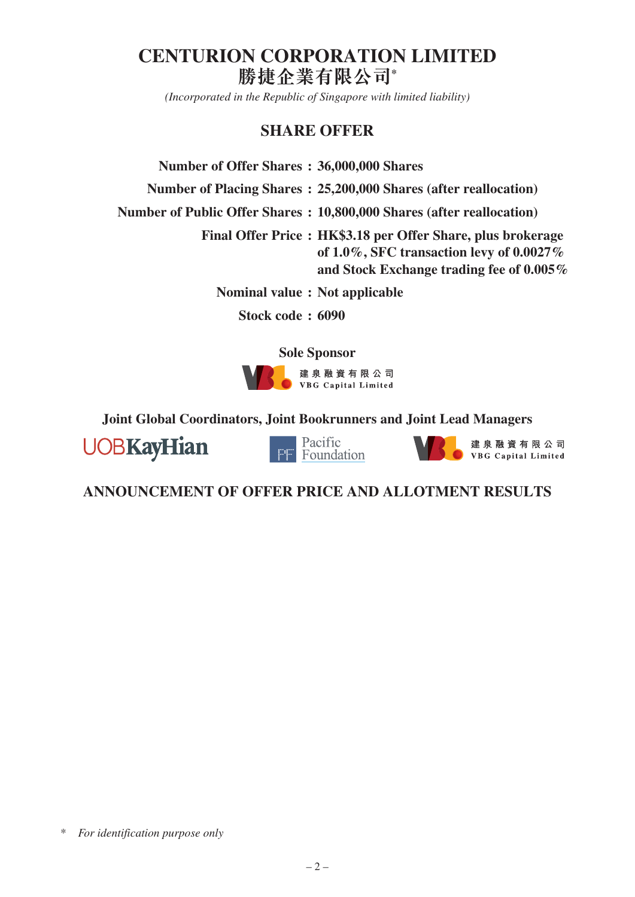# CENTURION CORPORATION LIMITED
# 勝捷企業有限公司*

*(Incorporated in the Republic of Singapore with limited liability)*

## SHARE OFFER

| | |
|---|---|
| **Number of Offer Shares :** | **36,000,000 Shares** |
| **Number of Placing Shares :** | **25,200,000 Shares (after reallocation)** |
| **Number of Public Offer Shares :** | **10,800,000 Shares (after reallocation)** |
| **Final Offer Price :** | **HK$3.18 per Offer Share, plus brokerage of 1.0%, SFC transaction levy of 0.0027% and Stock Exchange trading fee of 0.005%** |
| **Nominal value :** | **Not applicable** |
| **Stock code :** | **6090** |

**Sole Sponsor**

建泉融資有限公司
VBG Capital Limited

**Joint Global Coordinators, Joint Bookrunners and Joint Lead Managers**

UOBKayHian

Pacific Foundation

建泉融資有限公司
VBG Capital Limited

## ANNOUNCEMENT OF OFFER PRICE AND ALLOTMENT RESULTS

\* *For identification purpose only*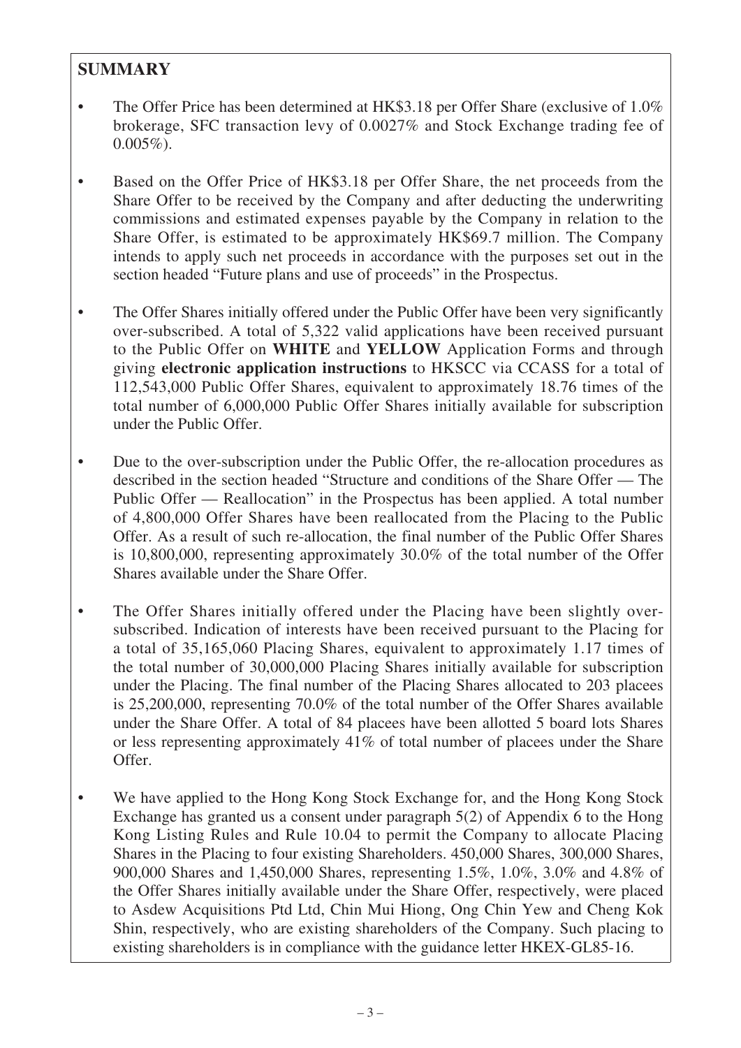## SUMMARY

- The Offer Price has been determined at HK$3.18 per Offer Share (exclusive of 1.0% brokerage, SFC transaction levy of 0.0027% and Stock Exchange trading fee of 0.005%).
- Based on the Offer Price of HK$3.18 per Offer Share, the net proceeds from the Share Offer to be received by the Company and after deducting the underwriting commissions and estimated expenses payable by the Company in relation to the Share Offer, is estimated to be approximately HK$69.7 million. The Company intends to apply such net proceeds in accordance with the purposes set out in the section headed "Future plans and use of proceeds" in the Prospectus.
- The Offer Shares initially offered under the Public Offer have been very significantly over-subscribed. A total of 5,322 valid applications have been received pursuant to the Public Offer on **WHITE** and **YELLOW** Application Forms and through giving **electronic application instructions** to HKSCC via CCASS for a total of 112,543,000 Public Offer Shares, equivalent to approximately 18.76 times of the total number of 6,000,000 Public Offer Shares initially available for subscription under the Public Offer.
- Due to the over-subscription under the Public Offer, the re-allocation procedures as described in the section headed "Structure and conditions of the Share Offer — The Public Offer — Reallocation" in the Prospectus has been applied. A total number of 4,800,000 Offer Shares have been reallocated from the Placing to the Public Offer. As a result of such re-allocation, the final number of the Public Offer Shares is 10,800,000, representing approximately 30.0% of the total number of the Offer Shares available under the Share Offer.
- The Offer Shares initially offered under the Placing have been slightly over-subscribed. Indication of interests have been received pursuant to the Placing for a total of 35,165,060 Placing Shares, equivalent to approximately 1.17 times of the total number of 30,000,000 Placing Shares initially available for subscription under the Placing. The final number of the Placing Shares allocated to 203 placees is 25,200,000, representing 70.0% of the total number of the Offer Shares available under the Share Offer. A total of 84 placees have been allotted 5 board lots Shares or less representing approximately 41% of total number of placees under the Share Offer.
- We have applied to the Hong Kong Stock Exchange for, and the Hong Kong Stock Exchange has granted us a consent under paragraph 5(2) of Appendix 6 to the Hong Kong Listing Rules and Rule 10.04 to permit the Company to allocate Placing Shares in the Placing to four existing Shareholders. 450,000 Shares, 300,000 Shares, 900,000 Shares and 1,450,000 Shares, representing 1.5%, 1.0%, 3.0% and 4.8% of the Offer Shares initially available under the Share Offer, respectively, were placed to Asdew Acquisitions Ptd Ltd, Chin Mui Hiong, Ong Chin Yew and Cheng Kok Shin, respectively, who are existing shareholders of the Company. Such placing to existing shareholders is in compliance with the guidance letter HKEX-GL85-16.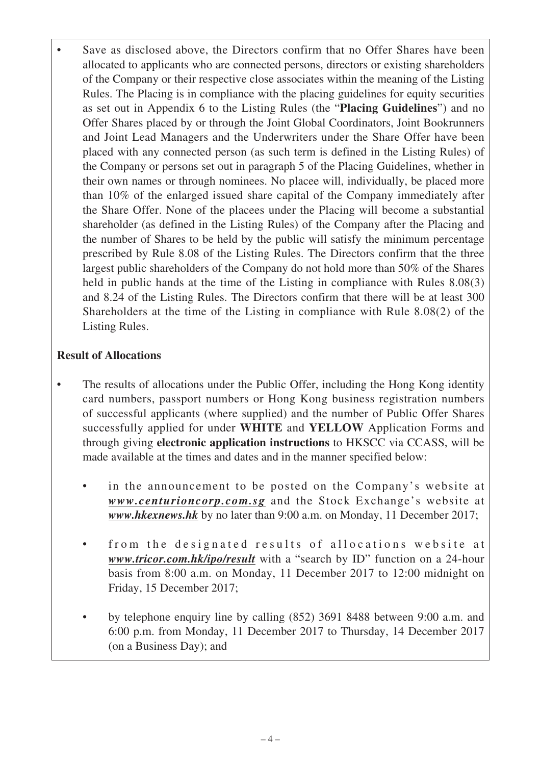- Save as disclosed above, the Directors confirm that no Offer Shares have been allocated to applicants who are connected persons, directors or existing shareholders of the Company or their respective close associates within the meaning of the Listing Rules. The Placing is in compliance with the placing guidelines for equity securities as set out in Appendix 6 to the Listing Rules (the "**Placing Guidelines**") and no Offer Shares placed by or through the Joint Global Coordinators, Joint Bookrunners and Joint Lead Managers and the Underwriters under the Share Offer have been placed with any connected person (as such term is defined in the Listing Rules) of the Company or persons set out in paragraph 5 of the Placing Guidelines, whether in their own names or through nominees. No placee will, individually, be placed more than 10% of the enlarged issued share capital of the Company immediately after the Share Offer. None of the placees under the Placing will become a substantial shareholder (as defined in the Listing Rules) of the Company after the Placing and the number of Shares to be held by the public will satisfy the minimum percentage prescribed by Rule 8.08 of the Listing Rules. The Directors confirm that the three largest public shareholders of the Company do not hold more than 50% of the Shares held in public hands at the time of the Listing in compliance with Rules 8.08(3) and 8.24 of the Listing Rules. The Directors confirm that there will be at least 300 Shareholders at the time of the Listing in compliance with Rule 8.08(2) of the Listing Rules.

**Result of Allocations**

- The results of allocations under the Public Offer, including the Hong Kong identity card numbers, passport numbers or Hong Kong business registration numbers of successful applicants (where supplied) and the number of Public Offer Shares successfully applied for under **WHITE** and **YELLOW** Application Forms and through giving **electronic application instructions** to HKSCC via CCASS, will be made available at the times and dates and in the manner specified below:
  - in the announcement to be posted on the Company's website at ***www.centurioncorp.com.sg*** and the Stock Exchange's website at ***www.hkexnews.hk*** by no later than 9:00 a.m. on Monday, 11 December 2017;
  - from the designated results of allocations website at ***www.tricor.com.hk/ipo/result*** with a "search by ID" function on a 24-hour basis from 8:00 a.m. on Monday, 11 December 2017 to 12:00 midnight on Friday, 15 December 2017;
  - by telephone enquiry line by calling (852) 3691 8488 between 9:00 a.m. and 6:00 p.m. from Monday, 11 December 2017 to Thursday, 14 December 2017 (on a Business Day); and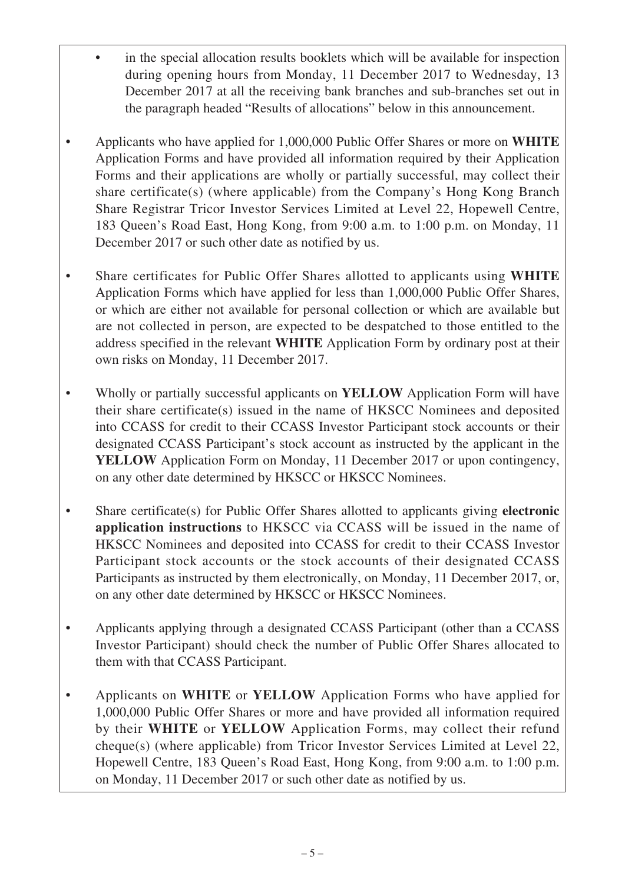- in the special allocation results booklets which will be available for inspection during opening hours from Monday, 11 December 2017 to Wednesday, 13 December 2017 at all the receiving bank branches and sub-branches set out in the paragraph headed "Results of allocations" below in this announcement.

- Applicants who have applied for 1,000,000 Public Offer Shares or more on **WHITE** Application Forms and have provided all information required by their Application Forms and their applications are wholly or partially successful, may collect their share certificate(s) (where applicable) from the Company's Hong Kong Branch Share Registrar Tricor Investor Services Limited at Level 22, Hopewell Centre, 183 Queen's Road East, Hong Kong, from 9:00 a.m. to 1:00 p.m. on Monday, 11 December 2017 or such other date as notified by us.

- Share certificates for Public Offer Shares allotted to applicants using **WHITE** Application Forms which have applied for less than 1,000,000 Public Offer Shares, or which are either not available for personal collection or which are available but are not collected in person, are expected to be despatched to those entitled to the address specified in the relevant **WHITE** Application Form by ordinary post at their own risks on Monday, 11 December 2017.

- Wholly or partially successful applicants on **YELLOW** Application Form will have their share certificate(s) issued in the name of HKSCC Nominees and deposited into CCASS for credit to their CCASS Investor Participant stock accounts or their designated CCASS Participant's stock account as instructed by the applicant in the **YELLOW** Application Form on Monday, 11 December 2017 or upon contingency, on any other date determined by HKSCC or HKSCC Nominees.

- Share certificate(s) for Public Offer Shares allotted to applicants giving **electronic application instructions** to HKSCC via CCASS will be issued in the name of HKSCC Nominees and deposited into CCASS for credit to their CCASS Investor Participant stock accounts or the stock accounts of their designated CCASS Participants as instructed by them electronically, on Monday, 11 December 2017, or, on any other date determined by HKSCC or HKSCC Nominees.

- Applicants applying through a designated CCASS Participant (other than a CCASS Investor Participant) should check the number of Public Offer Shares allocated to them with that CCASS Participant.

- Applicants on **WHITE** or **YELLOW** Application Forms who have applied for 1,000,000 Public Offer Shares or more and have provided all information required by their **WHITE** or **YELLOW** Application Forms, may collect their refund cheque(s) (where applicable) from Tricor Investor Services Limited at Level 22, Hopewell Centre, 183 Queen's Road East, Hong Kong, from 9:00 a.m. to 1:00 p.m. on Monday, 11 December 2017 or such other date as notified by us.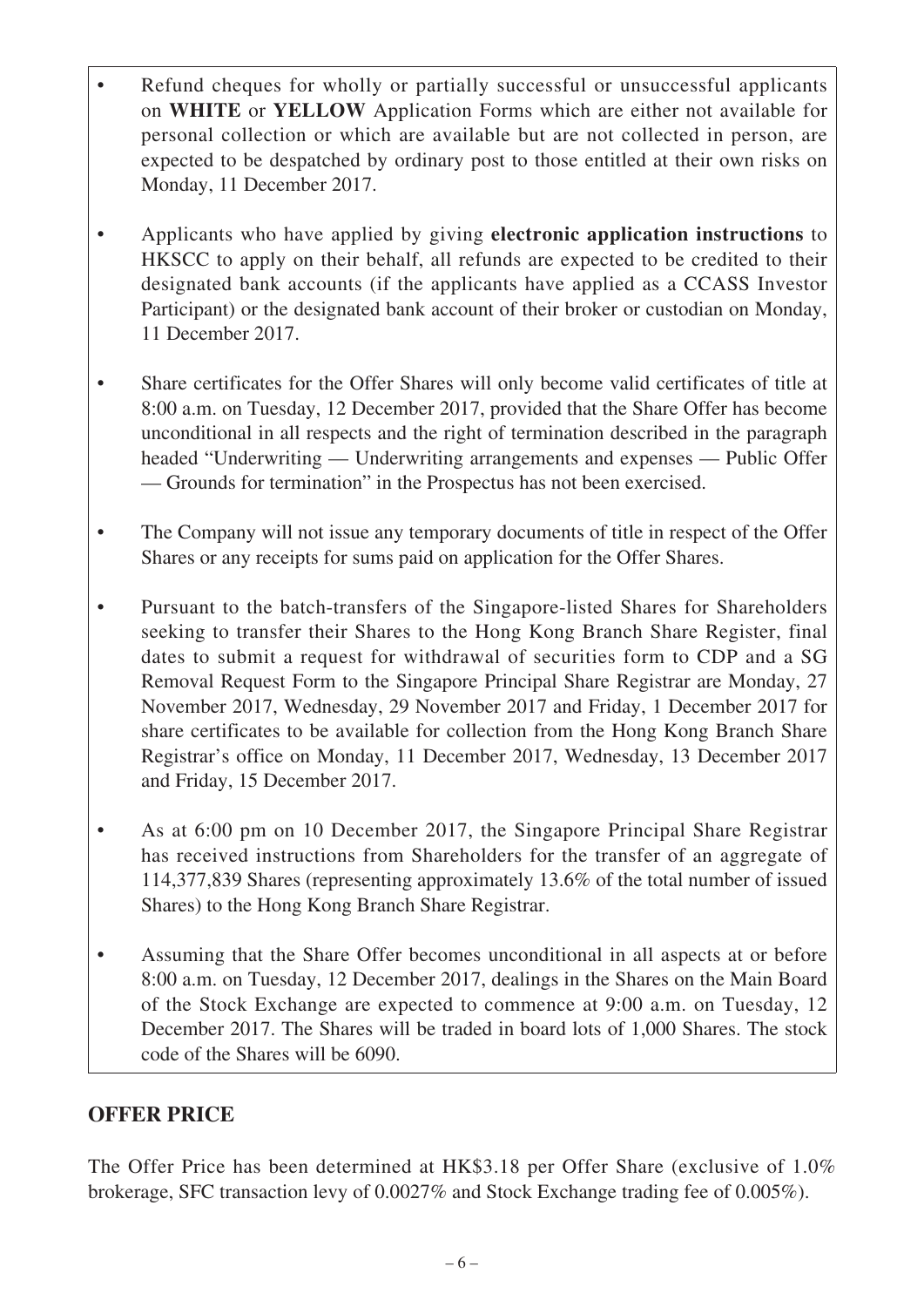- Refund cheques for wholly or partially successful or unsuccessful applicants on **WHITE** or **YELLOW** Application Forms which are either not available for personal collection or which are available but are not collected in person, are expected to be despatched by ordinary post to those entitled at their own risks on Monday, 11 December 2017.

- Applicants who have applied by giving **electronic application instructions** to HKSCC to apply on their behalf, all refunds are expected to be credited to their designated bank accounts (if the applicants have applied as a CCASS Investor Participant) or the designated bank account of their broker or custodian on Monday, 11 December 2017.

- Share certificates for the Offer Shares will only become valid certificates of title at 8:00 a.m. on Tuesday, 12 December 2017, provided that the Share Offer has become unconditional in all respects and the right of termination described in the paragraph headed "Underwriting — Underwriting arrangements and expenses — Public Offer — Grounds for termination" in the Prospectus has not been exercised.

- The Company will not issue any temporary documents of title in respect of the Offer Shares or any receipts for sums paid on application for the Offer Shares.

- Pursuant to the batch-transfers of the Singapore-listed Shares for Shareholders seeking to transfer their Shares to the Hong Kong Branch Share Register, final dates to submit a request for withdrawal of securities form to CDP and a SG Removal Request Form to the Singapore Principal Share Registrar are Monday, 27 November 2017, Wednesday, 29 November 2017 and Friday, 1 December 2017 for share certificates to be available for collection from the Hong Kong Branch Share Registrar's office on Monday, 11 December 2017, Wednesday, 13 December 2017 and Friday, 15 December 2017.

- As at 6:00 pm on 10 December 2017, the Singapore Principal Share Registrar has received instructions from Shareholders for the transfer of an aggregate of 114,377,839 Shares (representing approximately 13.6% of the total number of issued Shares) to the Hong Kong Branch Share Registrar.

- Assuming that the Share Offer becomes unconditional in all aspects at or before 8:00 a.m. on Tuesday, 12 December 2017, dealings in the Shares on the Main Board of the Stock Exchange are expected to commence at 9:00 a.m. on Tuesday, 12 December 2017. The Shares will be traded in board lots of 1,000 Shares. The stock code of the Shares will be 6090.

## OFFER PRICE

The Offer Price has been determined at HK$3.18 per Offer Share (exclusive of 1.0% brokerage, SFC transaction levy of 0.0027% and Stock Exchange trading fee of 0.005%).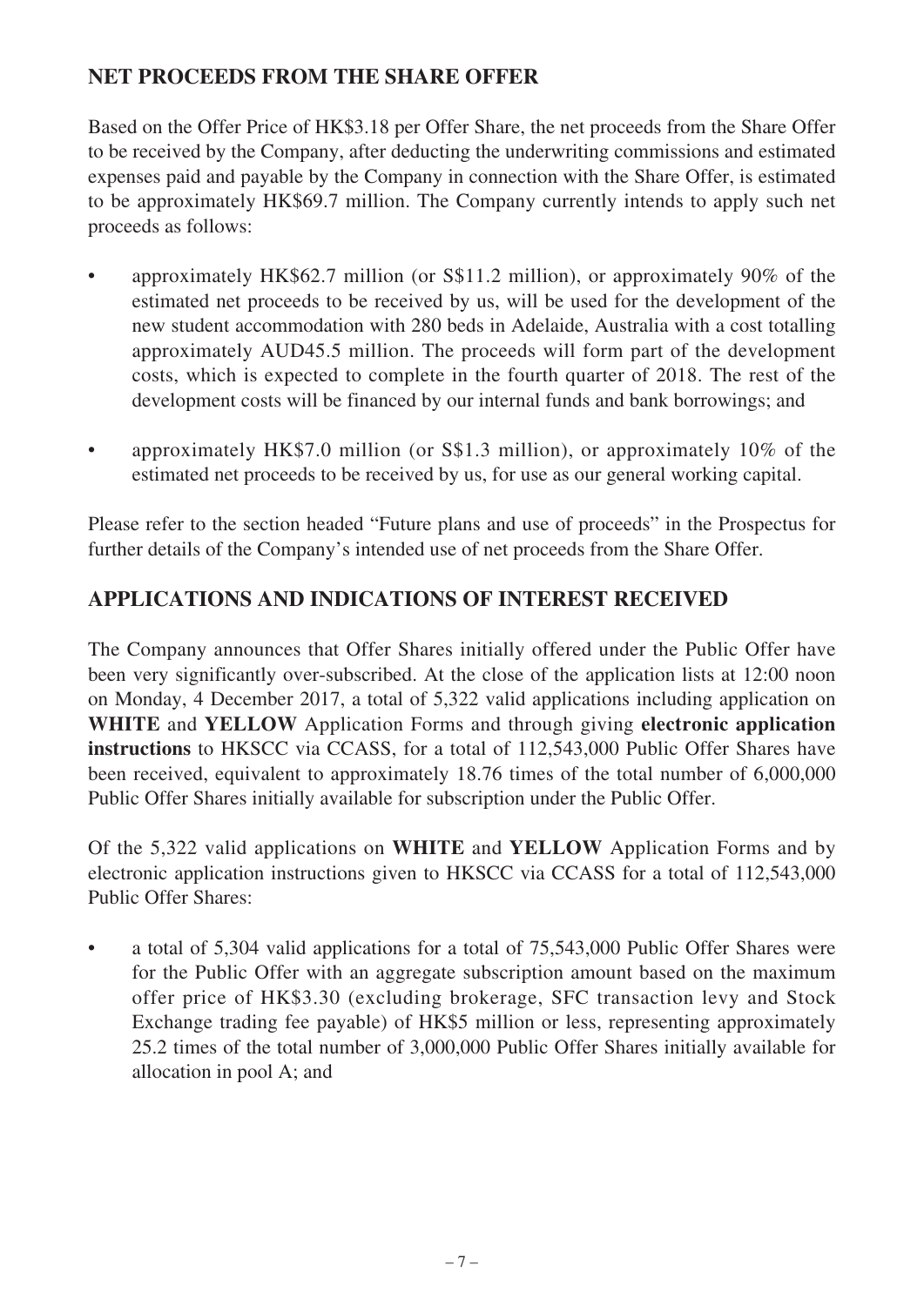## NET PROCEEDS FROM THE SHARE OFFER

Based on the Offer Price of HK$3.18 per Offer Share, the net proceeds from the Share Offer to be received by the Company, after deducting the underwriting commissions and estimated expenses paid and payable by the Company in connection with the Share Offer, is estimated to be approximately HK$69.7 million. The Company currently intends to apply such net proceeds as follows:

- approximately HK$62.7 million (or S$11.2 million), or approximately 90% of the estimated net proceeds to be received by us, will be used for the development of the new student accommodation with 280 beds in Adelaide, Australia with a cost totalling approximately AUD45.5 million. The proceeds will form part of the development costs, which is expected to complete in the fourth quarter of 2018. The rest of the development costs will be financed by our internal funds and bank borrowings; and
- approximately HK$7.0 million (or S$1.3 million), or approximately 10% of the estimated net proceeds to be received by us, for use as our general working capital.

Please refer to the section headed "Future plans and use of proceeds" in the Prospectus for further details of the Company's intended use of net proceeds from the Share Offer.

## APPLICATIONS AND INDICATIONS OF INTEREST RECEIVED

The Company announces that Offer Shares initially offered under the Public Offer have been very significantly over-subscribed. At the close of the application lists at 12:00 noon on Monday, 4 December 2017, a total of 5,322 valid applications including application on **WHITE** and **YELLOW** Application Forms and through giving **electronic application instructions** to HKSCC via CCASS, for a total of 112,543,000 Public Offer Shares have been received, equivalent to approximately 18.76 times of the total number of 6,000,000 Public Offer Shares initially available for subscription under the Public Offer.

Of the 5,322 valid applications on **WHITE** and **YELLOW** Application Forms and by electronic application instructions given to HKSCC via CCASS for a total of 112,543,000 Public Offer Shares:

- a total of 5,304 valid applications for a total of 75,543,000 Public Offer Shares were for the Public Offer with an aggregate subscription amount based on the maximum offer price of HK$3.30 (excluding brokerage, SFC transaction levy and Stock Exchange trading fee payable) of HK$5 million or less, representing approximately 25.2 times of the total number of 3,000,000 Public Offer Shares initially available for allocation in pool A; and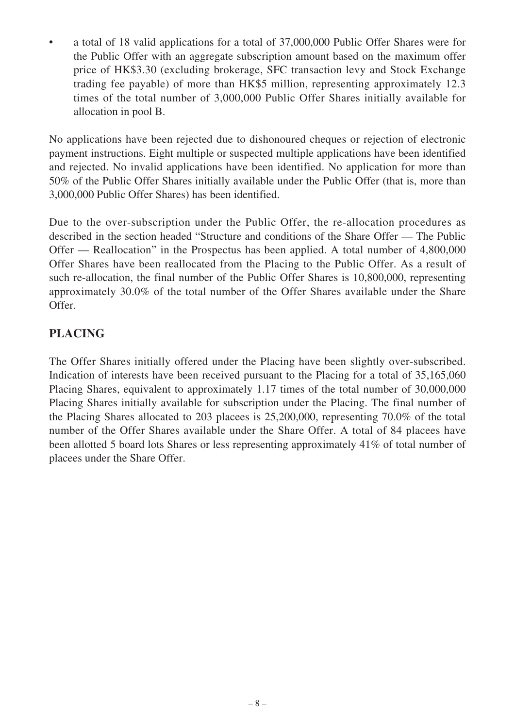- a total of 18 valid applications for a total of 37,000,000 Public Offer Shares were for the Public Offer with an aggregate subscription amount based on the maximum offer price of HK$3.30 (excluding brokerage, SFC transaction levy and Stock Exchange trading fee payable) of more than HK$5 million, representing approximately 12.3 times of the total number of 3,000,000 Public Offer Shares initially available for allocation in pool B.

No applications have been rejected due to dishonoured cheques or rejection of electronic payment instructions. Eight multiple or suspected multiple applications have been identified and rejected. No invalid applications have been identified. No application for more than 50% of the Public Offer Shares initially available under the Public Offer (that is, more than 3,000,000 Public Offer Shares) has been identified.

Due to the over-subscription under the Public Offer, the re-allocation procedures as described in the section headed "Structure and conditions of the Share Offer — The Public Offer — Reallocation" in the Prospectus has been applied. A total number of 4,800,000 Offer Shares have been reallocated from the Placing to the Public Offer. As a result of such re-allocation, the final number of the Public Offer Shares is 10,800,000, representing approximately 30.0% of the total number of the Offer Shares available under the Share Offer.

## PLACING

The Offer Shares initially offered under the Placing have been slightly over-subscribed. Indication of interests have been received pursuant to the Placing for a total of 35,165,060 Placing Shares, equivalent to approximately 1.17 times of the total number of 30,000,000 Placing Shares initially available for subscription under the Placing. The final number of the Placing Shares allocated to 203 placees is 25,200,000, representing 70.0% of the total number of the Offer Shares available under the Share Offer. A total of 84 placees have been allotted 5 board lots Shares or less representing approximately 41% of total number of placees under the Share Offer.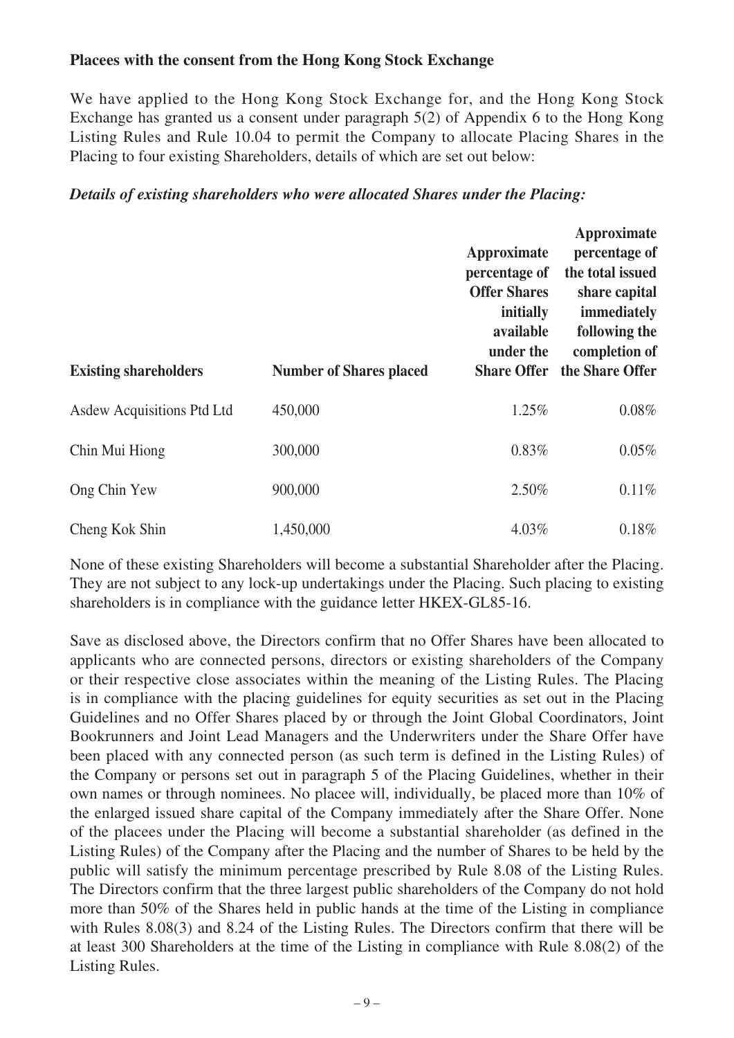**Placees with the consent from the Hong Kong Stock Exchange**

We have applied to the Hong Kong Stock Exchange for, and the Hong Kong Stock Exchange has granted us a consent under paragraph 5(2) of Appendix 6 to the Hong Kong Listing Rules and Rule 10.04 to permit the Company to allocate Placing Shares in the Placing to four existing Shareholders, details of which are set out below:

***Details of existing shareholders who were allocated Shares under the Placing:***

| Existing shareholders | Number of Shares placed | Approximate percentage of Offer Shares initially available under the Share Offer | Approximate percentage of the total issued share capital immediately following the completion of the Share Offer |
|---|---|---|---|
| Asdew Acquisitions Ptd Ltd | 450,000 | 1.25% | 0.08% |
| Chin Mui Hiong | 300,000 | 0.83% | 0.05% |
| Ong Chin Yew | 900,000 | 2.50% | 0.11% |
| Cheng Kok Shin | 1,450,000 | 4.03% | 0.18% |

None of these existing Shareholders will become a substantial Shareholder after the Placing. They are not subject to any lock-up undertakings under the Placing. Such placing to existing shareholders is in compliance with the guidance letter HKEX-GL85-16.

Save as disclosed above, the Directors confirm that no Offer Shares have been allocated to applicants who are connected persons, directors or existing shareholders of the Company or their respective close associates within the meaning of the Listing Rules. The Placing is in compliance with the placing guidelines for equity securities as set out in the Placing Guidelines and no Offer Shares placed by or through the Joint Global Coordinators, Joint Bookrunners and Joint Lead Managers and the Underwriters under the Share Offer have been placed with any connected person (as such term is defined in the Listing Rules) of the Company or persons set out in paragraph 5 of the Placing Guidelines, whether in their own names or through nominees. No placee will, individually, be placed more than 10% of the enlarged issued share capital of the Company immediately after the Share Offer. None of the placees under the Placing will become a substantial shareholder (as defined in the Listing Rules) of the Company after the Placing and the number of Shares to be held by the public will satisfy the minimum percentage prescribed by Rule 8.08 of the Listing Rules. The Directors confirm that the three largest public shareholders of the Company do not hold more than 50% of the Shares held in public hands at the time of the Listing in compliance with Rules 8.08(3) and 8.24 of the Listing Rules. The Directors confirm that there will be at least 300 Shareholders at the time of the Listing in compliance with Rule 8.08(2) of the Listing Rules.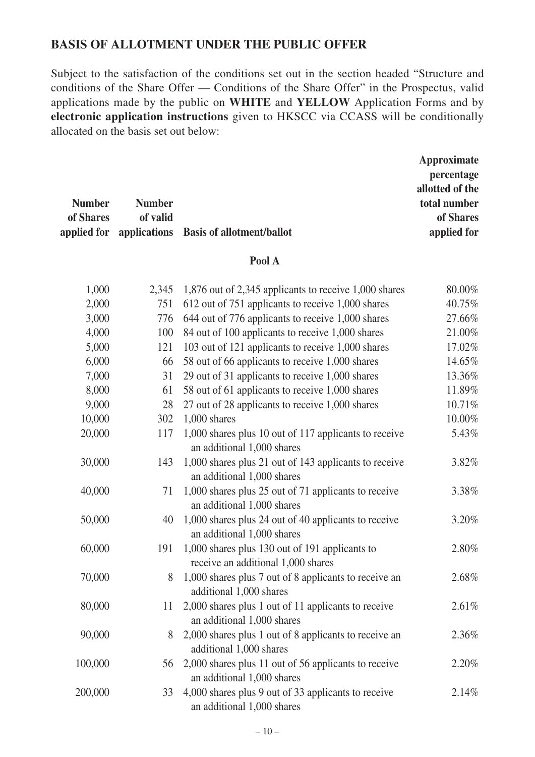## BASIS OF ALLOTMENT UNDER THE PUBLIC OFFER

Subject to the satisfaction of the conditions set out in the section headed "Structure and conditions of the Share Offer — Conditions of the Share Offer" in the Prospectus, valid applications made by the public on **WHITE** and **YELLOW** Application Forms and by **electronic application instructions** given to HKSCC via CCASS will be conditionally allocated on the basis set out below:

| Number of Shares applied for | Number of valid applications | Basis of allotment/ballot | Approximate percentage allotted of the total number of Shares applied for |
|---|---|---|---|
| | | **Pool A** | |
| 1,000 | 2,345 | 1,876 out of 2,345 applicants to receive 1,000 shares | 80.00% |
| 2,000 | 751 | 612 out of 751 applicants to receive 1,000 shares | 40.75% |
| 3,000 | 776 | 644 out of 776 applicants to receive 1,000 shares | 27.66% |
| 4,000 | 100 | 84 out of 100 applicants to receive 1,000 shares | 21.00% |
| 5,000 | 121 | 103 out of 121 applicants to receive 1,000 shares | 17.02% |
| 6,000 | 66 | 58 out of 66 applicants to receive 1,000 shares | 14.65% |
| 7,000 | 31 | 29 out of 31 applicants to receive 1,000 shares | 13.36% |
| 8,000 | 61 | 58 out of 61 applicants to receive 1,000 shares | 11.89% |
| 9,000 | 28 | 27 out of 28 applicants to receive 1,000 shares | 10.71% |
| 10,000 | 302 | 1,000 shares | 10.00% |
| 20,000 | 117 | 1,000 shares plus 10 out of 117 applicants to receive an additional 1,000 shares | 5.43% |
| 30,000 | 143 | 1,000 shares plus 21 out of 143 applicants to receive an additional 1,000 shares | 3.82% |
| 40,000 | 71 | 1,000 shares plus 25 out of 71 applicants to receive an additional 1,000 shares | 3.38% |
| 50,000 | 40 | 1,000 shares plus 24 out of 40 applicants to receive an additional 1,000 shares | 3.20% |
| 60,000 | 191 | 1,000 shares plus 130 out of 191 applicants to receive an additional 1,000 shares | 2.80% |
| 70,000 | 8 | 1,000 shares plus 7 out of 8 applicants to receive an additional 1,000 shares | 2.68% |
| 80,000 | 11 | 2,000 shares plus 1 out of 11 applicants to receive an additional 1,000 shares | 2.61% |
| 90,000 | 8 | 2,000 shares plus 1 out of 8 applicants to receive an additional 1,000 shares | 2.36% |
| 100,000 | 56 | 2,000 shares plus 11 out of 56 applicants to receive an additional 1,000 shares | 2.20% |
| 200,000 | 33 | 4,000 shares plus 9 out of 33 applicants to receive an additional 1,000 shares | 2.14% |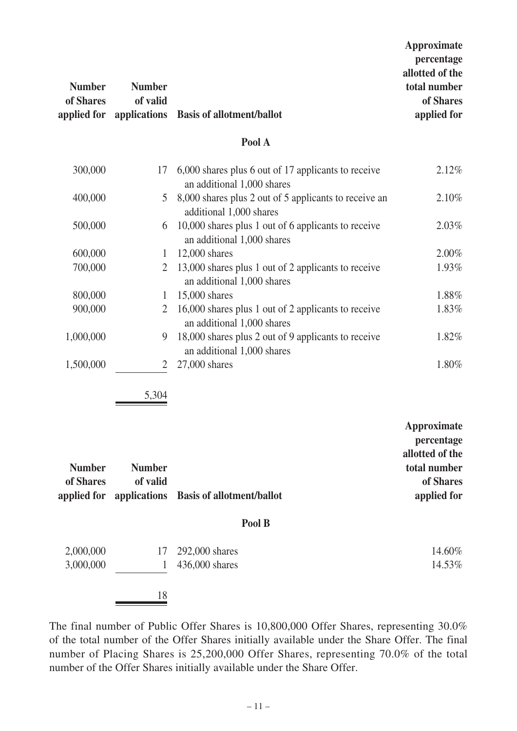| Number of Shares applied for | Number of valid applications | Basis of allotment/ballot | Approximate percentage allotted of the total number of Shares applied for |
|---|---|---|---|
| | | **Pool A** | |
| 300,000 | 17 | 6,000 shares plus 6 out of 17 applicants to receive an additional 1,000 shares | 2.12% |
| 400,000 | 5 | 8,000 shares plus 2 out of 5 applicants to receive an additional 1,000 shares | 2.10% |
| 500,000 | 6 | 10,000 shares plus 1 out of 6 applicants to receive an additional 1,000 shares | 2.03% |
| 600,000 | 1 | 12,000 shares | 2.00% |
| 700,000 | 2 | 13,000 shares plus 1 out of 2 applicants to receive an additional 1,000 shares | 1.93% |
| 800,000 | 1 | 15,000 shares | 1.88% |
| 900,000 | 2 | 16,000 shares plus 1 out of 2 applicants to receive an additional 1,000 shares | 1.83% |
| 1,000,000 | 9 | 18,000 shares plus 2 out of 9 applicants to receive an additional 1,000 shares | 1.82% |
| 1,500,000 | 2 | 27,000 shares | 1.80% |
| | 5,304 | | |

| Number of Shares applied for | Number of valid applications | Basis of allotment/ballot | Approximate percentage allotted of the total number of Shares applied for |
|---|---|---|---|
| | | **Pool B** | |
| 2,000,000 | 17 | 292,000 shares | 14.60% |
| 3,000,000 | 1 | 436,000 shares | 14.53% |
| | 18 | | |

The final number of Public Offer Shares is 10,800,000 Offer Shares, representing 30.0% of the total number of the Offer Shares initially available under the Share Offer. The final number of Placing Shares is 25,200,000 Offer Shares, representing 70.0% of the total number of the Offer Shares initially available under the Share Offer.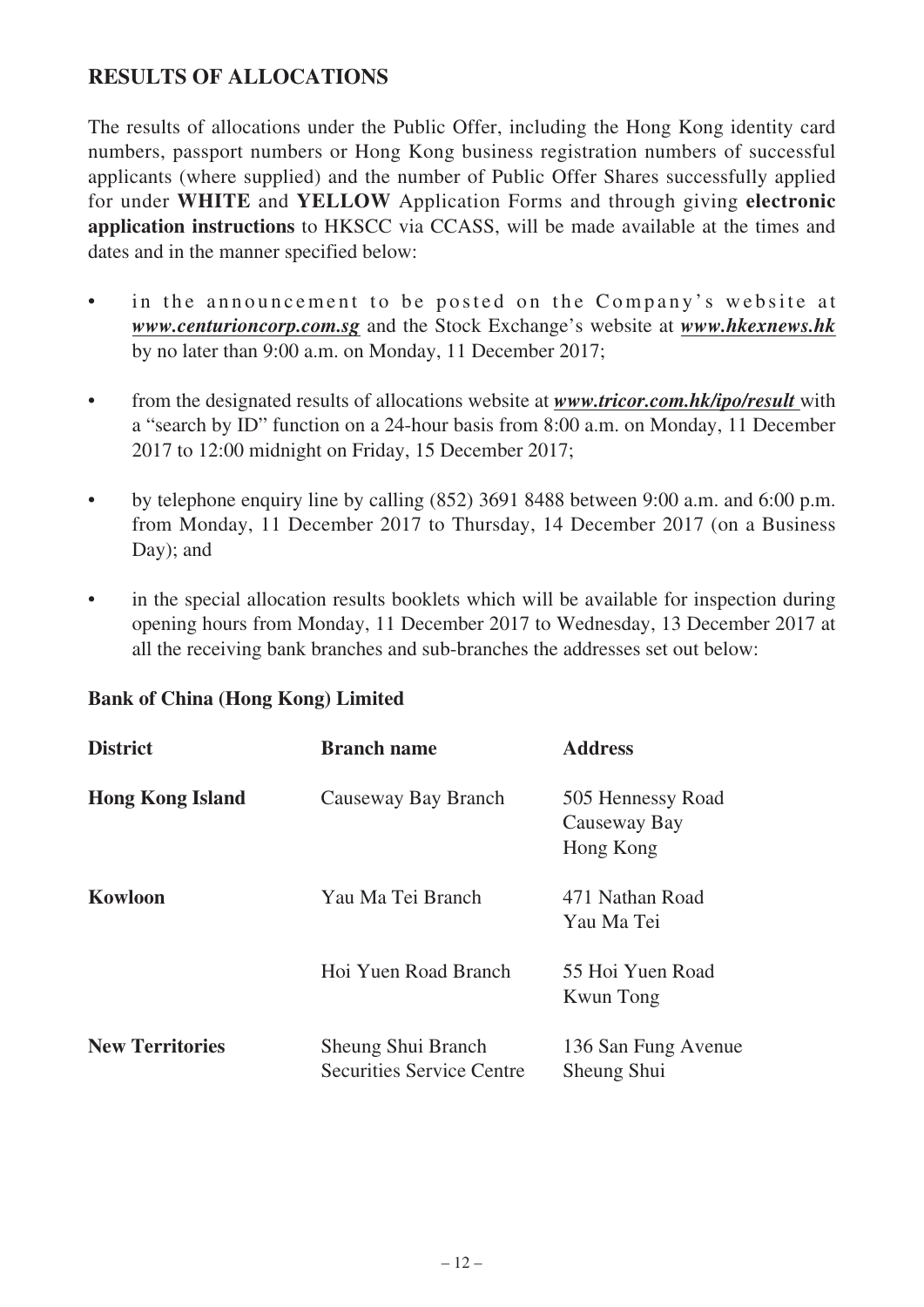## RESULTS OF ALLOCATIONS

The results of allocations under the Public Offer, including the Hong Kong identity card numbers, passport numbers or Hong Kong business registration numbers of successful applicants (where supplied) and the number of Public Offer Shares successfully applied for under **WHITE** and **YELLOW** Application Forms and through giving **electronic application instructions** to HKSCC via CCASS, will be made available at the times and dates and in the manner specified below:

- in the announcement to be posted on the Company's website at ***www.centurioncorp.com.sg*** and the Stock Exchange's website at ***www.hkexnews.hk*** by no later than 9:00 a.m. on Monday, 11 December 2017;
- from the designated results of allocations website at ***www.tricor.com.hk/ipo/result*** with a "search by ID" function on a 24-hour basis from 8:00 a.m. on Monday, 11 December 2017 to 12:00 midnight on Friday, 15 December 2017;
- by telephone enquiry line by calling (852) 3691 8488 between 9:00 a.m. and 6:00 p.m. from Monday, 11 December 2017 to Thursday, 14 December 2017 (on a Business Day); and
- in the special allocation results booklets which will be available for inspection during opening hours from Monday, 11 December 2017 to Wednesday, 13 December 2017 at all the receiving bank branches and sub-branches the addresses set out below:

**Bank of China (Hong Kong) Limited**

| District | Branch name | Address |
|---|---|---|
| **Hong Kong Island** | Causeway Bay Branch | 505 Hennessy Road Causeway Bay Hong Kong |
| **Kowloon** | Yau Ma Tei Branch | 471 Nathan Road Yau Ma Tei |
| | Hoi Yuen Road Branch | 55 Hoi Yuen Road Kwun Tong |
| **New Territories** | Sheung Shui Branch Securities Service Centre | 136 San Fung Avenue Sheung Shui |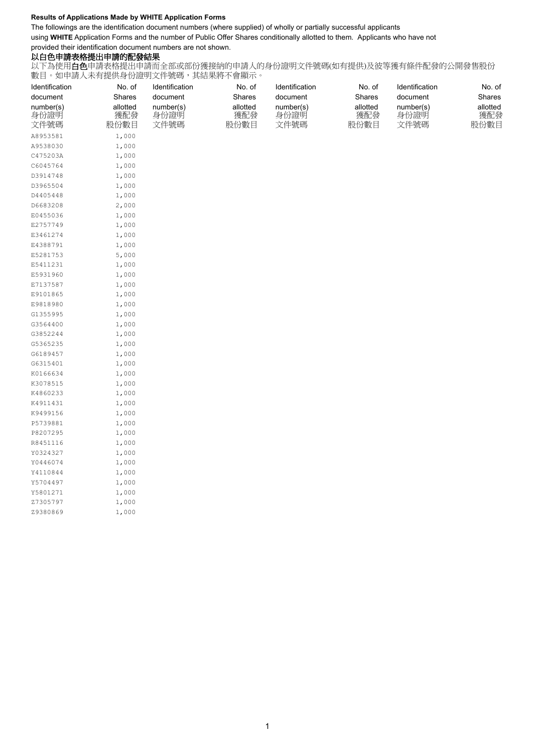**Results of Applications Made by WHITE Application Forms**

The followings are the identification document numbers (where supplied) of wholly or partially successful applicants using **WHITE** Application Forms and the number of Public Offer Shares conditionally allotted to them. Applicants who have not provided their identification document numbers are not shown.

**以白色申請表格提出申請的配發結果**

以下為使用**白色**申請表格提出申請而全部或部份獲接納的申請人的身份證明文件號碼(如有提供)及彼等獲有條件配發的公開發售股份數目。如申請人未有提供身份證明文件號碼，其結果將不會顯示。

| Identification document number(s) 身份證明文件號碼 | No. of Shares allotted 獲配發股份數目 | Identification document number(s) 身份證明文件號碼 | No. of Shares allotted 獲配發股份數目 | Identification document number(s) 身份證明文件號碼 | No. of Shares allotted 獲配發股份數目 | Identification document number(s) 身份證明文件號碼 | No. of Shares allotted 獲配發股份數目 |
|---|---|---|---|---|---|---|---|
| A8953581 | 1,000 | | | | | | |
| A9538030 | 1,000 | | | | | | |
| C475203A | 1,000 | | | | | | |
| C6045764 | 1,000 | | | | | | |
| D3914748 | 1,000 | | | | | | |
| D3965504 | 1,000 | | | | | | |
| D4405448 | 1,000 | | | | | | |
| D6683208 | 2,000 | | | | | | |
| E0455036 | 1,000 | | | | | | |
| E2757749 | 1,000 | | | | | | |
| E3461274 | 1,000 | | | | | | |
| E4388791 | 1,000 | | | | | | |
| E5281753 | 5,000 | | | | | | |
| E5411231 | 1,000 | | | | | | |
| E5931960 | 1,000 | | | | | | |
| E7137587 | 1,000 | | | | | | |
| E9101865 | 1,000 | | | | | | |
| E9818980 | 1,000 | | | | | | |
| G1355995 | 1,000 | | | | | | |
| G3564400 | 1,000 | | | | | | |
| G3852244 | 1,000 | | | | | | |
| G5365235 | 1,000 | | | | | | |
| G6189457 | 1,000 | | | | | | |
| G6315401 | 1,000 | | | | | | |
| K0166634 | 1,000 | | | | | | |
| K3078515 | 1,000 | | | | | | |
| K4860233 | 1,000 | | | | | | |
| K4911431 | 1,000 | | | | | | |
| K9499156 | 1,000 | | | | | | |
| P5739881 | 1,000 | | | | | | |
| P8207295 | 1,000 | | | | | | |
| R8451116 | 1,000 | | | | | | |
| Y0324327 | 1,000 | | | | | | |
| Y0446074 | 1,000 | | | | | | |
| Y4110844 | 1,000 | | | | | | |
| Y5704497 | 1,000 | | | | | | |
| Y5801271 | 1,000 | | | | | | |
| Z7305797 | 1,000 | | | | | | |
| Z9380869 | 1,000 | | | | | | |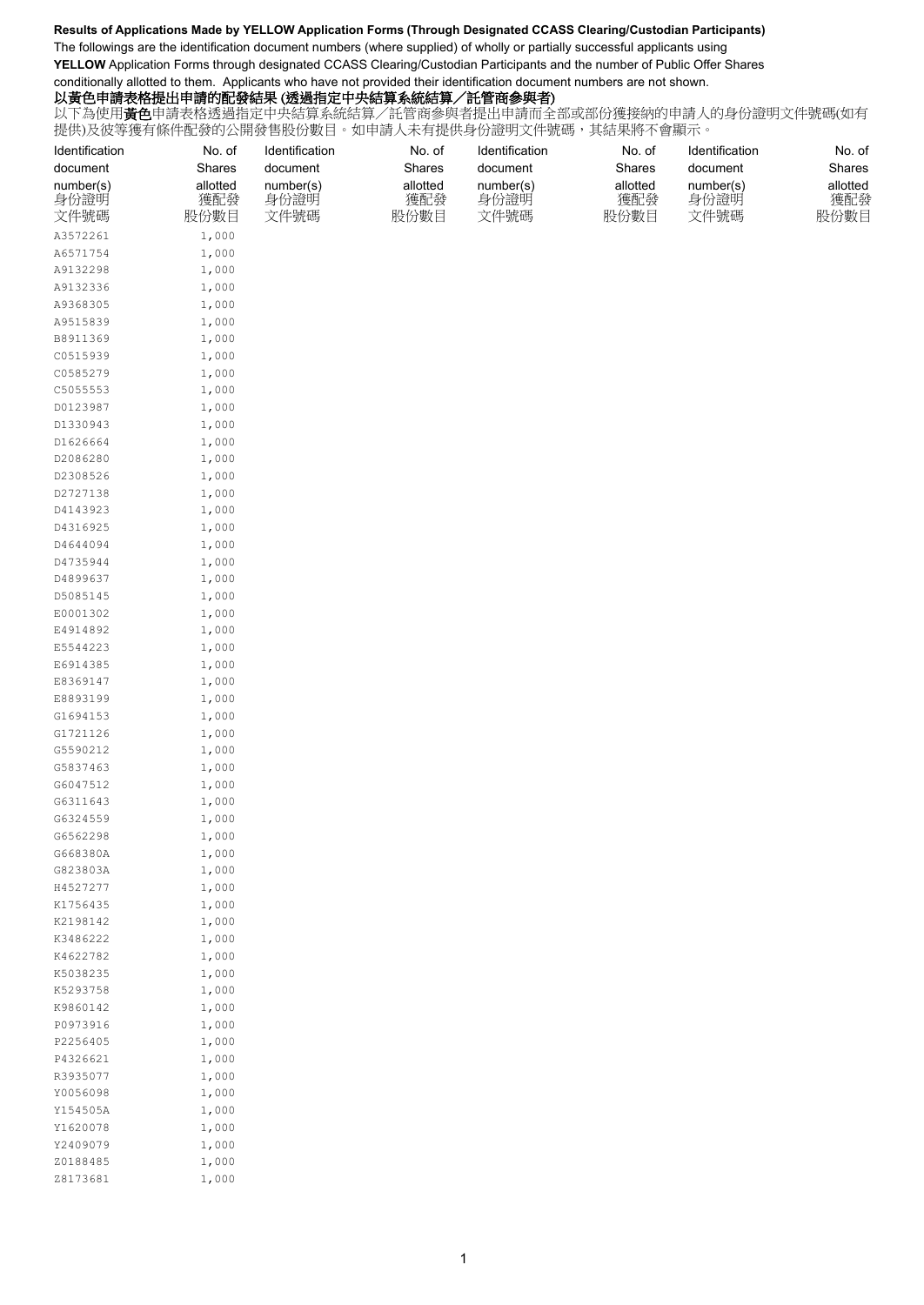**Results of Applications Made by YELLOW Application Forms (Through Designated CCASS Clearing/Custodian Participants)**

The followings are the identification document numbers (where supplied) of wholly or partially successful applicants using **YELLOW** Application Forms through designated CCASS Clearing/Custodian Participants and the number of Public Offer Shares conditionally allotted to them. Applicants who have not provided their identification document numbers are not shown.

**以黃色申請表格提出申請的配發結果 (透過指定中央結算系統結算／託管商參與者)**

以下為使用**黃色**申請表格透過指定中央結算系統結算／託管商參與者提出申請而全部或部份獲接納的申請人的身份證明文件號碼(如有提供)及彼等獲有條件配發的公開發售股份數目。如申請人未有提供身份證明文件號碼，其結果將不會顯示。

| Identification document number(s) 身份證明文件號碼 | No. of Shares allotted 獲配發股份數目 | Identification document number(s) 身份證明文件號碼 | No. of Shares allotted 獲配發股份數目 | Identification document number(s) 身份證明文件號碼 | No. of Shares allotted 獲配發股份數目 | Identification document number(s) 身份證明文件號碼 | No. of Shares allotted 獲配發股份數目 |
|---|---|---|---|---|---|---|---|
| A3572261 | 1,000 | | | | | | |
| A6571754 | 1,000 | | | | | | |
| A9132298 | 1,000 | | | | | | |
| A9132336 | 1,000 | | | | | | |
| A9368305 | 1,000 | | | | | | |
| A9515839 | 1,000 | | | | | | |
| B8911369 | 1,000 | | | | | | |
| C0515939 | 1,000 | | | | | | |
| C0585279 | 1,000 | | | | | | |
| C5055553 | 1,000 | | | | | | |
| D0123987 | 1,000 | | | | | | |
| D1330943 | 1,000 | | | | | | |
| D1626664 | 1,000 | | | | | | |
| D2086280 | 1,000 | | | | | | |
| D2308526 | 1,000 | | | | | | |
| D2727138 | 1,000 | | | | | | |
| D4143923 | 1,000 | | | | | | |
| D4316925 | 1,000 | | | | | | |
| D4644094 | 1,000 | | | | | | |
| D4735944 | 1,000 | | | | | | |
| D4899637 | 1,000 | | | | | | |
| D5085145 | 1,000 | | | | | | |
| E0001302 | 1,000 | | | | | | |
| E4914892 | 1,000 | | | | | | |
| E5544223 | 1,000 | | | | | | |
| E6914385 | 1,000 | | | | | | |
| E8369147 | 1,000 | | | | | | |
| E8893199 | 1,000 | | | | | | |
| G1694153 | 1,000 | | | | | | |
| G1721126 | 1,000 | | | | | | |
| G5590212 | 1,000 | | | | | | |
| G5837463 | 1,000 | | | | | | |
| G6047512 | 1,000 | | | | | | |
| G6311643 | 1,000 | | | | | | |
| G6324559 | 1,000 | | | | | | |
| G6562298 | 1,000 | | | | | | |
| G668380A | 1,000 | | | | | | |
| G823803A | 1,000 | | | | | | |
| H4527277 | 1,000 | | | | | | |
| K1756435 | 1,000 | | | | | | |
| K2198142 | 1,000 | | | | | | |
| K3486222 | 1,000 | | | | | | |
| K4622782 | 1,000 | | | | | | |
| K5038235 | 1,000 | | | | | | |
| K5293758 | 1,000 | | | | | | |
| K9860142 | 1,000 | | | | | | |
| P0973916 | 1,000 | | | | | | |
| P2256405 | 1,000 | | | | | | |
| P4326621 | 1,000 | | | | | | |
| R3935077 | 1,000 | | | | | | |
| Y0056098 | 1,000 | | | | | | |
| Y154505A | 1,000 | | | | | | |
| Y1620078 | 1,000 | | | | | | |
| Y2409079 | 1,000 | | | | | | |
| Z0188485 | 1,000 | | | | | | |
| Z8173681 | 1,000 | | | | | | |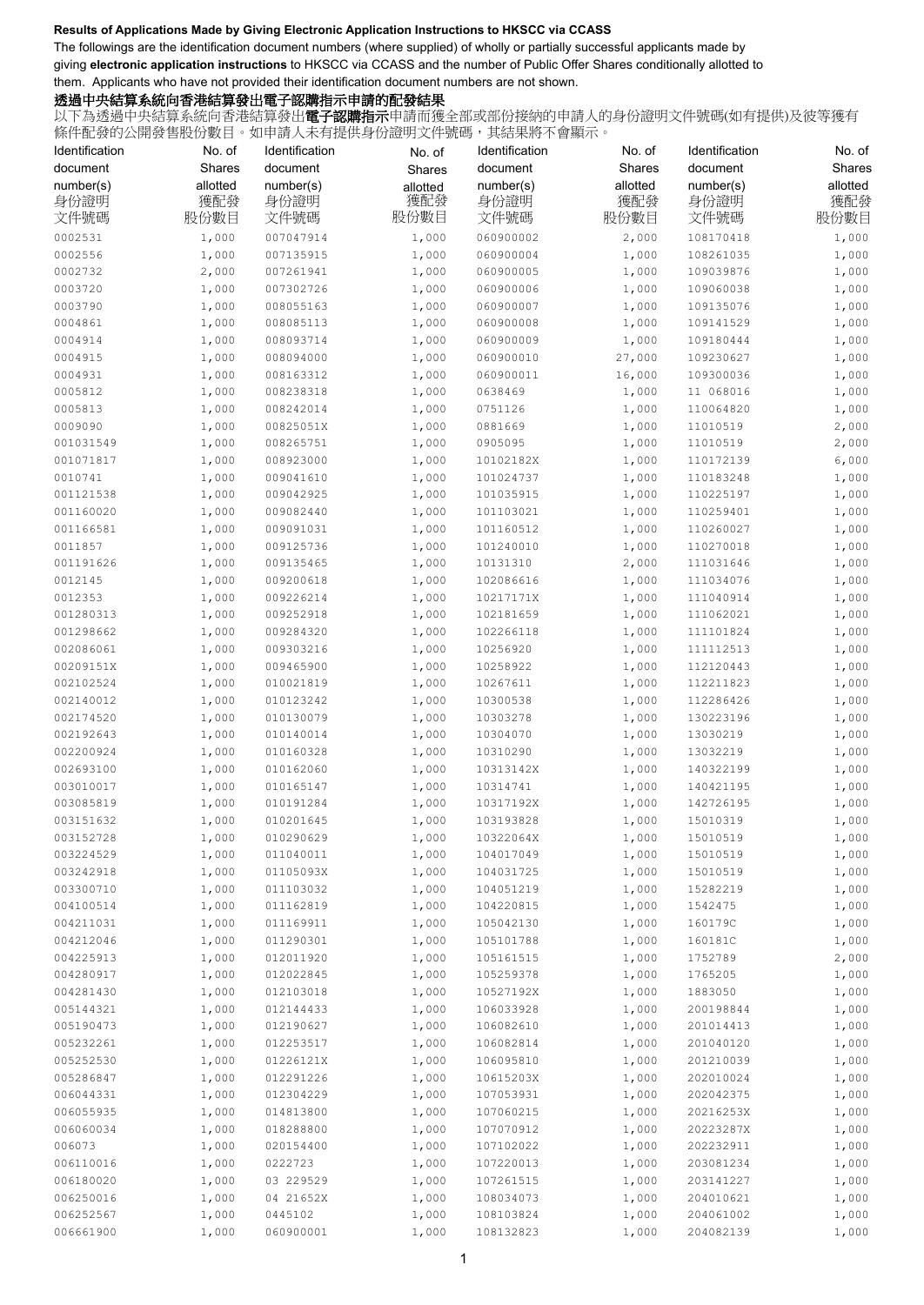**Results of Applications Made by Giving Electronic Application Instructions to HKSCC via CCASS**

The followings are the identification document numbers (where supplied) of wholly or partially successful applicants made by giving **electronic application instructions** to HKSCC via CCASS and the number of Public Offer Shares conditionally allotted to them. Applicants who have not provided their identification document numbers are not shown.

**透過中央結算系統向香港結算發出電子認購指示申請的配發結果**

以下為透過中央結算系統向香港結算發出**電子認購指示**申請而獲全部或部份接納的申請人的身份證明文件號碼(如有提供)及彼等獲有條件配發的公開發售股份數目。如申請人未有提供身份證明文件號碼，其結果將不會顯示。

| Identification document number(s) 身份證明文件號碼 | No. of Shares allotted 獲配發股份數目 | Identification document number(s) 身份證明文件號碼 | No. of Shares allotted 獲配發股份數目 | Identification document number(s) 身份證明文件號碼 | No. of Shares allotted 獲配發股份數目 | Identification document number(s) 身份證明文件號碼 | No. of Shares allotted 獲配發股份數目 |
|---|---|---|---|---|---|---|---|
| 0002531 | 1,000 | 007047914 | 1,000 | 060900002 | 2,000 | 108170418 | 1,000 |
| 0002556 | 1,000 | 007135915 | 1,000 | 060900004 | 1,000 | 108261035 | 1,000 |
| 0002732 | 2,000 | 007261941 | 1,000 | 060900005 | 1,000 | 109039876 | 1,000 |
| 0003720 | 1,000 | 007302726 | 1,000 | 060900006 | 1,000 | 109060038 | 1,000 |
| 0003790 | 1,000 | 008055163 | 1,000 | 060900007 | 1,000 | 109135076 | 1,000 |
| 0004861 | 1,000 | 008085113 | 1,000 | 060900008 | 1,000 | 109141529 | 1,000 |
| 0004914 | 1,000 | 008093714 | 1,000 | 060900009 | 1,000 | 109180444 | 1,000 |
| 0004915 | 1,000 | 008094000 | 1,000 | 060900010 | 27,000 | 109230627 | 1,000 |
| 0004931 | 1,000 | 008163312 | 1,000 | 060900011 | 16,000 | 109300036 | 1,000 |
| 0005812 | 1,000 | 008238318 | 1,000 | 0638469 | 1,000 | 11 068016 | 1,000 |
| 0005813 | 1,000 | 008242014 | 1,000 | 0751126 | 1,000 | 110064820 | 1,000 |
| 0009090 | 1,000 | 00825051X | 1,000 | 0881669 | 1,000 | 11010519 | 2,000 |
| 001031549 | 1,000 | 008265751 | 1,000 | 0905095 | 1,000 | 11010519 | 2,000 |
| 001071817 | 1,000 | 008923000 | 1,000 | 10102182X | 1,000 | 110172139 | 6,000 |
| 0010741 | 1,000 | 009041610 | 1,000 | 101024737 | 1,000 | 110183248 | 1,000 |
| 001121538 | 1,000 | 009042925 | 1,000 | 101035915 | 1,000 | 110225197 | 1,000 |
| 001160020 | 1,000 | 009082440 | 1,000 | 101103021 | 1,000 | 110259401 | 1,000 |
| 001166581 | 1,000 | 009091031 | 1,000 | 101160512 | 1,000 | 110260027 | 1,000 |
| 0011857 | 1,000 | 009125736 | 1,000 | 101240010 | 1,000 | 110270018 | 1,000 |
| 001191626 | 1,000 | 009135465 | 1,000 | 10131310 | 2,000 | 111031646 | 1,000 |
| 0012145 | 1,000 | 009200618 | 1,000 | 102086616 | 1,000 | 111034076 | 1,000 |
| 0012353 | 1,000 | 009226214 | 1,000 | 10217171X | 1,000 | 111040914 | 1,000 |
| 001280313 | 1,000 | 009252918 | 1,000 | 102181659 | 1,000 | 111062021 | 1,000 |
| 001298662 | 1,000 | 009284320 | 1,000 | 102266118 | 1,000 | 111101824 | 1,000 |
| 002086061 | 1,000 | 009303216 | 1,000 | 10256920 | 1,000 | 111112513 | 1,000 |
| 00209151X | 1,000 | 009465900 | 1,000 | 10258922 | 1,000 | 112120443 | 1,000 |
| 002102524 | 1,000 | 010021819 | 1,000 | 10267611 | 1,000 | 112211823 | 1,000 |
| 002140012 | 1,000 | 010123242 | 1,000 | 10300538 | 1,000 | 112286426 | 1,000 |
| 002174520 | 1,000 | 010130079 | 1,000 | 10303278 | 1,000 | 130223196 | 1,000 |
| 002192643 | 1,000 | 010140014 | 1,000 | 10304070 | 1,000 | 13030219 | 1,000 |
| 002200924 | 1,000 | 010160328 | 1,000 | 10310290 | 1,000 | 13032219 | 1,000 |
| 002693100 | 1,000 | 010162060 | 1,000 | 10313142X | 1,000 | 140322199 | 1,000 |
| 003010017 | 1,000 | 010165147 | 1,000 | 10314741 | 1,000 | 140421195 | 1,000 |
| 003085819 | 1,000 | 010191284 | 1,000 | 10317192X | 1,000 | 142726195 | 1,000 |
| 003151632 | 1,000 | 010201645 | 1,000 | 103193828 | 1,000 | 15010319 | 1,000 |
| 003152728 | 1,000 | 010290629 | 1,000 | 10322064X | 1,000 | 15010519 | 1,000 |
| 003224529 | 1,000 | 011040011 | 1,000 | 104017049 | 1,000 | 15010519 | 1,000 |
| 003242918 | 1,000 | 01105093X | 1,000 | 104031725 | 1,000 | 15010519 | 1,000 |
| 003300710 | 1,000 | 011103032 | 1,000 | 104051219 | 1,000 | 15282219 | 1,000 |
| 004100514 | 1,000 | 011162819 | 1,000 | 104220815 | 1,000 | 1542475 | 1,000 |
| 004211031 | 1,000 | 011169911 | 1,000 | 105042130 | 1,000 | 160179C | 1,000 |
| 004212046 | 1,000 | 011290301 | 1,000 | 105101788 | 1,000 | 160181C | 1,000 |
| 004225913 | 1,000 | 012011920 | 1,000 | 105161515 | 1,000 | 1752789 | 2,000 |
| 004280917 | 1,000 | 012022845 | 1,000 | 105259378 | 1,000 | 1765205 | 1,000 |
| 004281430 | 1,000 | 012103018 | 1,000 | 10527192X | 1,000 | 1883050 | 1,000 |
| 005144321 | 1,000 | 012144433 | 1,000 | 106033928 | 1,000 | 200198844 | 1,000 |
| 005190473 | 1,000 | 012190627 | 1,000 | 106082610 | 1,000 | 201014413 | 1,000 |
| 005232261 | 1,000 | 012253517 | 1,000 | 106082814 | 1,000 | 201040120 | 1,000 |
| 005252530 | 1,000 | 01226121X | 1,000 | 106095810 | 1,000 | 201210039 | 1,000 |
| 005286847 | 1,000 | 012291226 | 1,000 | 10615203X | 1,000 | 202010024 | 1,000 |
| 006044331 | 1,000 | 012304229 | 1,000 | 107053931 | 1,000 | 202042375 | 1,000 |
| 006055935 | 1,000 | 014813800 | 1,000 | 107060215 | 1,000 | 20216253X | 1,000 |
| 006060034 | 1,000 | 018288800 | 1,000 | 107070912 | 1,000 | 20223287X | 1,000 |
| 006073 | 1,000 | 020154400 | 1,000 | 107102022 | 1,000 | 202232911 | 1,000 |
| 006110016 | 1,000 | 0222723 | 1,000 | 107220013 | 1,000 | 203081234 | 1,000 |
| 006180020 | 1,000 | 03 229529 | 1,000 | 107261515 | 1,000 | 203141227 | 1,000 |
| 006250016 | 1,000 | 04 21652X | 1,000 | 108034073 | 1,000 | 204010621 | 1,000 |
| 006252567 | 1,000 | 0445102 | 1,000 | 108103824 | 1,000 | 204061002 | 1,000 |
| 006661900 | 1,000 | 060900001 | 1,000 | 108132823 | 1,000 | 204082139 | 1,000 |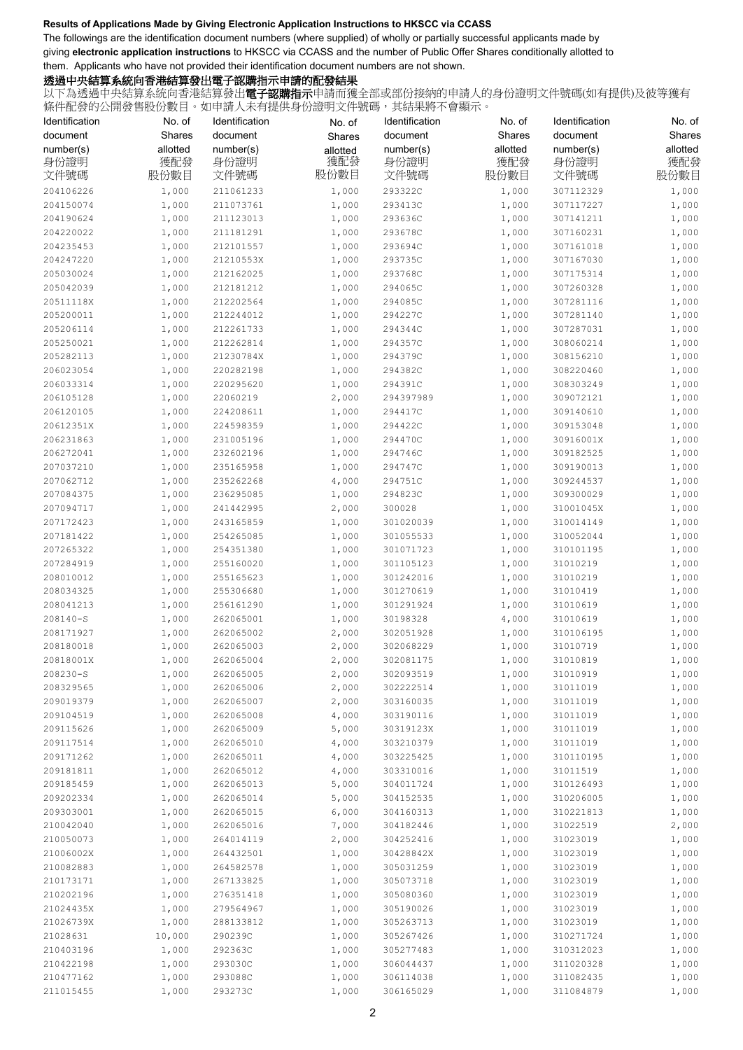**Results of Applications Made by Giving Electronic Application Instructions to HKSCC via CCASS**

The followings are the identification document numbers (where supplied) of wholly or partially successful applicants made by giving **electronic application instructions** to HKSCC via CCASS and the number of Public Offer Shares conditionally allotted to them. Applicants who have not provided their identification document numbers are not shown.

**透過中央結算系統向香港結算發出電子認購指示申請的配發結果**

以下為透過中央結算系統向香港結算發出**電子認購指示**申請而獲全部或部份接納的申請人的身份證明文件號碼(如有提供)及彼等獲有條件配發的公開發售股份數目。如申請人未有提供身份證明文件號碼，其結果將不會顯示。

| Identification document number(s) 身份證明文件號碼 | No. of Shares allotted 獲配發股份數目 | Identification document number(s) 身份證明文件號碼 | No. of Shares allotted 獲配發股份數目 | Identification document number(s) 身份證明文件號碼 | No. of Shares allotted 獲配發股份數目 | Identification document number(s) 身份證明文件號碼 | No. of Shares allotted 獲配發股份數目 |
|---|---|---|---|---|---|---|---|
| 204106226 | 1,000 | 211061233 | 1,000 | 293322C | 1,000 | 307112329 | 1,000 |
| 204150074 | 1,000 | 211073761 | 1,000 | 293413C | 1,000 | 307117227 | 1,000 |
| 204190624 | 1,000 | 211123013 | 1,000 | 293636C | 1,000 | 307141211 | 1,000 |
| 204220022 | 1,000 | 211181291 | 1,000 | 293678C | 1,000 | 307160231 | 1,000 |
| 204235453 | 1,000 | 212101557 | 1,000 | 293694C | 1,000 | 307161018 | 1,000 |
| 204247220 | 1,000 | 21210553X | 1,000 | 293735C | 1,000 | 307167030 | 1,000 |
| 205030024 | 1,000 | 212162025 | 1,000 | 293768C | 1,000 | 307175314 | 1,000 |
| 205042039 | 1,000 | 212181212 | 1,000 | 294065C | 1,000 | 307260328 | 1,000 |
| 20511118X | 1,000 | 212202564 | 1,000 | 294085C | 1,000 | 307281116 | 1,000 |
| 205200011 | 1,000 | 212244012 | 1,000 | 294227C | 1,000 | 307281140 | 1,000 |
| 205206114 | 1,000 | 212261733 | 1,000 | 294344C | 1,000 | 307287031 | 1,000 |
| 205250021 | 1,000 | 212262814 | 1,000 | 294357C | 1,000 | 308060214 | 1,000 |
| 205282113 | 1,000 | 21230784X | 1,000 | 294379C | 1,000 | 308156210 | 1,000 |
| 206023054 | 1,000 | 220282198 | 1,000 | 294382C | 1,000 | 308220460 | 1,000 |
| 206033314 | 1,000 | 220295620 | 1,000 | 294391C | 1,000 | 308303249 | 1,000 |
| 206105128 | 1,000 | 22060219 | 2,000 | 294397989 | 1,000 | 309072121 | 1,000 |
| 206120105 | 1,000 | 224208611 | 1,000 | 294417C | 1,000 | 309140610 | 1,000 |
| 20612351X | 1,000 | 224598359 | 1,000 | 294422C | 1,000 | 309153048 | 1,000 |
| 206231863 | 1,000 | 231005196 | 1,000 | 294470C | 1,000 | 30916001X | 1,000 |
| 206272041 | 1,000 | 232602196 | 1,000 | 294746C | 1,000 | 309182525 | 1,000 |
| 207037210 | 1,000 | 235165958 | 1,000 | 294747C | 1,000 | 309190013 | 1,000 |
| 207062712 | 1,000 | 235262268 | 4,000 | 294751C | 1,000 | 309244537 | 1,000 |
| 207084375 | 1,000 | 236295085 | 1,000 | 294823C | 1,000 | 309300029 | 1,000 |
| 207094717 | 1,000 | 241442995 | 2,000 | 300028 | 1,000 | 31001045X | 1,000 |
| 207172423 | 1,000 | 243165859 | 1,000 | 301020039 | 1,000 | 310014149 | 1,000 |
| 207181422 | 1,000 | 254265085 | 1,000 | 301055533 | 1,000 | 310052044 | 1,000 |
| 207265322 | 1,000 | 254351380 | 1,000 | 301071723 | 1,000 | 310101195 | 1,000 |
| 207284919 | 1,000 | 255160020 | 1,000 | 301105123 | 1,000 | 31010219 | 1,000 |
| 208010012 | 1,000 | 255165623 | 1,000 | 301242016 | 1,000 | 31010219 | 1,000 |
| 208034325 | 1,000 | 255306680 | 1,000 | 301270619 | 1,000 | 31010419 | 1,000 |
| 208041213 | 1,000 | 256161290 | 1,000 | 301291924 | 1,000 | 31010619 | 1,000 |
| 208140-S | 1,000 | 262065001 | 1,000 | 30198328 | 4,000 | 31010619 | 1,000 |
| 208171927 | 1,000 | 262065002 | 2,000 | 302051928 | 1,000 | 310106195 | 1,000 |
| 208180018 | 1,000 | 262065003 | 2,000 | 302068229 | 1,000 | 31010719 | 1,000 |
| 20818001X | 1,000 | 262065004 | 2,000 | 302081175 | 1,000 | 31010819 | 1,000 |
| 208230-S | 1,000 | 262065005 | 2,000 | 302093519 | 1,000 | 31010919 | 1,000 |
| 208329565 | 1,000 | 262065006 | 2,000 | 302222514 | 1,000 | 31011019 | 1,000 |
| 209019379 | 1,000 | 262065007 | 2,000 | 303160035 | 1,000 | 31011019 | 1,000 |
| 209104519 | 1,000 | 262065008 | 4,000 | 303190116 | 1,000 | 31011019 | 1,000 |
| 209115626 | 1,000 | 262065009 | 5,000 | 30319123X | 1,000 | 31011019 | 1,000 |
| 209117514 | 1,000 | 262065010 | 4,000 | 303210379 | 1,000 | 31011019 | 1,000 |
| 209171262 | 1,000 | 262065011 | 4,000 | 303225425 | 1,000 | 310110195 | 1,000 |
| 209181811 | 1,000 | 262065012 | 4,000 | 303310016 | 1,000 | 31011519 | 1,000 |
| 209185459 | 1,000 | 262065013 | 5,000 | 304011724 | 1,000 | 310126493 | 1,000 |
| 209202334 | 1,000 | 262065014 | 5,000 | 304152535 | 1,000 | 310206005 | 1,000 |
| 209303001 | 1,000 | 262065015 | 6,000 | 304160313 | 1,000 | 310221813 | 1,000 |
| 210042040 | 1,000 | 262065016 | 7,000 | 304182446 | 1,000 | 31022519 | 2,000 |
| 210050073 | 1,000 | 264014119 | 2,000 | 304252416 | 1,000 | 31023019 | 1,000 |
| 21006002X | 1,000 | 264432501 | 1,000 | 30428842X | 1,000 | 31023019 | 1,000 |
| 210082883 | 1,000 | 264582578 | 1,000 | 305031259 | 1,000 | 31023019 | 1,000 |
| 210173171 | 1,000 | 267133825 | 1,000 | 305073718 | 1,000 | 31023019 | 1,000 |
| 210202196 | 1,000 | 276351418 | 1,000 | 305080360 | 1,000 | 31023019 | 1,000 |
| 21024435X | 1,000 | 279564967 | 1,000 | 305190026 | 1,000 | 31023019 | 1,000 |
| 21026739X | 1,000 | 288133812 | 1,000 | 305263713 | 1,000 | 31023019 | 1,000 |
| 21028631 | 10,000 | 290239C | 1,000 | 305267426 | 1,000 | 310271724 | 1,000 |
| 210403196 | 1,000 | 292363C | 1,000 | 305277483 | 1,000 | 310312023 | 1,000 |
| 210422198 | 1,000 | 293030C | 1,000 | 306044437 | 1,000 | 311020328 | 1,000 |
| 210477162 | 1,000 | 293088C | 1,000 | 306114038 | 1,000 | 311082435 | 1,000 |
| 211015455 | 1,000 | 293273C | 1,000 | 306165029 | 1,000 | 311084879 | 1,000 |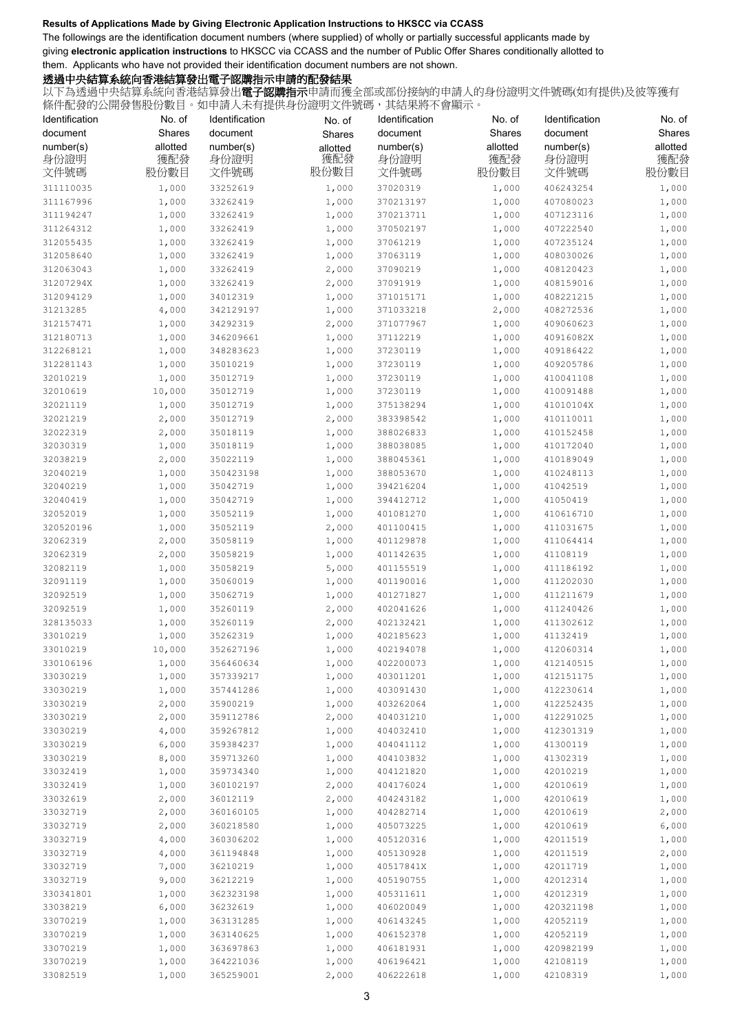**Results of Applications Made by Giving Electronic Application Instructions to HKSCC via CCASS**

The followings are the identification document numbers (where supplied) of wholly or partially successful applicants made by giving **electronic application instructions** to HKSCC via CCASS and the number of Public Offer Shares conditionally allotted to them. Applicants who have not provided their identification document numbers are not shown.

**透過中央結算系統向香港結算發出電子認購指示申請的配發結果**

以下為透過中央結算系統向香港結算發出**電子認購指示**申請而獲全部或部份接納的申請人的身份證明文件號碼(如有提供)及彼等獲有條件配發的公開發售股份數目。如申請人未有提供身份證明文件號碼，其結果將不會顯示。

| Identification document number(s) 身份證明文件號碼 | No. of Shares allotted 獲配發股份數目 | Identification document number(s) 身份證明文件號碼 | No. of Shares allotted 獲配發股份數目 | Identification document number(s) 身份證明文件號碼 | No. of Shares allotted 獲配發股份數目 | Identification document number(s) 身份證明文件號碼 | No. of Shares allotted 獲配發股份數目 |
|---|---|---|---|---|---|---|---|
| 311110035 | 1,000 | 33252619 | 1,000 | 37020319 | 1,000 | 406243254 | 1,000 |
| 311167996 | 1,000 | 33262419 | 1,000 | 370213197 | 1,000 | 407080023 | 1,000 |
| 311194247 | 1,000 | 33262419 | 1,000 | 370213711 | 1,000 | 407123116 | 1,000 |
| 311264312 | 1,000 | 33262419 | 1,000 | 370502197 | 1,000 | 407222540 | 1,000 |
| 312055435 | 1,000 | 33262419 | 1,000 | 37061219 | 1,000 | 407235124 | 1,000 |
| 312058640 | 1,000 | 33262419 | 1,000 | 37063119 | 1,000 | 408030026 | 1,000 |
| 312063043 | 1,000 | 33262419 | 2,000 | 37090219 | 1,000 | 408120423 | 1,000 |
| 31207294X | 1,000 | 33262419 | 2,000 | 37091919 | 1,000 | 408159016 | 1,000 |
| 312094129 | 1,000 | 34012319 | 1,000 | 371015171 | 1,000 | 408221215 | 1,000 |
| 31213285 | 4,000 | 342129197 | 1,000 | 371033218 | 2,000 | 408272536 | 1,000 |
| 312157471 | 1,000 | 34292319 | 2,000 | 371077967 | 1,000 | 409060623 | 1,000 |
| 312180713 | 1,000 | 346209661 | 1,000 | 37112219 | 1,000 | 40916082X | 1,000 |
| 312268121 | 1,000 | 348283623 | 1,000 | 37230119 | 1,000 | 409186422 | 1,000 |
| 312281143 | 1,000 | 35010219 | 1,000 | 37230119 | 1,000 | 409205786 | 1,000 |
| 32010219 | 1,000 | 35012719 | 1,000 | 37230119 | 1,000 | 410041108 | 1,000 |
| 32010619 | 10,000 | 35012719 | 1,000 | 37230119 | 1,000 | 410091488 | 1,000 |
| 32021119 | 1,000 | 35012719 | 1,000 | 375138294 | 1,000 | 41010104X | 1,000 |
| 32021219 | 2,000 | 35012719 | 2,000 | 383398542 | 1,000 | 410110011 | 1,000 |
| 32022319 | 2,000 | 35018119 | 1,000 | 388026833 | 1,000 | 410152458 | 1,000 |
| 32030319 | 1,000 | 35018119 | 1,000 | 388038085 | 1,000 | 410172040 | 1,000 |
| 32038219 | 2,000 | 35022119 | 1,000 | 388045361 | 1,000 | 410189049 | 1,000 |
| 32040219 | 1,000 | 350423198 | 1,000 | 388053670 | 1,000 | 410248113 | 1,000 |
| 32040219 | 1,000 | 35042719 | 1,000 | 394216204 | 1,000 | 41042519 | 1,000 |
| 32040419 | 1,000 | 35042719 | 1,000 | 394412712 | 1,000 | 41050419 | 1,000 |
| 32052019 | 1,000 | 35052119 | 1,000 | 401081270 | 1,000 | 410616710 | 1,000 |
| 320520196 | 1,000 | 35052119 | 2,000 | 401100415 | 1,000 | 411031675 | 1,000 |
| 32062319 | 2,000 | 35058119 | 1,000 | 401129878 | 1,000 | 411064414 | 1,000 |
| 32062319 | 2,000 | 35058219 | 1,000 | 401142635 | 1,000 | 41108119 | 1,000 |
| 32082119 | 1,000 | 35058219 | 5,000 | 401155519 | 1,000 | 411186192 | 1,000 |
| 32091119 | 1,000 | 35060019 | 1,000 | 401190016 | 1,000 | 411202030 | 1,000 |
| 32092519 | 1,000 | 35062719 | 1,000 | 401271827 | 1,000 | 411211679 | 1,000 |
| 32092519 | 1,000 | 35260119 | 2,000 | 402041626 | 1,000 | 411240426 | 1,000 |
| 328135033 | 1,000 | 35260119 | 2,000 | 402132421 | 1,000 | 411302612 | 1,000 |
| 33010219 | 1,000 | 35262319 | 1,000 | 402185623 | 1,000 | 41132419 | 1,000 |
| 33010219 | 10,000 | 352627196 | 1,000 | 402194078 | 1,000 | 412060314 | 1,000 |
| 330106196 | 1,000 | 356460634 | 1,000 | 402200073 | 1,000 | 412140515 | 1,000 |
| 33030219 | 1,000 | 357339217 | 1,000 | 403011201 | 1,000 | 412151175 | 1,000 |
| 33030219 | 1,000 | 357441286 | 1,000 | 403091430 | 1,000 | 412230614 | 1,000 |
| 33030219 | 2,000 | 35900219 | 1,000 | 403262064 | 1,000 | 412252435 | 1,000 |
| 33030219 | 2,000 | 359112786 | 2,000 | 404031210 | 1,000 | 412291025 | 1,000 |
| 33030219 | 4,000 | 359267812 | 1,000 | 404032410 | 1,000 | 412301319 | 1,000 |
| 33030219 | 6,000 | 359384237 | 1,000 | 404041112 | 1,000 | 41300119 | 1,000 |
| 33030219 | 8,000 | 359713260 | 1,000 | 404103832 | 1,000 | 41302319 | 1,000 |
| 33032419 | 1,000 | 359734340 | 1,000 | 404121820 | 1,000 | 42010219 | 1,000 |
| 33032419 | 1,000 | 360102197 | 2,000 | 404176024 | 1,000 | 42010619 | 1,000 |
| 33032619 | 2,000 | 36012119 | 2,000 | 404243182 | 1,000 | 42010619 | 1,000 |
| 33032719 | 2,000 | 360160105 | 1,000 | 404282714 | 1,000 | 42010619 | 2,000 |
| 33032719 | 2,000 | 360218580 | 1,000 | 405073225 | 1,000 | 42010619 | 6,000 |
| 33032719 | 4,000 | 360306202 | 1,000 | 405120316 | 1,000 | 42011519 | 1,000 |
| 33032719 | 4,000 | 361194848 | 1,000 | 405130928 | 1,000 | 42011519 | 2,000 |
| 33032719 | 7,000 | 36210219 | 1,000 | 40517841X | 1,000 | 42011719 | 1,000 |
| 33032719 | 9,000 | 36212219 | 1,000 | 405190755 | 1,000 | 42012314 | 1,000 |
| 330341801 | 1,000 | 362323198 | 1,000 | 405311611 | 1,000 | 42012319 | 1,000 |
| 33038219 | 6,000 | 36232619 | 1,000 | 406020049 | 1,000 | 420321198 | 1,000 |
| 33070219 | 1,000 | 363131285 | 1,000 | 406143245 | 1,000 | 42052119 | 1,000 |
| 33070219 | 1,000 | 363140625 | 1,000 | 406152378 | 1,000 | 42052119 | 1,000 |
| 33070219 | 1,000 | 363697863 | 1,000 | 406181931 | 1,000 | 420982199 | 1,000 |
| 33070219 | 1,000 | 364221036 | 1,000 | 406196421 | 1,000 | 42108119 | 1,000 |
| 33082519 | 1,000 | 365259001 | 2,000 | 406222618 | 1,000 | 42108319 | 1,000 |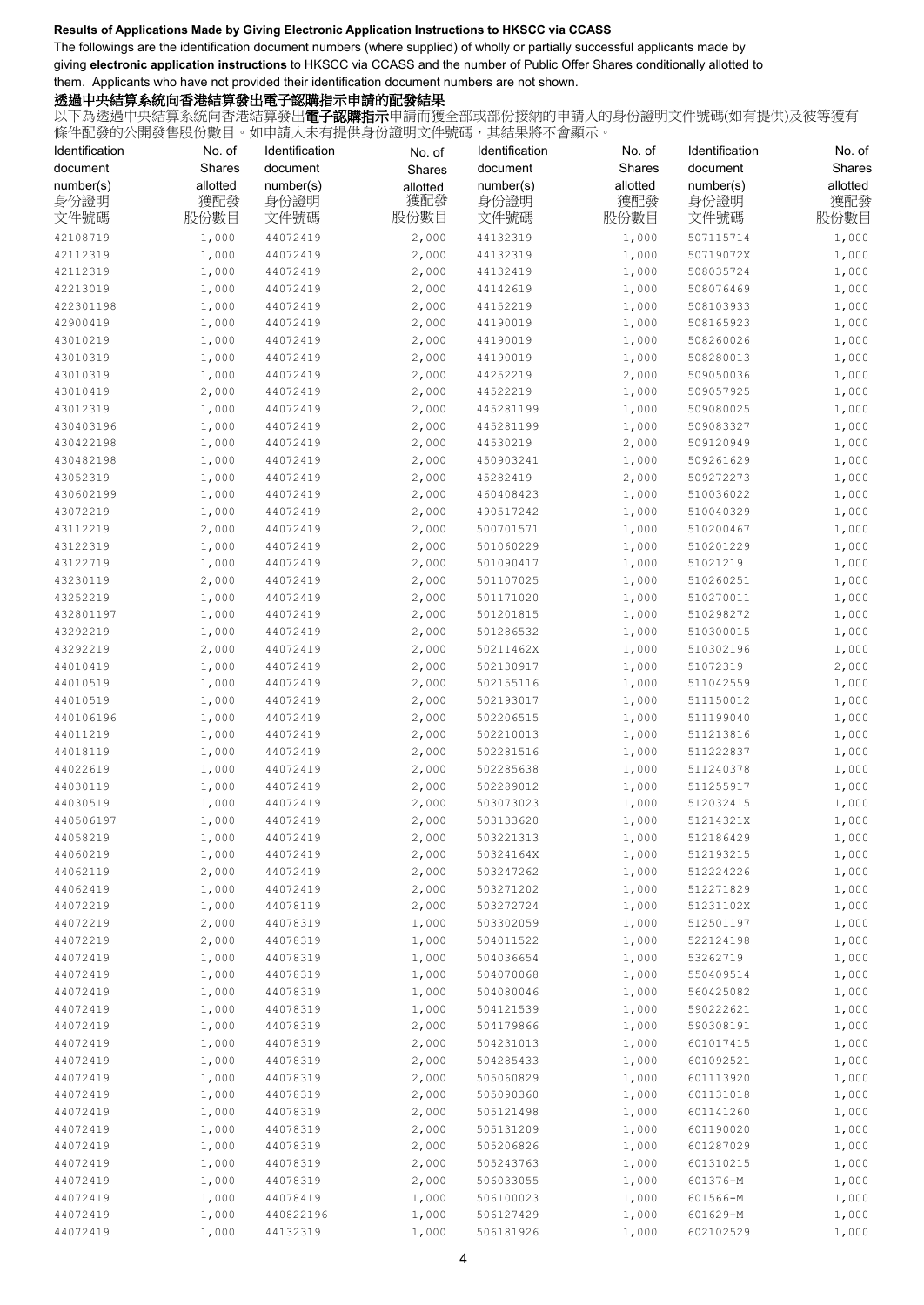**Results of Applications Made by Giving Electronic Application Instructions to HKSCC via CCASS**

The followings are the identification document numbers (where supplied) of wholly or partially successful applicants made by giving **electronic application instructions** to HKSCC via CCASS and the number of Public Offer Shares conditionally allotted to them. Applicants who have not provided their identification document numbers are not shown.

**透過中央結算系統向香港結算發出電子認購指示申請的配發結果**

以下為透過中央結算系統向香港結算發出**電子認購指示**申請而獲全部或部份接納的申請人的身份證明文件號碼(如有提供)及彼等獲有條件配發的公開發售股份數目。如申請人未有提供身份證明文件號碼，其結果將不會顯示。

| Identification document number(s) 身份證明文件號碼 | No. of Shares allotted 獲配發股份數目 | Identification document number(s) 身份證明文件號碼 | No. of Shares allotted 獲配發股份數目 | Identification document number(s) 身份證明文件號碼 | No. of Shares allotted 獲配發股份數目 | Identification document number(s) 身份證明文件號碼 | No. of Shares allotted 獲配發股份數目 |
|---|---|---|---|---|---|---|---|
| 42108719 | 1,000 | 44072419 | 2,000 | 44132319 | 1,000 | 507115714 | 1,000 |
| 42112319 | 1,000 | 44072419 | 2,000 | 44132319 | 1,000 | 50719072X | 1,000 |
| 42112319 | 1,000 | 44072419 | 2,000 | 44132419 | 1,000 | 508035724 | 1,000 |
| 42213019 | 1,000 | 44072419 | 2,000 | 44142619 | 1,000 | 508076469 | 1,000 |
| 422301198 | 1,000 | 44072419 | 2,000 | 44152219 | 1,000 | 508103933 | 1,000 |
| 42900419 | 1,000 | 44072419 | 2,000 | 44190019 | 1,000 | 508165923 | 1,000 |
| 43010219 | 1,000 | 44072419 | 2,000 | 44190019 | 1,000 | 508260026 | 1,000 |
| 43010319 | 1,000 | 44072419 | 2,000 | 44190019 | 1,000 | 508280013 | 1,000 |
| 43010319 | 1,000 | 44072419 | 2,000 | 44252219 | 2,000 | 509050036 | 1,000 |
| 43010419 | 2,000 | 44072419 | 2,000 | 44522219 | 1,000 | 509057925 | 1,000 |
| 43012319 | 1,000 | 44072419 | 2,000 | 445281199 | 1,000 | 509080025 | 1,000 |
| 430403196 | 1,000 | 44072419 | 2,000 | 445281199 | 1,000 | 509083327 | 1,000 |
| 430422198 | 1,000 | 44072419 | 2,000 | 44530219 | 2,000 | 509120949 | 1,000 |
| 430482198 | 1,000 | 44072419 | 2,000 | 450903241 | 1,000 | 509261629 | 1,000 |
| 43052319 | 1,000 | 44072419 | 2,000 | 45282419 | 2,000 | 509272273 | 1,000 |
| 430602199 | 1,000 | 44072419 | 2,000 | 460408423 | 1,000 | 510036022 | 1,000 |
| 43072219 | 1,000 | 44072419 | 2,000 | 490517242 | 1,000 | 510040329 | 1,000 |
| 43112219 | 2,000 | 44072419 | 2,000 | 500701571 | 1,000 | 510200467 | 1,000 |
| 43122319 | 1,000 | 44072419 | 2,000 | 501060229 | 1,000 | 510201229 | 1,000 |
| 43122719 | 1,000 | 44072419 | 2,000 | 501090417 | 1,000 | 51021219 | 1,000 |
| 43230119 | 2,000 | 44072419 | 2,000 | 501107025 | 1,000 | 510260251 | 1,000 |
| 43252219 | 1,000 | 44072419 | 2,000 | 501171020 | 1,000 | 510270011 | 1,000 |
| 432801197 | 1,000 | 44072419 | 2,000 | 501201815 | 1,000 | 510298272 | 1,000 |
| 43292219 | 1,000 | 44072419 | 2,000 | 501286532 | 1,000 | 510300015 | 1,000 |
| 43292219 | 2,000 | 44072419 | 2,000 | 50211462X | 1,000 | 510302196 | 1,000 |
| 44010419 | 1,000 | 44072419 | 2,000 | 502130917 | 1,000 | 51072319 | 2,000 |
| 44010519 | 1,000 | 44072419 | 2,000 | 502155116 | 1,000 | 511042559 | 1,000 |
| 44010519 | 1,000 | 44072419 | 2,000 | 502193017 | 1,000 | 511150012 | 1,000 |
| 440106196 | 1,000 | 44072419 | 2,000 | 502206515 | 1,000 | 511199040 | 1,000 |
| 44011219 | 1,000 | 44072419 | 2,000 | 502210013 | 1,000 | 511213816 | 1,000 |
| 44018119 | 1,000 | 44072419 | 2,000 | 502281516 | 1,000 | 511222837 | 1,000 |
| 44022619 | 1,000 | 44072419 | 2,000 | 502285638 | 1,000 | 511240378 | 1,000 |
| 44030119 | 1,000 | 44072419 | 2,000 | 502289012 | 1,000 | 511255917 | 1,000 |
| 44030519 | 1,000 | 44072419 | 2,000 | 503073023 | 1,000 | 512032415 | 1,000 |
| 440506197 | 1,000 | 44072419 | 2,000 | 503133620 | 1,000 | 51214321X | 1,000 |
| 44058219 | 1,000 | 44072419 | 2,000 | 503221313 | 1,000 | 512186429 | 1,000 |
| 44060219 | 1,000 | 44072419 | 2,000 | 50324164X | 1,000 | 512193215 | 1,000 |
| 44062119 | 2,000 | 44072419 | 2,000 | 503247262 | 1,000 | 512224226 | 1,000 |
| 44062419 | 1,000 | 44072419 | 2,000 | 503271202 | 1,000 | 512271829 | 1,000 |
| 44072219 | 1,000 | 44078119 | 2,000 | 503272724 | 1,000 | 51231102X | 1,000 |
| 44072219 | 2,000 | 44078319 | 1,000 | 503302059 | 1,000 | 512501197 | 1,000 |
| 44072219 | 2,000 | 44078319 | 1,000 | 504011522 | 1,000 | 522124198 | 1,000 |
| 44072419 | 1,000 | 44078319 | 1,000 | 504036654 | 1,000 | 53262719 | 1,000 |
| 44072419 | 1,000 | 44078319 | 1,000 | 504070068 | 1,000 | 550409514 | 1,000 |
| 44072419 | 1,000 | 44078319 | 1,000 | 504080046 | 1,000 | 560425082 | 1,000 |
| 44072419 | 1,000 | 44078319 | 1,000 | 504121539 | 1,000 | 590222621 | 1,000 |
| 44072419 | 1,000 | 44078319 | 2,000 | 504179866 | 1,000 | 590308191 | 1,000 |
| 44072419 | 1,000 | 44078319 | 2,000 | 504231013 | 1,000 | 601017415 | 1,000 |
| 44072419 | 1,000 | 44078319 | 2,000 | 504285433 | 1,000 | 601092521 | 1,000 |
| 44072419 | 1,000 | 44078319 | 2,000 | 505060829 | 1,000 | 601113920 | 1,000 |
| 44072419 | 1,000 | 44078319 | 2,000 | 505090360 | 1,000 | 601131018 | 1,000 |
| 44072419 | 1,000 | 44078319 | 2,000 | 505121498 | 1,000 | 601141260 | 1,000 |
| 44072419 | 1,000 | 44078319 | 2,000 | 505131209 | 1,000 | 601190020 | 1,000 |
| 44072419 | 1,000 | 44078319 | 2,000 | 505206826 | 1,000 | 601287029 | 1,000 |
| 44072419 | 1,000 | 44078319 | 2,000 | 505243763 | 1,000 | 601310215 | 1,000 |
| 44072419 | 1,000 | 44078319 | 2,000 | 506033055 | 1,000 | 601376-M | 1,000 |
| 44072419 | 1,000 | 44078419 | 1,000 | 506100023 | 1,000 | 601566-M | 1,000 |
| 44072419 | 1,000 | 440822196 | 1,000 | 506127429 | 1,000 | 601629-M | 1,000 |
| 44072419 | 1,000 | 44132319 | 1,000 | 506181926 | 1,000 | 602102529 | 1,000 |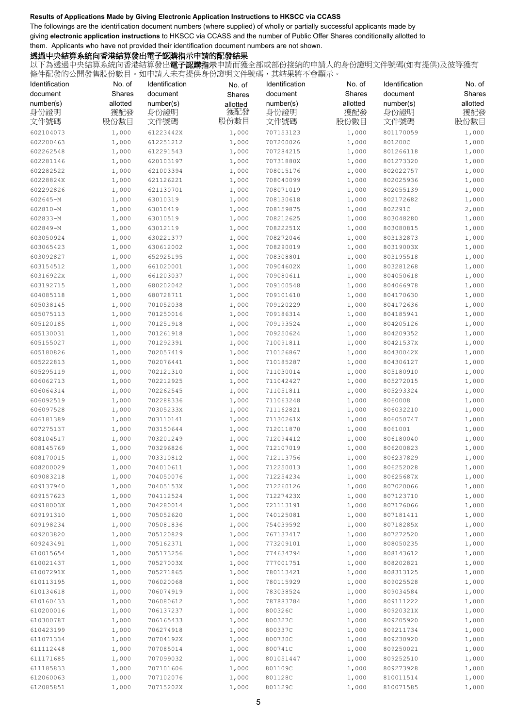**Results of Applications Made by Giving Electronic Application Instructions to HKSCC via CCASS**

The followings are the identification document numbers (where supplied) of wholly or partially successful applicants made by giving **electronic application instructions** to HKSCC via CCASS and the number of Public Offer Shares conditionally allotted to them. Applicants who have not provided their identification document numbers are not shown.

**透過中央結算系統向香港結算發出電子認購指示申請的配發結果**

以下為透過中央結算系統向香港結算發出**電子認購指示**申請而獲全部或部份接納的申請人的身份證明文件號碼(如有提供)及彼等獲有條件配發的公開發售股份數目。如申請人未有提供身份證明文件號碼，其結果將不會顯示。

| Identification document number(s) 身份證明文件號碼 | No. of Shares allotted 獲配發股份數目 | Identification document number(s) 身份證明文件號碼 | No. of Shares allotted 獲配發股份數目 | Identification document number(s) 身份證明文件號碼 | No. of Shares allotted 獲配發股份數目 | Identification document number(s) 身份證明文件號碼 | No. of Shares allotted 獲配發股份數目 |
|---|---|---|---|---|---|---|---|
| 602104073 | 1,000 | 61223442X | 1,000 | 707153123 | 1,000 | 801170059 | 1,000 |
| 602200463 | 1,000 | 612251212 | 1,000 | 707200026 | 1,000 | 801200C | 1,000 |
| 602262548 | 1,000 | 612291543 | 1,000 | 707284215 | 1,000 | 801266118 | 1,000 |
| 602281146 | 1,000 | 620103197 | 1,000 | 70731880X | 1,000 | 801273320 | 1,000 |
| 602282522 | 1,000 | 621003394 | 1,000 | 708015176 | 1,000 | 802022757 | 1,000 |
| 60228824X | 1,000 | 621126221 | 1,000 | 708040099 | 1,000 | 802025936 | 1,000 |
| 602292826 | 1,000 | 621130701 | 1,000 | 708071019 | 1,000 | 802055139 | 1,000 |
| 602645-M | 1,000 | 63010319 | 1,000 | 708130618 | 1,000 | 802172682 | 1,000 |
| 602810-M | 1,000 | 63010419 | 1,000 | 708159875 | 1,000 | 802291C | 2,000 |
| 602833-M | 1,000 | 63010519 | 1,000 | 708212625 | 1,000 | 803048280 | 1,000 |
| 602849-M | 1,000 | 63012119 | 1,000 | 70822251X | 1,000 | 803080815 | 1,000 |
| 603050924 | 1,000 | 630221377 | 1,000 | 708272046 | 1,000 | 803132873 | 1,000 |
| 603065423 | 1,000 | 630612002 | 1,000 | 708290019 | 1,000 | 80319003X | 1,000 |
| 603092827 | 1,000 | 652925195 | 1,000 | 708308801 | 1,000 | 803195518 | 1,000 |
| 603154512 | 1,000 | 661020001 | 1,000 | 70904602X | 1,000 | 803281268 | 1,000 |
| 60316922X | 1,000 | 661203037 | 1,000 | 709080611 | 1,000 | 804050618 | 1,000 |
| 603192715 | 1,000 | 680202042 | 1,000 | 709100548 | 1,000 | 804066978 | 1,000 |
| 604085118 | 1,000 | 680728711 | 1,000 | 709101610 | 1,000 | 804170630 | 1,000 |
| 605038145 | 1,000 | 701052038 | 1,000 | 709120229 | 1,000 | 804172636 | 1,000 |
| 605075113 | 1,000 | 701250016 | 1,000 | 709186314 | 1,000 | 804185941 | 1,000 |
| 605120185 | 1,000 | 701251918 | 1,000 | 709193524 | 1,000 | 804205126 | 1,000 |
| 605130031 | 1,000 | 701261918 | 1,000 | 709250624 | 1,000 | 804209352 | 1,000 |
| 605155027 | 1,000 | 701292391 | 1,000 | 710091811 | 1,000 | 80421537X | 1,000 |
| 605180826 | 1,000 | 702057419 | 1,000 | 710126867 | 1,000 | 80430042X | 1,000 |
| 605222813 | 1,000 | 702076441 | 1,000 | 710185287 | 1,000 | 804306127 | 1,000 |
| 605295119 | 1,000 | 702121310 | 1,000 | 711030014 | 1,000 | 805180910 | 1,000 |
| 606062713 | 1,000 | 702212925 | 1,000 | 711042427 | 1,000 | 805272015 | 1,000 |
| 606064314 | 1,000 | 702262545 | 1,000 | 711051811 | 1,000 | 805293324 | 1,000 |
| 606092519 | 1,000 | 702288336 | 1,000 | 711063248 | 1,000 | 8060008 | 1,000 |
| 606097528 | 1,000 | 70305233X | 1,000 | 711162821 | 1,000 | 806032210 | 1,000 |
| 606181389 | 1,000 | 703110141 | 1,000 | 71130261X | 1,000 | 806050747 | 1,000 |
| 607275137 | 1,000 | 703150644 | 1,000 | 712011870 | 1,000 | 8061001 | 1,000 |
| 608104517 | 1,000 | 703201249 | 1,000 | 712094412 | 1,000 | 806180040 | 1,000 |
| 608145769 | 1,000 | 703296826 | 1,000 | 712107019 | 1,000 | 806200823 | 1,000 |
| 608170015 | 1,000 | 703310812 | 1,000 | 712113756 | 1,000 | 806237829 | 1,000 |
| 608200029 | 1,000 | 704010611 | 1,000 | 712250013 | 1,000 | 806252028 | 1,000 |
| 609083218 | 1,000 | 704050076 | 1,000 | 712254234 | 1,000 | 80625687X | 1,000 |
| 609137940 | 1,000 | 70405153X | 1,000 | 712260126 | 1,000 | 807020066 | 1,000 |
| 609157623 | 1,000 | 704112524 | 1,000 | 71227423X | 1,000 | 807123710 | 1,000 |
| 60918003X | 1,000 | 704280014 | 1,000 | 721113191 | 1,000 | 807176066 | 1,000 |
| 609191310 | 1,000 | 705052620 | 1,000 | 740125081 | 1,000 | 807181411 | 1,000 |
| 609198234 | 1,000 | 705081836 | 1,000 | 754039592 | 1,000 | 80718285X | 1,000 |
| 609203820 | 1,000 | 705120829 | 1,000 | 767137417 | 1,000 | 807272520 | 1,000 |
| 609243491 | 1,000 | 705162371 | 1,000 | 773209101 | 1,000 | 808050235 | 1,000 |
| 610015654 | 1,000 | 705173256 | 1,000 | 774634794 | 1,000 | 808143612 | 1,000 |
| 610021437 | 1,000 | 70527003X | 1,000 | 777001751 | 1,000 | 808202821 | 1,000 |
| 61007291X | 1,000 | 705271865 | 1,000 | 780113421 | 1,000 | 808313125 | 1,000 |
| 610113195 | 1,000 | 706020068 | 1,000 | 780115929 | 1,000 | 809025528 | 1,000 |
| 610134618 | 1,000 | 706074919 | 1,000 | 783038524 | 1,000 | 809034584 | 1,000 |
| 610160433 | 1,000 | 706080612 | 1,000 | 787883784 | 1,000 | 809111222 | 1,000 |
| 610200016 | 1,000 | 706137237 | 1,000 | 800326C | 1,000 | 80920321X | 1,000 |
| 610300787 | 1,000 | 706165433 | 1,000 | 800327C | 1,000 | 809205920 | 1,000 |
| 610423199 | 1,000 | 706274918 | 1,000 | 800337C | 1,000 | 809211734 | 1,000 |
| 611071334 | 1,000 | 70704192X | 1,000 | 800730C | 1,000 | 809230920 | 1,000 |
| 611112448 | 1,000 | 707085014 | 1,000 | 800741C | 1,000 | 809250021 | 1,000 |
| 611171685 | 1,000 | 707099032 | 1,000 | 801051447 | 1,000 | 809252510 | 1,000 |
| 611185833 | 1,000 | 707101606 | 1,000 | 801109C | 1,000 | 809273928 | 1,000 |
| 612060063 | 1,000 | 707102076 | 1,000 | 801128C | 1,000 | 810011514 | 1,000 |
| 612085851 | 1,000 | 70715202X | 1,000 | 801129C | 1,000 | 810071585 | 1,000 |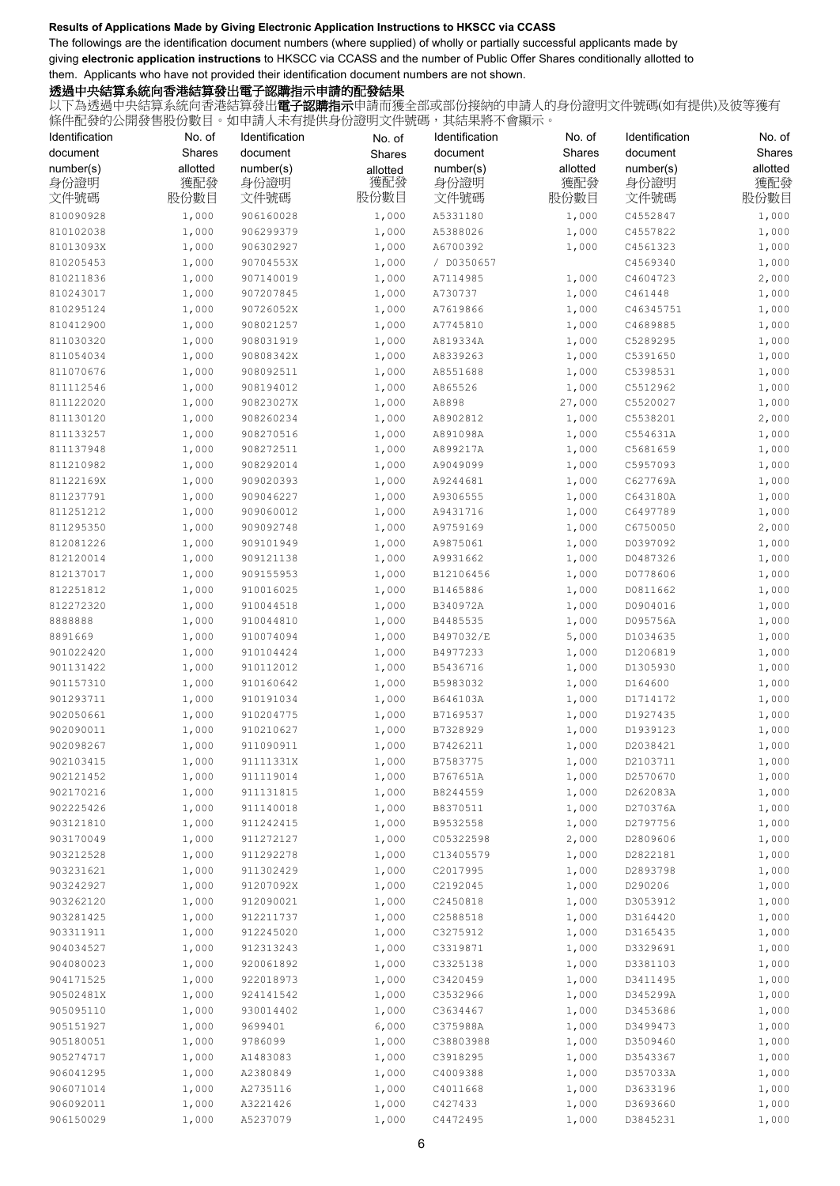**Results of Applications Made by Giving Electronic Application Instructions to HKSCC via CCASS**

The followings are the identification document numbers (where supplied) of wholly or partially successful applicants made by giving **electronic application instructions** to HKSCC via CCASS and the number of Public Offer Shares conditionally allotted to them. Applicants who have not provided their identification document numbers are not shown.

**透過中央結算系統向香港結算發出電子認購指示申請的配發結果**

以下為透過中央結算系統向香港結算發出**電子認購指示**申請而獲全部或部份接納的申請人的身份證明文件號碼(如有提供)及彼等獲有條件配發的公開發售股份數目。如申請人未有提供身份證明文件號碼，其結果將不會顯示。

| Identification document number(s) 身份證明文件號碼 | No. of Shares allotted 獲配發股份數目 | Identification document number(s) 身份證明文件號碼 | No. of Shares allotted 獲配發股份數目 | Identification document number(s) 身份證明文件號碼 | No. of Shares allotted 獲配發股份數目 | Identification document number(s) 身份證明文件號碼 | No. of Shares allotted 獲配發股份數目 |
|---|---|---|---|---|---|---|---|
| 810090928 | 1,000 | 906160028 | 1,000 | A5331180 | 1,000 | C4552847 | 1,000 |
| 810102038 | 1,000 | 906299379 | 1,000 | A5388026 | 1,000 | C4557822 | 1,000 |
| 81013093X | 1,000 | 906302927 | 1,000 | A6700392 | 1,000 | C4561323 | 1,000 |
| 810205453 | 1,000 | 90704553X | 1,000 | / D0350657 | | C4569340 | 1,000 |
| 810211836 | 1,000 | 907140019 | 1,000 | A7114985 | 1,000 | C4604723 | 2,000 |
| 810243017 | 1,000 | 907207845 | 1,000 | A730737 | 1,000 | C461448 | 1,000 |
| 810295124 | 1,000 | 90726052X | 1,000 | A7619866 | 1,000 | C46345751 | 1,000 |
| 810412900 | 1,000 | 908021257 | 1,000 | A7745810 | 1,000 | C4689885 | 1,000 |
| 811030320 | 1,000 | 908031919 | 1,000 | A819334A | 1,000 | C5289295 | 1,000 |
| 811054034 | 1,000 | 90808342X | 1,000 | A8339263 | 1,000 | C5391650 | 1,000 |
| 811070676 | 1,000 | 908092511 | 1,000 | A8551688 | 1,000 | C5398531 | 1,000 |
| 811112546 | 1,000 | 908194012 | 1,000 | A865526 | 1,000 | C5512962 | 1,000 |
| 811122020 | 1,000 | 90823027X | 1,000 | A8898 | 27,000 | C5520027 | 1,000 |
| 811130120 | 1,000 | 908260234 | 1,000 | A8902812 | 1,000 | C5538201 | 2,000 |
| 811133257 | 1,000 | 908270516 | 1,000 | A891098A | 1,000 | C554631A | 1,000 |
| 811137948 | 1,000 | 908272511 | 1,000 | A899217A | 1,000 | C5681659 | 1,000 |
| 811210982 | 1,000 | 908292014 | 1,000 | A9049099 | 1,000 | C5957093 | 1,000 |
| 81122169X | 1,000 | 909020393 | 1,000 | A9244681 | 1,000 | C627769A | 1,000 |
| 811237791 | 1,000 | 909046227 | 1,000 | A9306555 | 1,000 | C643180A | 1,000 |
| 811251212 | 1,000 | 909060012 | 1,000 | A9431716 | 1,000 | C6497789 | 1,000 |
| 811295350 | 1,000 | 909092748 | 1,000 | A9759169 | 1,000 | C6750050 | 2,000 |
| 812081226 | 1,000 | 909101949 | 1,000 | A9875061 | 1,000 | D0397092 | 1,000 |
| 812120014 | 1,000 | 909121138 | 1,000 | A9931662 | 1,000 | D0487326 | 1,000 |
| 812137017 | 1,000 | 909155953 | 1,000 | B12106456 | 1,000 | D0778606 | 1,000 |
| 812251812 | 1,000 | 910016025 | 1,000 | B1465886 | 1,000 | D0811662 | 1,000 |
| 812272320 | 1,000 | 910044518 | 1,000 | B340972A | 1,000 | D0904016 | 1,000 |
| 8888888 | 1,000 | 910044810 | 1,000 | B4485535 | 1,000 | D095756A | 1,000 |
| 8891669 | 1,000 | 910074094 | 1,000 | B497032/E | 5,000 | D1034635 | 1,000 |
| 901022420 | 1,000 | 910104424 | 1,000 | B4977233 | 1,000 | D1206819 | 1,000 |
| 901131422 | 1,000 | 910112012 | 1,000 | B5436716 | 1,000 | D1305930 | 1,000 |
| 901157310 | 1,000 | 910160642 | 1,000 | B5983032 | 1,000 | D164600 | 1,000 |
| 901293711 | 1,000 | 910191034 | 1,000 | B646103A | 1,000 | D1714172 | 1,000 |
| 902050661 | 1,000 | 910204775 | 1,000 | B7169537 | 1,000 | D1927435 | 1,000 |
| 902090011 | 1,000 | 910210627 | 1,000 | B7328929 | 1,000 | D1939123 | 1,000 |
| 902098267 | 1,000 | 911090911 | 1,000 | B7426211 | 1,000 | D2038421 | 1,000 |
| 902103415 | 1,000 | 91111331X | 1,000 | B7583775 | 1,000 | D2103711 | 1,000 |
| 902121452 | 1,000 | 911119014 | 1,000 | B767651A | 1,000 | D2570670 | 1,000 |
| 902170216 | 1,000 | 911131815 | 1,000 | B8244559 | 1,000 | D262083A | 1,000 |
| 902225426 | 1,000 | 911140018 | 1,000 | B8370511 | 1,000 | D270376A | 1,000 |
| 903121810 | 1,000 | 911242415 | 1,000 | B9532558 | 1,000 | D2797756 | 1,000 |
| 903170049 | 1,000 | 911272127 | 1,000 | C05322598 | 2,000 | D2809606 | 1,000 |
| 903212528 | 1,000 | 911292278 | 1,000 | C13405579 | 1,000 | D2822181 | 1,000 |
| 903231621 | 1,000 | 911302429 | 1,000 | C2017995 | 1,000 | D2893798 | 1,000 |
| 903242927 | 1,000 | 91207092X | 1,000 | C2192045 | 1,000 | D290206 | 1,000 |
| 903262120 | 1,000 | 912090021 | 1,000 | C2450818 | 1,000 | D3053912 | 1,000 |
| 903281425 | 1,000 | 912211737 | 1,000 | C2588518 | 1,000 | D3164420 | 1,000 |
| 903311911 | 1,000 | 912245020 | 1,000 | C3275912 | 1,000 | D3165435 | 1,000 |
| 904034527 | 1,000 | 912313243 | 1,000 | C3319871 | 1,000 | D3329691 | 1,000 |
| 904080023 | 1,000 | 920061892 | 1,000 | C3325138 | 1,000 | D3381103 | 1,000 |
| 904171525 | 1,000 | 922018973 | 1,000 | C3420459 | 1,000 | D3411495 | 1,000 |
| 90502481X | 1,000 | 924141542 | 1,000 | C3532966 | 1,000 | D345299A | 1,000 |
| 905095110 | 1,000 | 930014402 | 1,000 | C3634467 | 1,000 | D3453686 | 1,000 |
| 905151927 | 1,000 | 9699401 | 6,000 | C375988A | 1,000 | D3499473 | 1,000 |
| 905180051 | 1,000 | 9786099 | 1,000 | C38803988 | 1,000 | D3509460 | 1,000 |
| 905274717 | 1,000 | A1483083 | 1,000 | C3918295 | 1,000 | D3543367 | 1,000 |
| 906041295 | 1,000 | A2380849 | 1,000 | C4009388 | 1,000 | D357033A | 1,000 |
| 906071014 | 1,000 | A2735116 | 1,000 | C4011668 | 1,000 | D3633196 | 1,000 |
| 906092011 | 1,000 | A3221426 | 1,000 | C427433 | 1,000 | D3693660 | 1,000 |
| 906150029 | 1,000 | A5237079 | 1,000 | C4472495 | 1,000 | D3845231 | 1,000 |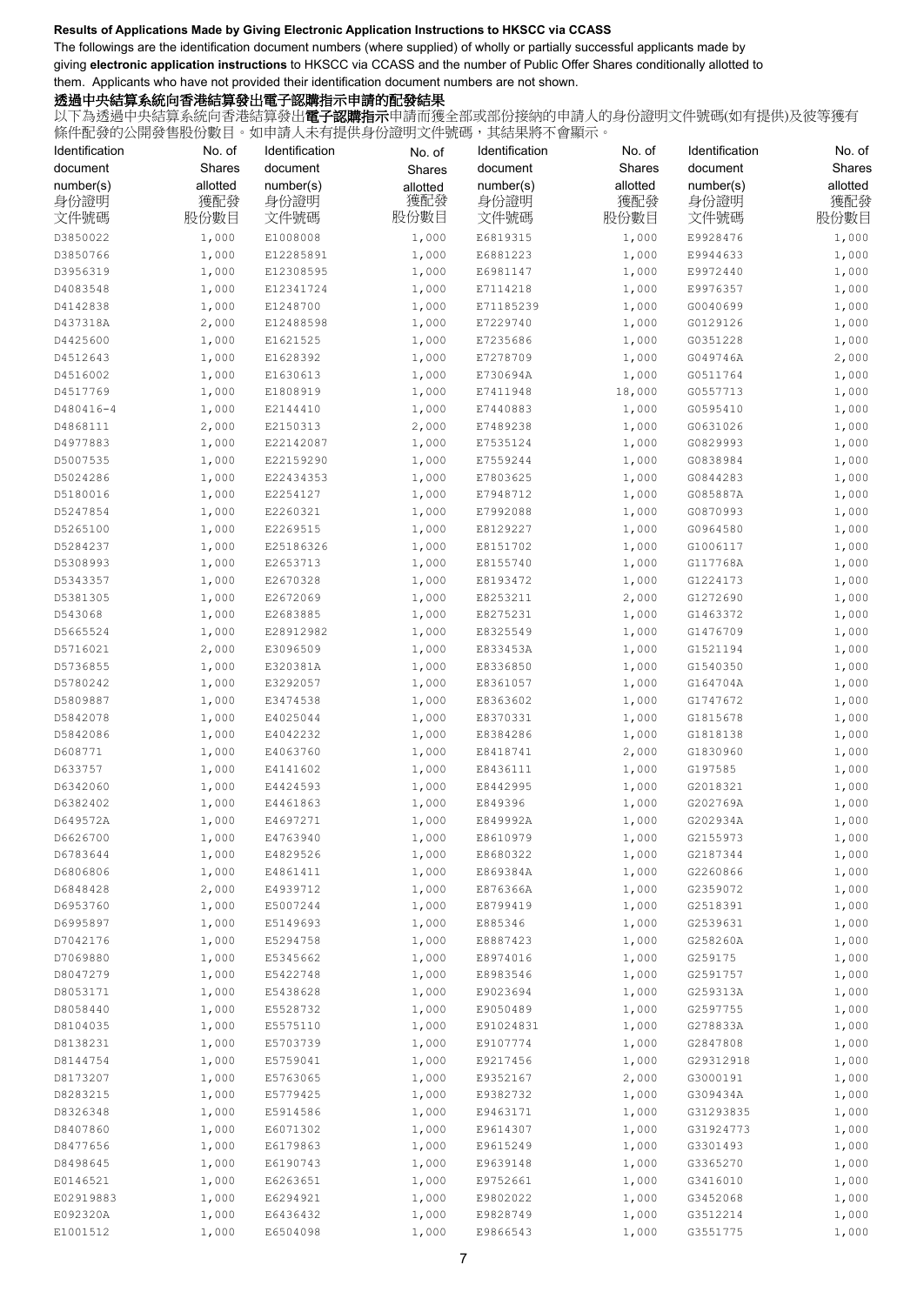**Results of Applications Made by Giving Electronic Application Instructions to HKSCC via CCASS**

The followings are the identification document numbers (where supplied) of wholly or partially successful applicants made by giving **electronic application instructions** to HKSCC via CCASS and the number of Public Offer Shares conditionally allotted to them. Applicants who have not provided their identification document numbers are not shown.

**透過中央結算系統向香港結算發出電子認購指示申請的配發結果**

以下為透過中央結算系統向香港結算發出**電子認購指示**申請而獲全部或部份接納的申請人的身份證明文件號碼(如有提供)及彼等獲有條件配發的公開發售股份數目。如申請人未有提供身份證明文件號碼，其結果將不會顯示。

| Identification document number(s) 身份證明文件號碼 | No. of Shares allotted 獲配發股份數目 | Identification document number(s) 身份證明文件號碼 | No. of Shares allotted 獲配發股份數目 | Identification document number(s) 身份證明文件號碼 | No. of Shares allotted 獲配發股份數目 | Identification document number(s) 身份證明文件號碼 | No. of Shares allotted 獲配發股份數目 |
|---|---|---|---|---|---|---|---|
| D3850022 | 1,000 | E1008008 | 1,000 | E6819315 | 1,000 | E9928476 | 1,000 |
| D3850766 | 1,000 | E12285891 | 1,000 | E6881223 | 1,000 | E9944633 | 1,000 |
| D3956319 | 1,000 | E12308595 | 1,000 | E6981147 | 1,000 | E9972440 | 1,000 |
| D4083548 | 1,000 | E12341724 | 1,000 | E7114218 | 1,000 | E9976357 | 1,000 |
| D4142838 | 1,000 | E1248700 | 1,000 | E71185239 | 1,000 | G0040699 | 1,000 |
| D437318A | 2,000 | E12488598 | 1,000 | E7229740 | 1,000 | G0129126 | 1,000 |
| D4425600 | 1,000 | E1621525 | 1,000 | E7235686 | 1,000 | G0351228 | 1,000 |
| D4512643 | 1,000 | E1628392 | 1,000 | E7278709 | 1,000 | G049746A | 2,000 |
| D4516002 | 1,000 | E1630613 | 1,000 | E730694A | 1,000 | G0511764 | 1,000 |
| D4517769 | 1,000 | E1808919 | 1,000 | E7411948 | 18,000 | G0557713 | 1,000 |
| D480416-4 | 1,000 | E2144410 | 1,000 | E7440883 | 1,000 | G0595410 | 1,000 |
| D4868111 | 2,000 | E2150313 | 2,000 | E7489238 | 1,000 | G0631026 | 1,000 |
| D4977883 | 1,000 | E22142087 | 1,000 | E7535124 | 1,000 | G0829993 | 1,000 |
| D5007535 | 1,000 | E22159290 | 1,000 | E7559244 | 1,000 | G0838984 | 1,000 |
| D5024286 | 1,000 | E22434353 | 1,000 | E7803625 | 1,000 | G0844283 | 1,000 |
| D5180016 | 1,000 | E2254127 | 1,000 | E7948712 | 1,000 | G085887A | 1,000 |
| D5247854 | 1,000 | E2260321 | 1,000 | E7992088 | 1,000 | G0870993 | 1,000 |
| D5265100 | 1,000 | E2269515 | 1,000 | E8129227 | 1,000 | G0964580 | 1,000 |
| D5284237 | 1,000 | E25186326 | 1,000 | E8151702 | 1,000 | G1006117 | 1,000 |
| D5308993 | 1,000 | E2653713 | 1,000 | E8155740 | 1,000 | G117768A | 1,000 |
| D5343357 | 1,000 | E2670328 | 1,000 | E8193472 | 1,000 | G1224173 | 1,000 |
| D5381305 | 1,000 | E2672069 | 1,000 | E8253211 | 2,000 | G1272690 | 1,000 |
| D543068 | 1,000 | E2683885 | 1,000 | E8275231 | 1,000 | G1463372 | 1,000 |
| D5665524 | 1,000 | E28912982 | 1,000 | E8325549 | 1,000 | G1476709 | 1,000 |
| D5716021 | 2,000 | E3096509 | 1,000 | E833453A | 1,000 | G1521194 | 1,000 |
| D5736855 | 1,000 | E320381A | 1,000 | E8336850 | 1,000 | G1540350 | 1,000 |
| D5780242 | 1,000 | E3292057 | 1,000 | E8361057 | 1,000 | G164704A | 1,000 |
| D5809887 | 1,000 | E3474538 | 1,000 | E8363602 | 1,000 | G1747672 | 1,000 |
| D5842078 | 1,000 | E4025044 | 1,000 | E8370331 | 1,000 | G1815678 | 1,000 |
| D5842086 | 1,000 | E4042232 | 1,000 | E8384286 | 1,000 | G1818138 | 1,000 |
| D608771 | 1,000 | E4063760 | 1,000 | E8418741 | 2,000 | G1830960 | 1,000 |
| D633757 | 1,000 | E4141602 | 1,000 | E8436111 | 1,000 | G197585 | 1,000 |
| D6342060 | 1,000 | E4424593 | 1,000 | E8442995 | 1,000 | G2018321 | 1,000 |
| D6382402 | 1,000 | E4461863 | 1,000 | E849396 | 1,000 | G202769A | 1,000 |
| D649572A | 1,000 | E4697271 | 1,000 | E849992A | 1,000 | G202934A | 1,000 |
| D6626700 | 1,000 | E4763940 | 1,000 | E8610979 | 1,000 | G2155973 | 1,000 |
| D6783644 | 1,000 | E4829526 | 1,000 | E8680322 | 1,000 | G2187344 | 1,000 |
| D6806806 | 1,000 | E4861411 | 1,000 | E869384A | 1,000 | G2260866 | 1,000 |
| D6848428 | 2,000 | E4939712 | 1,000 | E876366A | 1,000 | G2359072 | 1,000 |
| D6953760 | 1,000 | E5007244 | 1,000 | E8799419 | 1,000 | G2518391 | 1,000 |
| D6995897 | 1,000 | E5149693 | 1,000 | E885346 | 1,000 | G2539631 | 1,000 |
| D7042176 | 1,000 | E5294758 | 1,000 | E8887423 | 1,000 | G258260A | 1,000 |
| D7069880 | 1,000 | E5345662 | 1,000 | E8974016 | 1,000 | G259175 | 1,000 |
| D8047279 | 1,000 | E5422748 | 1,000 | E8983546 | 1,000 | G2591757 | 1,000 |
| D8053171 | 1,000 | E5438628 | 1,000 | E9023694 | 1,000 | G259313A | 1,000 |
| D8058440 | 1,000 | E5528732 | 1,000 | E9050489 | 1,000 | G2597755 | 1,000 |
| D8104035 | 1,000 | E5575110 | 1,000 | E91024831 | 1,000 | G278833A | 1,000 |
| D8138231 | 1,000 | E5703739 | 1,000 | E9107774 | 1,000 | G2847808 | 1,000 |
| D8144754 | 1,000 | E5759041 | 1,000 | E9217456 | 1,000 | G29312918 | 1,000 |
| D8173207 | 1,000 | E5763065 | 1,000 | E9352167 | 2,000 | G3000191 | 1,000 |
| D8283215 | 1,000 | E5779425 | 1,000 | E9382732 | 1,000 | G309434A | 1,000 |
| D8326348 | 1,000 | E5914586 | 1,000 | E9463171 | 1,000 | G31293835 | 1,000 |
| D8407860 | 1,000 | E6071302 | 1,000 | E9614307 | 1,000 | G31924773 | 1,000 |
| D8477656 | 1,000 | E6179863 | 1,000 | E9615249 | 1,000 | G3301493 | 1,000 |
| D8498645 | 1,000 | E6190743 | 1,000 | E9639148 | 1,000 | G3365270 | 1,000 |
| E0146521 | 1,000 | E6263651 | 1,000 | E9752661 | 1,000 | G3416010 | 1,000 |
| E02919883 | 1,000 | E6294921 | 1,000 | E9802022 | 1,000 | G3452068 | 1,000 |
| E092320A | 1,000 | E6436432 | 1,000 | E9828749 | 1,000 | G3512214 | 1,000 |
| E1001512 | 1,000 | E6504098 | 1,000 | E9866543 | 1,000 | G3551775 | 1,000 |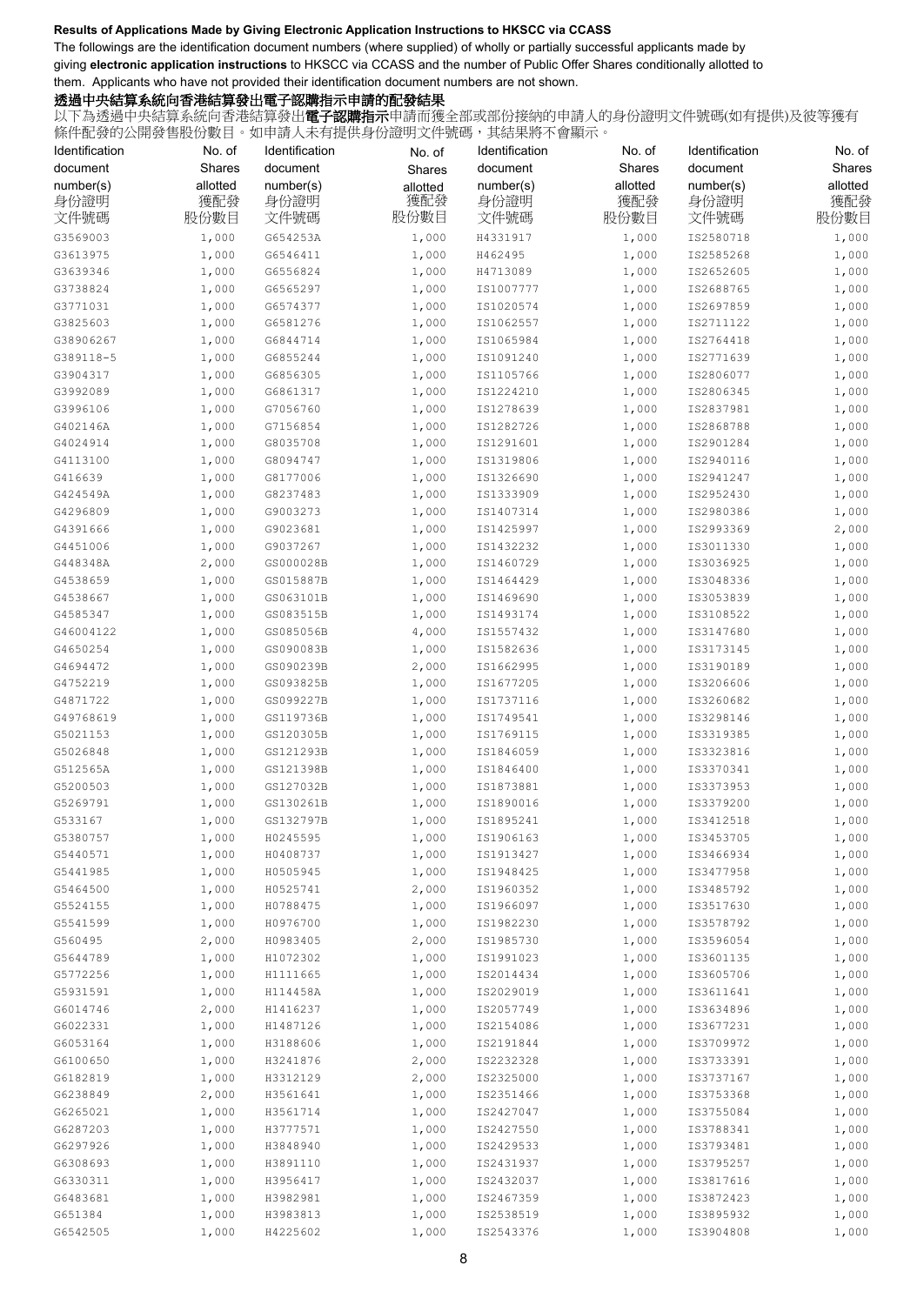**Results of Applications Made by Giving Electronic Application Instructions to HKSCC via CCASS**

The followings are the identification document numbers (where supplied) of wholly or partially successful applicants made by giving **electronic application instructions** to HKSCC via CCASS and the number of Public Offer Shares conditionally allotted to them. Applicants who have not provided their identification document numbers are not shown.

**透過中央結算系統向香港結算發出電子認購指示申請的配發結果**

以下為透過中央結算系統向香港結算發出**電子認購指示**申請而獲全部或部份接納的申請人的身份證明文件號碼(如有提供)及彼等獲有條件配發的公開發售股份數目。如申請人未有提供身份證明文件號碼，其結果將不會顯示。

| Identification document number(s) 身份證明文件號碼 | No. of Shares allotted 獲配發股份數目 | Identification document number(s) 身份證明文件號碼 | No. of Shares allotted 獲配發股份數目 | Identification document number(s) 身份證明文件號碼 | No. of Shares allotted 獲配發股份數目 | Identification document number(s) 身份證明文件號碼 | No. of Shares allotted 獲配發股份數目 |
|---|---|---|---|---|---|---|---|
| G3569003 | 1,000 | G654253A | 1,000 | H4331917 | 1,000 | IS2580718 | 1,000 |
| G3613975 | 1,000 | G6546411 | 1,000 | H462495 | 1,000 | IS2585268 | 1,000 |
| G3639346 | 1,000 | G6556824 | 1,000 | H4713089 | 1,000 | IS2652605 | 1,000 |
| G3738824 | 1,000 | G6565297 | 1,000 | IS1007777 | 1,000 | IS2688765 | 1,000 |
| G3771031 | 1,000 | G6574377 | 1,000 | IS1020574 | 1,000 | IS2697859 | 1,000 |
| G3825603 | 1,000 | G6581276 | 1,000 | IS1062557 | 1,000 | IS2711122 | 1,000 |
| G38906267 | 1,000 | G6844714 | 1,000 | IS1065984 | 1,000 | IS2764418 | 1,000 |
| G389118-5 | 1,000 | G6855244 | 1,000 | IS1091240 | 1,000 | IS2771639 | 1,000 |
| G3904317 | 1,000 | G6856305 | 1,000 | IS1105766 | 1,000 | IS2806077 | 1,000 |
| G3992089 | 1,000 | G6861317 | 1,000 | IS1224210 | 1,000 | IS2806345 | 1,000 |
| G3996106 | 1,000 | G7056760 | 1,000 | IS1278639 | 1,000 | IS2837981 | 1,000 |
| G402146A | 1,000 | G7156854 | 1,000 | IS1282726 | 1,000 | IS2868788 | 1,000 |
| G4024914 | 1,000 | G8035708 | 1,000 | IS1291601 | 1,000 | IS2901284 | 1,000 |
| G4113100 | 1,000 | G8094747 | 1,000 | IS1319806 | 1,000 | IS2940116 | 1,000 |
| G416639 | 1,000 | G8177006 | 1,000 | IS1326690 | 1,000 | IS2941247 | 1,000 |
| G424549A | 1,000 | G8237483 | 1,000 | IS1333909 | 1,000 | IS2952430 | 1,000 |
| G4296809 | 1,000 | G9003273 | 1,000 | IS1407314 | 1,000 | IS2980386 | 1,000 |
| G4391666 | 1,000 | G9023681 | 1,000 | IS1425997 | 1,000 | IS2993369 | 2,000 |
| G4451006 | 1,000 | G9037267 | 1,000 | IS1432232 | 1,000 | IS3011330 | 1,000 |
| G448348A | 2,000 | GS000028B | 1,000 | IS1460729 | 1,000 | IS3036925 | 1,000 |
| G4538659 | 1,000 | GS015887B | 1,000 | IS1464429 | 1,000 | IS3048336 | 1,000 |
| G4538667 | 1,000 | GS063101B | 1,000 | IS1469690 | 1,000 | IS3053839 | 1,000 |
| G4585347 | 1,000 | GS083515B | 1,000 | IS1493174 | 1,000 | IS3108522 | 1,000 |
| G46004122 | 1,000 | GS085056B | 4,000 | IS1557432 | 1,000 | IS3147680 | 1,000 |
| G4650254 | 1,000 | GS090083B | 1,000 | IS1582636 | 1,000 | IS3173145 | 1,000 |
| G4694472 | 1,000 | GS090239B | 2,000 | IS1662995 | 1,000 | IS3190189 | 1,000 |
| G4752219 | 1,000 | GS093825B | 1,000 | IS1677205 | 1,000 | IS3206606 | 1,000 |
| G4871722 | 1,000 | GS099227B | 1,000 | IS1737116 | 1,000 | IS3260682 | 1,000 |
| G49768619 | 1,000 | GS119736B | 1,000 | IS1749541 | 1,000 | IS3298146 | 1,000 |
| G5021153 | 1,000 | GS120305B | 1,000 | IS1769115 | 1,000 | IS3319385 | 1,000 |
| G5026848 | 1,000 | GS121293B | 1,000 | IS1846059 | 1,000 | IS3323816 | 1,000 |
| G512565A | 1,000 | GS121398B | 1,000 | IS1846400 | 1,000 | IS3370341 | 1,000 |
| G5200503 | 1,000 | GS127032B | 1,000 | IS1873881 | 1,000 | IS3373953 | 1,000 |
| G5269791 | 1,000 | GS130261B | 1,000 | IS1890016 | 1,000 | IS3379200 | 1,000 |
| G533167 | 1,000 | GS132797B | 1,000 | IS1895241 | 1,000 | IS3412518 | 1,000 |
| G5380757 | 1,000 | H0245595 | 1,000 | IS1906163 | 1,000 | IS3453705 | 1,000 |
| G5440571 | 1,000 | H0408737 | 1,000 | IS1913427 | 1,000 | IS3466934 | 1,000 |
| G5441985 | 1,000 | H0505945 | 1,000 | IS1948425 | 1,000 | IS3477958 | 1,000 |
| G5464500 | 1,000 | H0525741 | 2,000 | IS1960352 | 1,000 | IS3485792 | 1,000 |
| G5524155 | 1,000 | H0788475 | 1,000 | IS1966097 | 1,000 | IS3517630 | 1,000 |
| G5541599 | 1,000 | H0976700 | 1,000 | IS1982230 | 1,000 | IS3578792 | 1,000 |
| G560495 | 2,000 | H0983405 | 2,000 | IS1985730 | 1,000 | IS3596054 | 1,000 |
| G5644789 | 1,000 | H1072302 | 1,000 | IS1991023 | 1,000 | IS3601135 | 1,000 |
| G5772256 | 1,000 | H1111665 | 1,000 | IS2014434 | 1,000 | IS3605706 | 1,000 |
| G5931591 | 1,000 | H114458A | 1,000 | IS2029019 | 1,000 | IS3611641 | 1,000 |
| G6014746 | 2,000 | H1416237 | 1,000 | IS2057749 | 1,000 | IS3634896 | 1,000 |
| G6022331 | 1,000 | H1487126 | 1,000 | IS2154086 | 1,000 | IS3677231 | 1,000 |
| G6053164 | 1,000 | H3188606 | 1,000 | IS2191844 | 1,000 | IS3709972 | 1,000 |
| G6100650 | 1,000 | H3241876 | 2,000 | IS2232328 | 1,000 | IS3733391 | 1,000 |
| G6182819 | 1,000 | H3312129 | 2,000 | IS2325000 | 1,000 | IS3737167 | 1,000 |
| G6238849 | 2,000 | H3561641 | 1,000 | IS2351466 | 1,000 | IS3753368 | 1,000 |
| G6265021 | 1,000 | H3561714 | 1,000 | IS2427047 | 1,000 | IS3755084 | 1,000 |
| G6287203 | 1,000 | H3777571 | 1,000 | IS2427550 | 1,000 | IS3788341 | 1,000 |
| G6297926 | 1,000 | H3848940 | 1,000 | IS2429533 | 1,000 | IS3793481 | 1,000 |
| G6308693 | 1,000 | H3891110 | 1,000 | IS2431937 | 1,000 | IS3795257 | 1,000 |
| G6330311 | 1,000 | H3956417 | 1,000 | IS2432037 | 1,000 | IS3817616 | 1,000 |
| G6483681 | 1,000 | H3982981 | 1,000 | IS2467359 | 1,000 | IS3872423 | 1,000 |
| G651384 | 1,000 | H3983813 | 1,000 | IS2538519 | 1,000 | IS3895932 | 1,000 |
| G6542505 | 1,000 | H4225602 | 1,000 | IS2543376 | 1,000 | IS3904808 | 1,000 |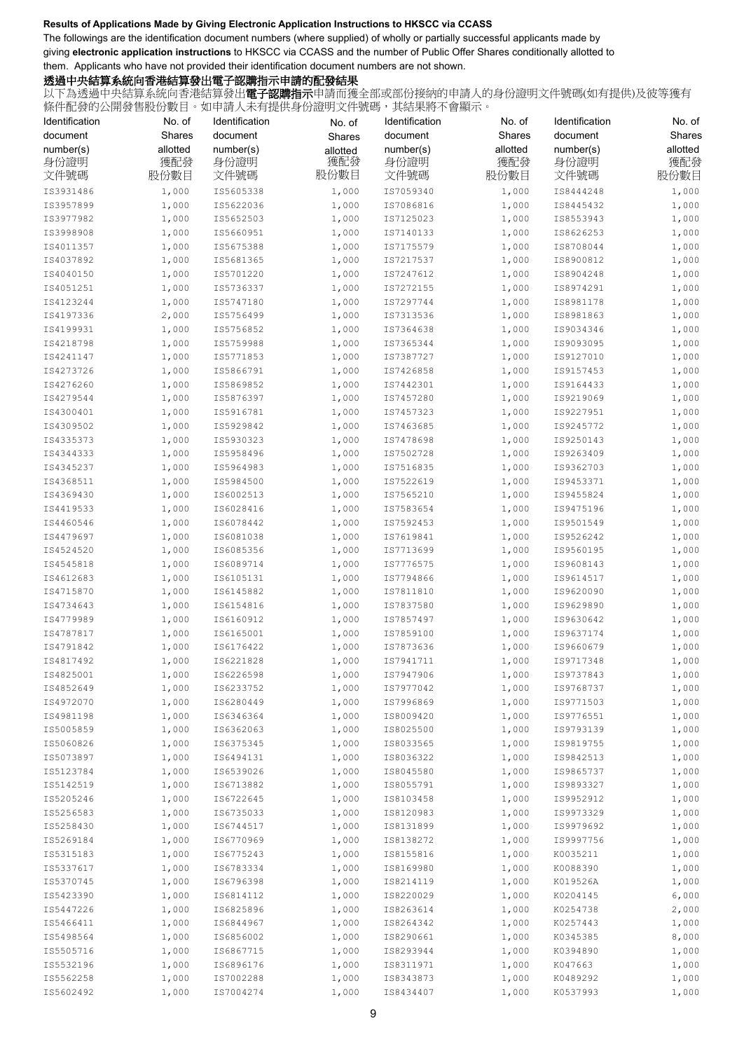**Results of Applications Made by Giving Electronic Application Instructions to HKSCC via CCASS**

The followings are the identification document numbers (where supplied) of wholly or partially successful applicants made by giving **electronic application instructions** to HKSCC via CCASS and the number of Public Offer Shares conditionally allotted to them. Applicants who have not provided their identification document numbers are not shown.

**透過中央結算系統向香港結算發出電子認購指示申請的配發結果**

以下為透過中央結算系統向香港結算發出**電子認購指示**申請而獲全部或部份接納的申請人的身份證明文件號碼(如有提供)及彼等獲有條件配發的公開發售股份數目。如申請人未有提供身份證明文件號碼，其結果將不會顯示。

| Identification document number(s) 身份證明文件號碼 | No. of Shares allotted 獲配發股份數目 | Identification document number(s) 身份證明文件號碼 | No. of Shares allotted 獲配發股份數目 | Identification document number(s) 身份證明文件號碼 | No. of Shares allotted 獲配發股份數目 | Identification document number(s) 身份證明文件號碼 | No. of Shares allotted 獲配發股份數目 |
|---|---|---|---|---|---|---|---|
| IS3931486 | 1,000 | IS5605338 | 1,000 | IS7059340 | 1,000 | IS8444248 | 1,000 |
| IS3957899 | 1,000 | IS5622036 | 1,000 | IS7086816 | 1,000 | IS8445432 | 1,000 |
| IS3977982 | 1,000 | IS5652503 | 1,000 | IS7125023 | 1,000 | IS8553943 | 1,000 |
| IS3998908 | 1,000 | IS5660951 | 1,000 | IS7140133 | 1,000 | IS8626253 | 1,000 |
| IS4011357 | 1,000 | IS5675388 | 1,000 | IS7175579 | 1,000 | IS8708044 | 1,000 |
| IS4037892 | 1,000 | IS5681365 | 1,000 | IS7217537 | 1,000 | IS8900812 | 1,000 |
| IS4040150 | 1,000 | IS5701220 | 1,000 | IS7247612 | 1,000 | IS8904248 | 1,000 |
| IS4051251 | 1,000 | IS5736337 | 1,000 | IS7272155 | 1,000 | IS8974291 | 1,000 |
| IS4123244 | 1,000 | IS5747180 | 1,000 | IS7297744 | 1,000 | IS8981178 | 1,000 |
| IS4197336 | 2,000 | IS5756499 | 1,000 | IS7313536 | 1,000 | IS8981863 | 1,000 |
| IS4199931 | 1,000 | IS5756852 | 1,000 | IS7364638 | 1,000 | IS9034346 | 1,000 |
| IS4218798 | 1,000 | IS5759988 | 1,000 | IS7365344 | 1,000 | IS9093095 | 1,000 |
| IS4241147 | 1,000 | IS5771853 | 1,000 | IS7387727 | 1,000 | IS9127010 | 1,000 |
| IS4273726 | 1,000 | IS5866791 | 1,000 | IS7426858 | 1,000 | IS9157453 | 1,000 |
| IS4276260 | 1,000 | IS5869852 | 1,000 | IS7442301 | 1,000 | IS9164433 | 1,000 |
| IS4279544 | 1,000 | IS5876397 | 1,000 | IS7457280 | 1,000 | IS9219069 | 1,000 |
| IS4300401 | 1,000 | IS5916781 | 1,000 | IS7457323 | 1,000 | IS9227951 | 1,000 |
| IS4309502 | 1,000 | IS5929842 | 1,000 | IS7463685 | 1,000 | IS9245772 | 1,000 |
| IS4335373 | 1,000 | IS5930323 | 1,000 | IS7478698 | 1,000 | IS9250143 | 1,000 |
| IS4344333 | 1,000 | IS5958496 | 1,000 | IS7502728 | 1,000 | IS9263409 | 1,000 |
| IS4345237 | 1,000 | IS5964983 | 1,000 | IS7516835 | 1,000 | IS9362703 | 1,000 |
| IS4368511 | 1,000 | IS5984500 | 1,000 | IS7522619 | 1,000 | IS9453371 | 1,000 |
| IS4369430 | 1,000 | IS6002513 | 1,000 | IS7565210 | 1,000 | IS9455824 | 1,000 |
| IS4419533 | 1,000 | IS6028416 | 1,000 | IS7583654 | 1,000 | IS9475196 | 1,000 |
| IS4460546 | 1,000 | IS6078442 | 1,000 | IS7592453 | 1,000 | IS9501549 | 1,000 |
| IS4479697 | 1,000 | IS6081038 | 1,000 | IS7619841 | 1,000 | IS9526242 | 1,000 |
| IS4524520 | 1,000 | IS6085356 | 1,000 | IS7713699 | 1,000 | IS9560195 | 1,000 |
| IS4545818 | 1,000 | IS6089714 | 1,000 | IS7776575 | 1,000 | IS9608143 | 1,000 |
| IS4612683 | 1,000 | IS6105131 | 1,000 | IS7794866 | 1,000 | IS9614517 | 1,000 |
| IS4715870 | 1,000 | IS6145882 | 1,000 | IS7811810 | 1,000 | IS9620090 | 1,000 |
| IS4734643 | 1,000 | IS6154816 | 1,000 | IS7837580 | 1,000 | IS9629890 | 1,000 |
| IS4779989 | 1,000 | IS6160912 | 1,000 | IS7857497 | 1,000 | IS9630642 | 1,000 |
| IS4787817 | 1,000 | IS6165001 | 1,000 | IS7859100 | 1,000 | IS9637174 | 1,000 |
| IS4791842 | 1,000 | IS6176422 | 1,000 | IS7873636 | 1,000 | IS9660679 | 1,000 |
| IS4817492 | 1,000 | IS6221828 | 1,000 | IS7941711 | 1,000 | IS9717348 | 1,000 |
| IS4825001 | 1,000 | IS6226598 | 1,000 | IS7947906 | 1,000 | IS9737843 | 1,000 |
| IS4852649 | 1,000 | IS6233752 | 1,000 | IS7977042 | 1,000 | IS9768737 | 1,000 |
| IS4972070 | 1,000 | IS6280449 | 1,000 | IS7996869 | 1,000 | IS9771503 | 1,000 |
| IS4981198 | 1,000 | IS6346364 | 1,000 | IS8009420 | 1,000 | IS9776551 | 1,000 |
| IS5005859 | 1,000 | IS6362063 | 1,000 | IS8025500 | 1,000 | IS9793139 | 1,000 |
| IS5060826 | 1,000 | IS6375345 | 1,000 | IS8033565 | 1,000 | IS9819755 | 1,000 |
| IS5073897 | 1,000 | IS6494131 | 1,000 | IS8036322 | 1,000 | IS9842513 | 1,000 |
| IS5123784 | 1,000 | IS6539026 | 1,000 | IS8045580 | 1,000 | IS9865737 | 1,000 |
| IS5142519 | 1,000 | IS6713882 | 1,000 | IS8055791 | 1,000 | IS9893327 | 1,000 |
| IS5205246 | 1,000 | IS6722645 | 1,000 | IS8103458 | 1,000 | IS9952912 | 1,000 |
| IS5256583 | 1,000 | IS6735033 | 1,000 | IS8120983 | 1,000 | IS9973329 | 1,000 |
| IS5258430 | 1,000 | IS6744517 | 1,000 | IS8131899 | 1,000 | IS9979692 | 1,000 |
| IS5269184 | 1,000 | IS6770969 | 1,000 | IS8138272 | 1,000 | IS9997756 | 1,000 |
| IS5315183 | 1,000 | IS6775243 | 1,000 | IS8155816 | 1,000 | K0035211 | 1,000 |
| IS5337617 | 1,000 | IS6783334 | 1,000 | IS8169980 | 1,000 | K0088390 | 1,000 |
| IS5370745 | 1,000 | IS6796398 | 1,000 | IS8214119 | 1,000 | K019526A | 1,000 |
| IS5423390 | 1,000 | IS6814112 | 1,000 | IS8220029 | 1,000 | K0204145 | 6,000 |
| IS5447226 | 1,000 | IS6825896 | 1,000 | IS8263614 | 1,000 | K0254738 | 2,000 |
| IS5466411 | 1,000 | IS6844967 | 1,000 | IS8264342 | 1,000 | K0257443 | 1,000 |
| IS5498564 | 1,000 | IS6856002 | 1,000 | IS8290661 | 1,000 | K0345385 | 8,000 |
| IS5505716 | 1,000 | IS6867715 | 1,000 | IS8293944 | 1,000 | K0394890 | 1,000 |
| IS5532196 | 1,000 | IS6896176 | 1,000 | IS8311971 | 1,000 | K047663 | 1,000 |
| IS5562258 | 1,000 | IS7002288 | 1,000 | IS8343873 | 1,000 | K0489292 | 1,000 |
| IS5602492 | 1,000 | IS7004274 | 1,000 | IS8434407 | 1,000 | K0537993 | 1,000 |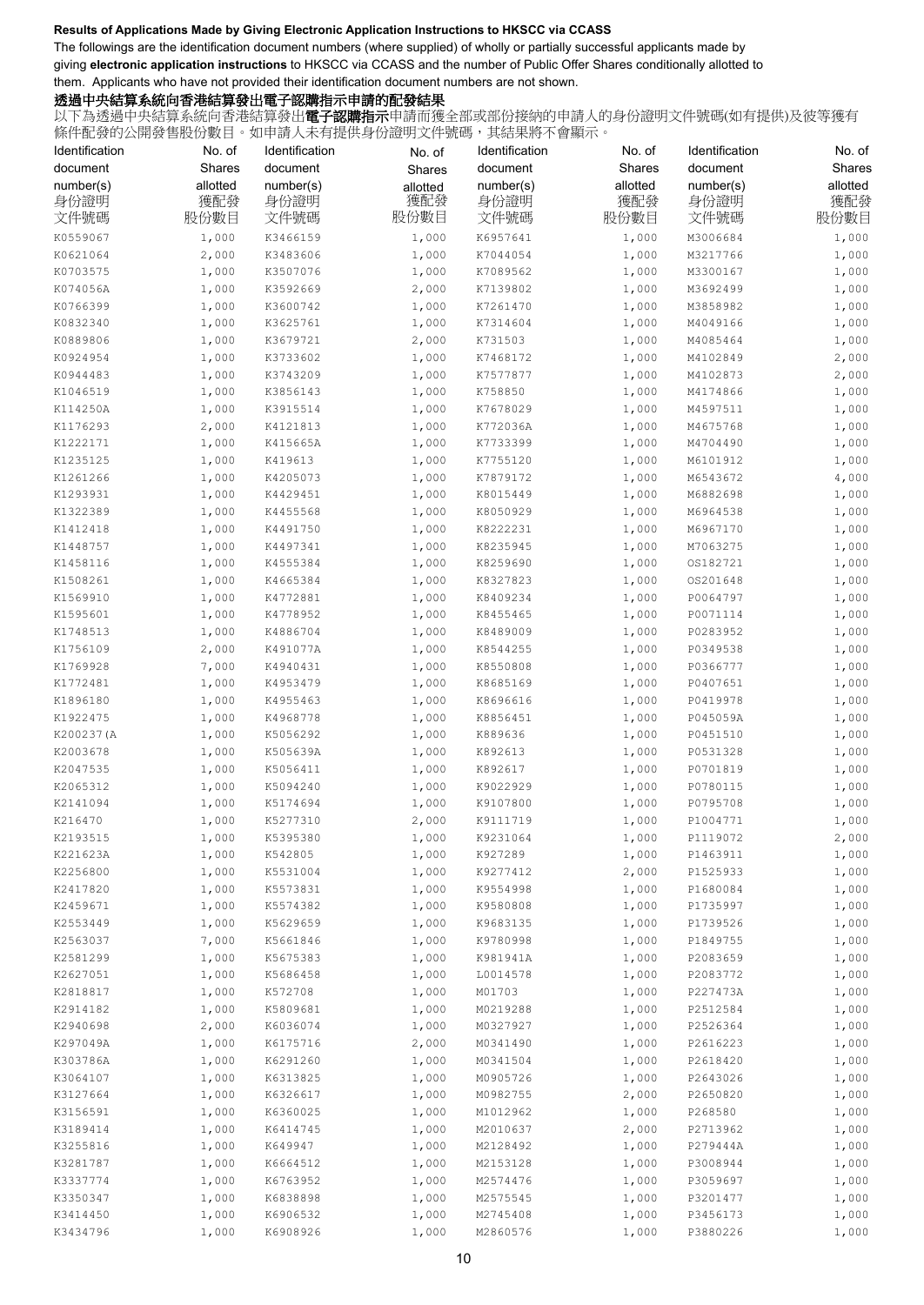**Results of Applications Made by Giving Electronic Application Instructions to HKSCC via CCASS**

The followings are the identification document numbers (where supplied) of wholly or partially successful applicants made by giving **electronic application instructions** to HKSCC via CCASS and the number of Public Offer Shares conditionally allotted to them. Applicants who have not provided their identification document numbers are not shown.

**透過中央結算系統向香港結算發出電子認購指示申請的配發結果**

以下為透過中央結算系統向香港結算發出**電子認購指示**申請而獲全部或部份接納的申請人的身份證明文件號碼(如有提供)及彼等獲有條件配發的公開發售股份數目。如申請人未有提供身份證明文件號碼，其結果將不會顯示。

| Identification document number(s) 身份證明文件號碼 | No. of Shares allotted 獲配發股份數目 | Identification document number(s) 身份證明文件號碼 | No. of Shares allotted 獲配發股份數目 | Identification document number(s) 身份證明文件號碼 | No. of Shares allotted 獲配發股份數目 | Identification document number(s) 身份證明文件號碼 | No. of Shares allotted 獲配發股份數目 |
|---|---|---|---|---|---|---|---|
| K0559067 | 1,000 | K3466159 | 1,000 | K6957641 | 1,000 | M3006684 | 1,000 |
| K0621064 | 2,000 | K3483606 | 1,000 | K7044054 | 1,000 | M3217766 | 1,000 |
| K0703575 | 1,000 | K3507076 | 1,000 | K7089562 | 1,000 | M3300167 | 1,000 |
| K074056A | 1,000 | K3592669 | 2,000 | K7139802 | 1,000 | M3692499 | 1,000 |
| K0766399 | 1,000 | K3600742 | 1,000 | K7261470 | 1,000 | M3858982 | 1,000 |
| K0832340 | 1,000 | K3625761 | 1,000 | K7314604 | 1,000 | M4049166 | 1,000 |
| K0889806 | 1,000 | K3679721 | 2,000 | K731503 | 1,000 | M4085464 | 1,000 |
| K0924954 | 1,000 | K3733602 | 1,000 | K7468172 | 1,000 | M4102849 | 2,000 |
| K0944483 | 1,000 | K3743209 | 1,000 | K7577877 | 1,000 | M4102873 | 2,000 |
| K1046519 | 1,000 | K3856143 | 1,000 | K758850 | 1,000 | M4174866 | 1,000 |
| K114250A | 1,000 | K3915514 | 1,000 | K7678029 | 1,000 | M4597511 | 1,000 |
| K1176293 | 2,000 | K4121813 | 1,000 | K772036A | 1,000 | M4675768 | 1,000 |
| K1222171 | 1,000 | K415665A | 1,000 | K7733399 | 1,000 | M4704490 | 1,000 |
| K1235125 | 1,000 | K419613 | 1,000 | K7755120 | 1,000 | M6101912 | 1,000 |
| K1261266 | 1,000 | K4205073 | 1,000 | K7879172 | 1,000 | M6543672 | 4,000 |
| K1293931 | 1,000 | K4429451 | 1,000 | K8015449 | 1,000 | M6882698 | 1,000 |
| K1322389 | 1,000 | K4455568 | 1,000 | K8050929 | 1,000 | M6964538 | 1,000 |
| K1412418 | 1,000 | K4491750 | 1,000 | K8222231 | 1,000 | M6967170 | 1,000 |
| K1448757 | 1,000 | K4497341 | 1,000 | K8235945 | 1,000 | M7063275 | 1,000 |
| K1458116 | 1,000 | K4555384 | 1,000 | K8259690 | 1,000 | OS182721 | 1,000 |
| K1508261 | 1,000 | K4665384 | 1,000 | K8327823 | 1,000 | OS201648 | 1,000 |
| K1569910 | 1,000 | K4772881 | 1,000 | K8409234 | 1,000 | P0064797 | 1,000 |
| K1595601 | 1,000 | K4778952 | 1,000 | K8455465 | 1,000 | P0071114 | 1,000 |
| K1748513 | 1,000 | K4886704 | 1,000 | K8489009 | 1,000 | P0283952 | 1,000 |
| K1756109 | 2,000 | K491077A | 1,000 | K8544255 | 1,000 | P0349538 | 1,000 |
| K1769928 | 7,000 | K4940431 | 1,000 | K8550808 | 1,000 | P0366777 | 1,000 |
| K1772481 | 1,000 | K4953479 | 1,000 | K8685169 | 1,000 | P0407651 | 1,000 |
| K1896180 | 1,000 | K4955463 | 1,000 | K8696616 | 1,000 | P0419978 | 1,000 |
| K1922475 | 1,000 | K4968778 | 1,000 | K8856451 | 1,000 | P045059A | 1,000 |
| K200237(A | 1,000 | K5056292 | 1,000 | K889636 | 1,000 | P0451510 | 1,000 |
| K2003678 | 1,000 | K505639A | 1,000 | K892613 | 1,000 | P0531328 | 1,000 |
| K2047535 | 1,000 | K5056411 | 1,000 | K892617 | 1,000 | P0701819 | 1,000 |
| K2065312 | 1,000 | K5094240 | 1,000 | K9022929 | 1,000 | P0780115 | 1,000 |
| K2141094 | 1,000 | K5174694 | 1,000 | K9107800 | 1,000 | P0795708 | 1,000 |
| K216470 | 1,000 | K5277310 | 2,000 | K9111719 | 1,000 | P1004771 | 1,000 |
| K2193515 | 1,000 | K5395380 | 1,000 | K9231064 | 1,000 | P1119072 | 2,000 |
| K221623A | 1,000 | K542805 | 1,000 | K927289 | 1,000 | P1463911 | 1,000 |
| K2256800 | 1,000 | K5531004 | 1,000 | K9277412 | 2,000 | P1525933 | 1,000 |
| K2417820 | 1,000 | K5573831 | 1,000 | K9554998 | 1,000 | P1680084 | 1,000 |
| K2459671 | 1,000 | K5574382 | 1,000 | K9580808 | 1,000 | P1735997 | 1,000 |
| K2553449 | 1,000 | K5629659 | 1,000 | K9683135 | 1,000 | P1739526 | 1,000 |
| K2563037 | 7,000 | K5661846 | 1,000 | K9780998 | 1,000 | P1849755 | 1,000 |
| K2581299 | 1,000 | K5675383 | 1,000 | K981941A | 1,000 | P2083659 | 1,000 |
| K2627051 | 1,000 | K5686458 | 1,000 | L0014578 | 1,000 | P2083772 | 1,000 |
| K2818817 | 1,000 | K572708 | 1,000 | M01703 | 1,000 | P227473A | 1,000 |
| K2914182 | 1,000 | K5809681 | 1,000 | M0219288 | 1,000 | P2512584 | 1,000 |
| K2940698 | 2,000 | K6036074 | 1,000 | M0327927 | 1,000 | P2526364 | 1,000 |
| K297049A | 1,000 | K6175716 | 2,000 | M0341490 | 1,000 | P2616223 | 1,000 |
| K303786A | 1,000 | K6291260 | 1,000 | M0341504 | 1,000 | P2618420 | 1,000 |
| K3064107 | 1,000 | K6313825 | 1,000 | M0905726 | 1,000 | P2643026 | 1,000 |
| K3127664 | 1,000 | K6326617 | 1,000 | M0982755 | 2,000 | P2650820 | 1,000 |
| K3156591 | 1,000 | K6360025 | 1,000 | M1012962 | 1,000 | P268580 | 1,000 |
| K3189414 | 1,000 | K6414745 | 1,000 | M2010637 | 2,000 | P2713962 | 1,000 |
| K3255816 | 1,000 | K649947 | 1,000 | M2128492 | 1,000 | P279444A | 1,000 |
| K3281787 | 1,000 | K6664512 | 1,000 | M2153128 | 1,000 | P3008944 | 1,000 |
| K3337774 | 1,000 | K6763952 | 1,000 | M2574476 | 1,000 | P3059697 | 1,000 |
| K3350347 | 1,000 | K6838898 | 1,000 | M2575545 | 1,000 | P3201477 | 1,000 |
| K3414450 | 1,000 | K6906532 | 1,000 | M2745408 | 1,000 | P3456173 | 1,000 |
| K3434796 | 1,000 | K6908926 | 1,000 | M2860576 | 1,000 | P3880226 | 1,000 |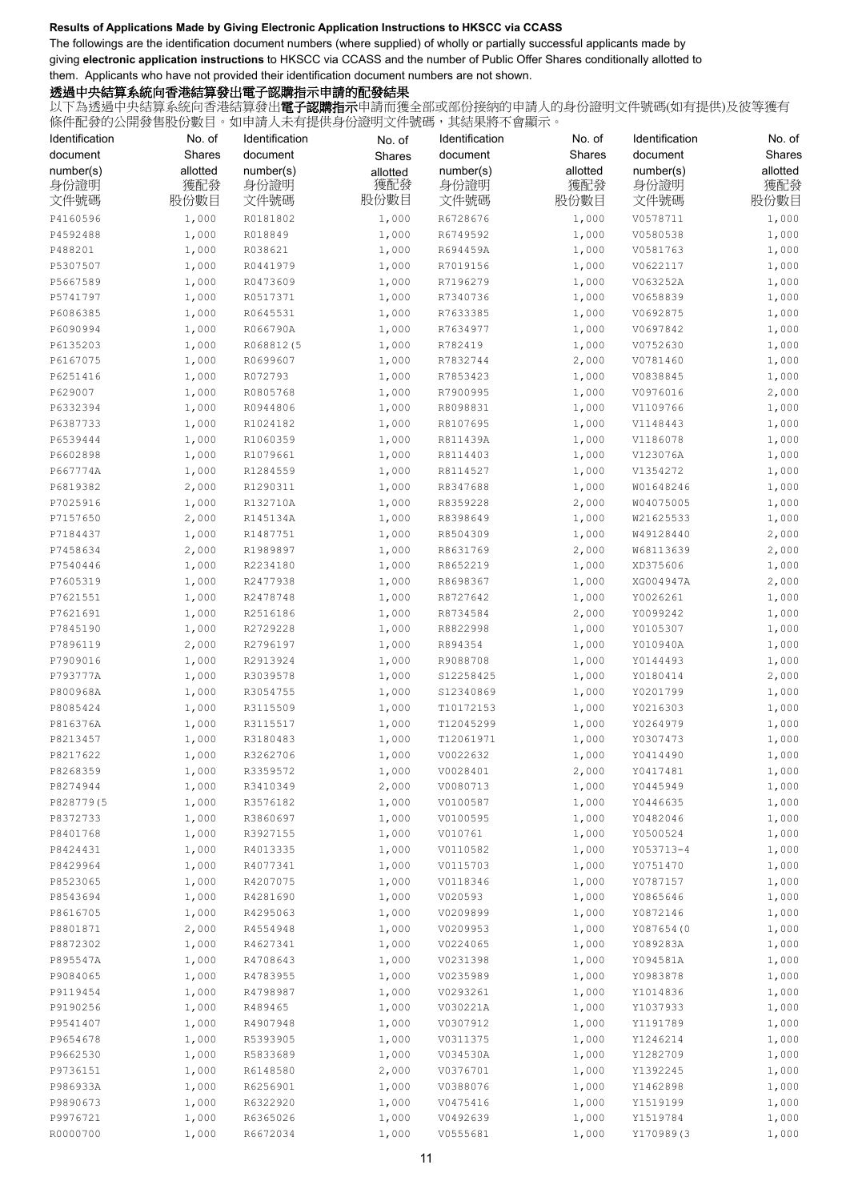**Results of Applications Made by Giving Electronic Application Instructions to HKSCC via CCASS**

The followings are the identification document numbers (where supplied) of wholly or partially successful applicants made by giving **electronic application instructions** to HKSCC via CCASS and the number of Public Offer Shares conditionally allotted to them. Applicants who have not provided their identification document numbers are not shown.

**透過中央結算系統向香港結算發出電子認購指示申請的配發結果**

以下為透過中央結算系統向香港結算發出**電子認購指示**申請而獲全部或部份接納的申請人的身份證明文件號碼(如有提供)及彼等獲有條件配發的公開發售股份數目。如申請人未有提供身份證明文件號碼，其結果將不會顯示。

| Identification document number(s) 身份證明文件號碼 | No. of Shares allotted 獲配發股份數目 | Identification document number(s) 身份證明文件號碼 | No. of Shares allotted 獲配發股份數目 | Identification document number(s) 身份證明文件號碼 | No. of Shares allotted 獲配發股份數目 | Identification document number(s) 身份證明文件號碼 | No. of Shares allotted 獲配發股份數目 |
|---|---|---|---|---|---|---|---|
| P4160596 | 1,000 | R0181802 | 1,000 | R6728676 | 1,000 | V0578711 | 1,000 |
| P4592488 | 1,000 | R018849 | 1,000 | R6749592 | 1,000 | V0580538 | 1,000 |
| P488201 | 1,000 | R038621 | 1,000 | R694459A | 1,000 | V0581763 | 1,000 |
| P5307507 | 1,000 | R0441979 | 1,000 | R7019156 | 1,000 | V0622117 | 1,000 |
| P5667589 | 1,000 | R0473609 | 1,000 | R7196279 | 1,000 | V063252A | 1,000 |
| P5741797 | 1,000 | R0517371 | 1,000 | R7340736 | 1,000 | V0658839 | 1,000 |
| P6086385 | 1,000 | R0645531 | 1,000 | R7633385 | 1,000 | V0692875 | 1,000 |
| P6090994 | 1,000 | R066790A | 1,000 | R7634977 | 1,000 | V0697842 | 1,000 |
| P6135203 | 1,000 | R068812(5 | 1,000 | R782419 | 1,000 | V0752630 | 1,000 |
| P6167075 | 1,000 | R0699607 | 1,000 | R7832744 | 2,000 | V0781460 | 1,000 |
| P6251416 | 1,000 | R072793 | 1,000 | R7853423 | 1,000 | V0838845 | 1,000 |
| P629007 | 1,000 | R0805768 | 1,000 | R7900995 | 1,000 | V0976016 | 2,000 |
| P6332394 | 1,000 | R0944806 | 1,000 | R8098831 | 1,000 | V1109766 | 1,000 |
| P6387733 | 1,000 | R1024182 | 1,000 | R8107695 | 1,000 | V1148443 | 1,000 |
| P6539444 | 1,000 | R1060359 | 1,000 | R811439A | 1,000 | V1186078 | 1,000 |
| P6602898 | 1,000 | R1079661 | 1,000 | R8114403 | 1,000 | V123076A | 1,000 |
| P667774A | 1,000 | R1284559 | 1,000 | R8114527 | 1,000 | V1354272 | 1,000 |
| P6819382 | 2,000 | R1290311 | 1,000 | R8347688 | 1,000 | W01648246 | 1,000 |
| P7025916 | 1,000 | R132710A | 1,000 | R8359228 | 2,000 | W04075005 | 1,000 |
| P7157650 | 2,000 | R145134A | 1,000 | R8398649 | 1,000 | W21625533 | 1,000 |
| P7184437 | 1,000 | R1487751 | 1,000 | R8504309 | 1,000 | W49128440 | 2,000 |
| P7458634 | 2,000 | R1989897 | 1,000 | R8631769 | 2,000 | W68113639 | 2,000 |
| P7540446 | 1,000 | R2234180 | 1,000 | R8652219 | 1,000 | XD375606 | 1,000 |
| P7605319 | 1,000 | R2477938 | 1,000 | R8698367 | 1,000 | XG004947A | 2,000 |
| P7621551 | 1,000 | R2478748 | 1,000 | R8727642 | 1,000 | Y0026261 | 1,000 |
| P7621691 | 1,000 | R2516186 | 1,000 | R8734584 | 2,000 | Y0099242 | 1,000 |
| P7845190 | 1,000 | R2729228 | 1,000 | R8822998 | 1,000 | Y0105307 | 1,000 |
| P7896119 | 2,000 | R2796197 | 1,000 | R894354 | 1,000 | Y010940A | 1,000 |
| P7909016 | 1,000 | R2913924 | 1,000 | R9088708 | 1,000 | Y0144493 | 1,000 |
| P793777A | 1,000 | R3039578 | 1,000 | S12258425 | 1,000 | Y0180414 | 2,000 |
| P800968A | 1,000 | R3054755 | 1,000 | S12340869 | 1,000 | Y0201799 | 1,000 |
| P8085424 | 1,000 | R3115509 | 1,000 | T10172153 | 1,000 | Y0216303 | 1,000 |
| P816376A | 1,000 | R3115517 | 1,000 | T12045299 | 1,000 | Y0264979 | 1,000 |
| P8213457 | 1,000 | R3180483 | 1,000 | T12061971 | 1,000 | Y0307473 | 1,000 |
| P8217622 | 1,000 | R3262706 | 1,000 | V0022632 | 1,000 | Y0414490 | 1,000 |
| P8268359 | 1,000 | R3359572 | 1,000 | V0028401 | 2,000 | Y0417481 | 1,000 |
| P8274944 | 1,000 | R3410349 | 2,000 | V0080713 | 1,000 | Y0445949 | 1,000 |
| P828779(5 | 1,000 | R3576182 | 1,000 | V0100587 | 1,000 | Y0446635 | 1,000 |
| P8372733 | 1,000 | R3860697 | 1,000 | V0100595 | 1,000 | Y0482046 | 1,000 |
| P8401768 | 1,000 | R3927155 | 1,000 | V010761 | 1,000 | Y0500524 | 1,000 |
| P8424431 | 1,000 | R4013335 | 1,000 | V0110582 | 1,000 | Y053713-4 | 1,000 |
| P8429964 | 1,000 | R4077341 | 1,000 | V0115703 | 1,000 | Y0751470 | 1,000 |
| P8523065 | 1,000 | R4207075 | 1,000 | V0118346 | 1,000 | Y0787157 | 1,000 |
| P8543694 | 1,000 | R4281690 | 1,000 | V020593 | 1,000 | Y0865646 | 1,000 |
| P8616705 | 1,000 | R4295063 | 1,000 | V0209899 | 1,000 | Y0872146 | 1,000 |
| P8801871 | 2,000 | R4554948 | 1,000 | V0209953 | 1,000 | Y087654(0 | 1,000 |
| P8872302 | 1,000 | R4627341 | 1,000 | V0224065 | 1,000 | Y089283A | 1,000 |
| P895547A | 1,000 | R4708643 | 1,000 | V0231398 | 1,000 | Y094581A | 1,000 |
| P9084065 | 1,000 | R4783955 | 1,000 | V0235989 | 1,000 | Y0983878 | 1,000 |
| P9119454 | 1,000 | R4798987 | 1,000 | V0293261 | 1,000 | Y1014836 | 1,000 |
| P9190256 | 1,000 | R489465 | 1,000 | V030221A | 1,000 | Y1037933 | 1,000 |
| P9541407 | 1,000 | R4907948 | 1,000 | V0307912 | 1,000 | Y1191789 | 1,000 |
| P9654678 | 1,000 | R5393905 | 1,000 | V0311375 | 1,000 | Y1246214 | 1,000 |
| P9662530 | 1,000 | R5833689 | 1,000 | V034530A | 1,000 | Y1282709 | 1,000 |
| P9736151 | 1,000 | R6148580 | 2,000 | V0376701 | 1,000 | Y1392245 | 1,000 |
| P986933A | 1,000 | R6256901 | 1,000 | V0388076 | 1,000 | Y1462898 | 1,000 |
| P9890673 | 1,000 | R6322920 | 1,000 | V0475416 | 1,000 | Y1519199 | 1,000 |
| P9976721 | 1,000 | R6365026 | 1,000 | V0492639 | 1,000 | Y1519784 | 1,000 |
| R0000700 | 1,000 | R6672034 | 1,000 | V0555681 | 1,000 | Y170989(3 | 1,000 |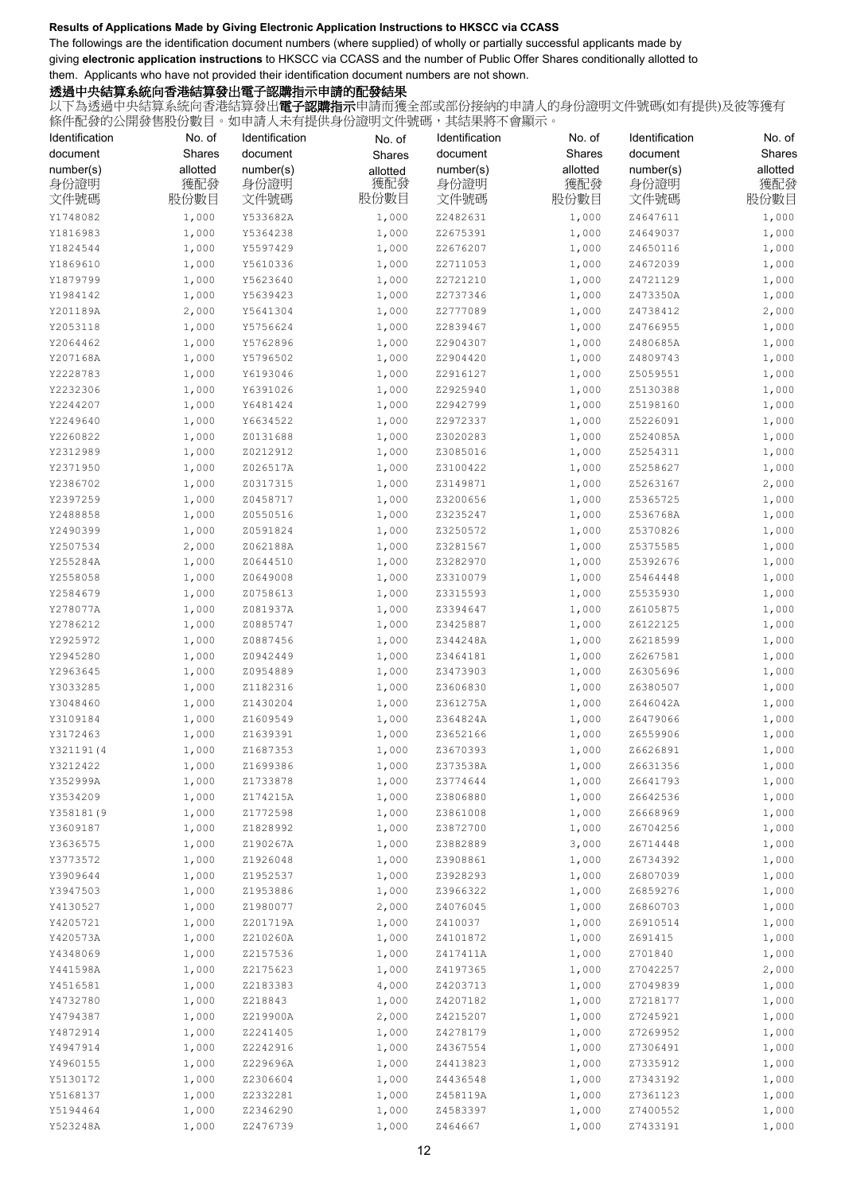**Results of Applications Made by Giving Electronic Application Instructions to HKSCC via CCASS**

The followings are the identification document numbers (where supplied) of wholly or partially successful applicants made by giving **electronic application instructions** to HKSCC via CCASS and the number of Public Offer Shares conditionally allotted to them. Applicants who have not provided their identification document numbers are not shown.

**透過中央結算系統向香港結算發出電子認購指示申請的配發結果**

以下為透過中央結算系統向香港結算發出**電子認購指示**申請而獲全部或部份接納的申請人的身份證明文件號碼(如有提供)及彼等獲有條件配發的公開發售股份數目。如申請人未有提供身份證明文件號碼，其結果將不會顯示。

| Identification document number(s) 身份證明文件號碼 | No. of Shares allotted 獲配發股份數目 | Identification document number(s) 身份證明文件號碼 | No. of Shares allotted 獲配發股份數目 | Identification document number(s) 身份證明文件號碼 | No. of Shares allotted 獲配發股份數目 | Identification document number(s) 身份證明文件號碼 | No. of Shares allotted 獲配發股份數目 |
|---|---|---|---|---|---|---|---|
| Y1748082 | 1,000 | Y533682A | 1,000 | Z2482631 | 1,000 | Z4647611 | 1,000 |
| Y1816983 | 1,000 | Y5364238 | 1,000 | Z2675391 | 1,000 | Z4649037 | 1,000 |
| Y1824544 | 1,000 | Y5597429 | 1,000 | Z2676207 | 1,000 | Z4650116 | 1,000 |
| Y1869610 | 1,000 | Y5610336 | 1,000 | Z2711053 | 1,000 | Z4672039 | 1,000 |
| Y1879799 | 1,000 | Y5623640 | 1,000 | Z2721210 | 1,000 | Z4721129 | 1,000 |
| Y1984142 | 1,000 | Y5639423 | 1,000 | Z2737346 | 1,000 | Z473350A | 1,000 |
| Y201189A | 2,000 | Y5641304 | 1,000 | Z2777089 | 1,000 | Z4738412 | 2,000 |
| Y2053118 | 1,000 | Y5756624 | 1,000 | Z2839467 | 1,000 | Z4766955 | 1,000 |
| Y2064462 | 1,000 | Y5762896 | 1,000 | Z2904307 | 1,000 | Z480685A | 1,000 |
| Y207168A | 1,000 | Y5796502 | 1,000 | Z2904420 | 1,000 | Z4809743 | 1,000 |
| Y2228783 | 1,000 | Y6193046 | 1,000 | Z2916127 | 1,000 | Z5059551 | 1,000 |
| Y2232306 | 1,000 | Y6391026 | 1,000 | Z2925940 | 1,000 | Z5130388 | 1,000 |
| Y2244207 | 1,000 | Y6481424 | 1,000 | Z2942799 | 1,000 | Z5198160 | 1,000 |
| Y2249640 | 1,000 | Y6634522 | 1,000 | Z2972337 | 1,000 | Z5226091 | 1,000 |
| Y2260822 | 1,000 | Z0131688 | 1,000 | Z3020283 | 1,000 | Z524085A | 1,000 |
| Y2312989 | 1,000 | Z0212912 | 1,000 | Z3085016 | 1,000 | Z5254311 | 1,000 |
| Y2371950 | 1,000 | Z026517A | 1,000 | Z3100422 | 1,000 | Z5258627 | 1,000 |
| Y2386702 | 1,000 | Z0317315 | 1,000 | Z3149871 | 1,000 | Z5263167 | 2,000 |
| Y2397259 | 1,000 | Z0458717 | 1,000 | Z3200656 | 1,000 | Z5365725 | 1,000 |
| Y2488858 | 1,000 | Z0550516 | 1,000 | Z3235247 | 1,000 | Z536768A | 1,000 |
| Y2490399 | 1,000 | Z0591824 | 1,000 | Z3250572 | 1,000 | Z5370826 | 1,000 |
| Y2507534 | 2,000 | Z062188A | 1,000 | Z3281567 | 1,000 | Z5375585 | 1,000 |
| Y255284A | 1,000 | Z0644510 | 1,000 | Z3282970 | 1,000 | Z5392676 | 1,000 |
| Y2558058 | 1,000 | Z0649008 | 1,000 | Z3310079 | 1,000 | Z5464448 | 1,000 |
| Y2584679 | 1,000 | Z0758613 | 1,000 | Z3315593 | 1,000 | Z5535930 | 1,000 |
| Y278077A | 1,000 | Z081937A | 1,000 | Z3394647 | 1,000 | Z6105875 | 1,000 |
| Y2786212 | 1,000 | Z0885747 | 1,000 | Z3425887 | 1,000 | Z6122125 | 1,000 |
| Y2925972 | 1,000 | Z0887456 | 1,000 | Z344248A | 1,000 | Z6218599 | 1,000 |
| Y2945280 | 1,000 | Z0942449 | 1,000 | Z3464181 | 1,000 | Z6267581 | 1,000 |
| Y2963645 | 1,000 | Z0954889 | 1,000 | Z3473903 | 1,000 | Z6305696 | 1,000 |
| Y3033285 | 1,000 | Z1182316 | 1,000 | Z3606830 | 1,000 | Z6380507 | 1,000 |
| Y3048460 | 1,000 | Z1430204 | 1,000 | Z361275A | 1,000 | Z646042A | 1,000 |
| Y3109184 | 1,000 | Z1609549 | 1,000 | Z364824A | 1,000 | Z6479066 | 1,000 |
| Y3172463 | 1,000 | Z1639391 | 1,000 | Z3652166 | 1,000 | Z6559906 | 1,000 |
| Y321191(4 | 1,000 | Z1687353 | 1,000 | Z3670393 | 1,000 | Z6626891 | 1,000 |
| Y3212422 | 1,000 | Z1699386 | 1,000 | Z373538A | 1,000 | Z6631356 | 1,000 |
| Y352999A | 1,000 | Z1733878 | 1,000 | Z3774644 | 1,000 | Z6641793 | 1,000 |
| Y3534209 | 1,000 | Z174215A | 1,000 | Z3806880 | 1,000 | Z6642536 | 1,000 |
| Y358181(9 | 1,000 | Z1772598 | 1,000 | Z3861008 | 1,000 | Z6668969 | 1,000 |
| Y3609187 | 1,000 | Z1828992 | 1,000 | Z3872700 | 1,000 | Z6704256 | 1,000 |
| Y3636575 | 1,000 | Z190267A | 1,000 | Z3882889 | 3,000 | Z6714448 | 1,000 |
| Y3773572 | 1,000 | Z1926048 | 1,000 | Z3908861 | 1,000 | Z6734392 | 1,000 |
| Y3909644 | 1,000 | Z1952537 | 1,000 | Z3928293 | 1,000 | Z6807039 | 1,000 |
| Y3947503 | 1,000 | Z1953886 | 1,000 | Z3966322 | 1,000 | Z6859276 | 1,000 |
| Y4130527 | 1,000 | Z1980077 | 2,000 | Z4076045 | 1,000 | Z6860703 | 1,000 |
| Y4205721 | 1,000 | Z201719A | 1,000 | Z410037 | 1,000 | Z6910514 | 1,000 |
| Y420573A | 1,000 | Z210260A | 1,000 | Z4101872 | 1,000 | Z691415 | 1,000 |
| Y4348069 | 1,000 | Z2157536 | 1,000 | Z417411A | 1,000 | Z701840 | 1,000 |
| Y441598A | 1,000 | Z2175623 | 1,000 | Z4197365 | 1,000 | Z7042257 | 2,000 |
| Y4516581 | 1,000 | Z2183383 | 4,000 | Z4203713 | 1,000 | Z7049839 | 1,000 |
| Y4732780 | 1,000 | Z218843 | 1,000 | Z4207182 | 1,000 | Z7218177 | 1,000 |
| Y4794387 | 1,000 | Z219900A | 2,000 | Z4215207 | 1,000 | Z7245921 | 1,000 |
| Y4872914 | 1,000 | Z2241405 | 1,000 | Z4278179 | 1,000 | Z7269952 | 1,000 |
| Y4947914 | 1,000 | Z2242916 | 1,000 | Z4367554 | 1,000 | Z7306491 | 1,000 |
| Y4960155 | 1,000 | Z229696A | 1,000 | Z4413823 | 1,000 | Z7335912 | 1,000 |
| Y5130172 | 1,000 | Z2306604 | 1,000 | Z4436548 | 1,000 | Z7343192 | 1,000 |
| Y5168137 | 1,000 | Z2332281 | 1,000 | Z458119A | 1,000 | Z7361123 | 1,000 |
| Y5194464 | 1,000 | Z2346290 | 1,000 | Z4583397 | 1,000 | Z7400552 | 1,000 |
| Y523248A | 1,000 | Z2476739 | 1,000 | Z464667 | 1,000 | Z7433191 | 1,000 |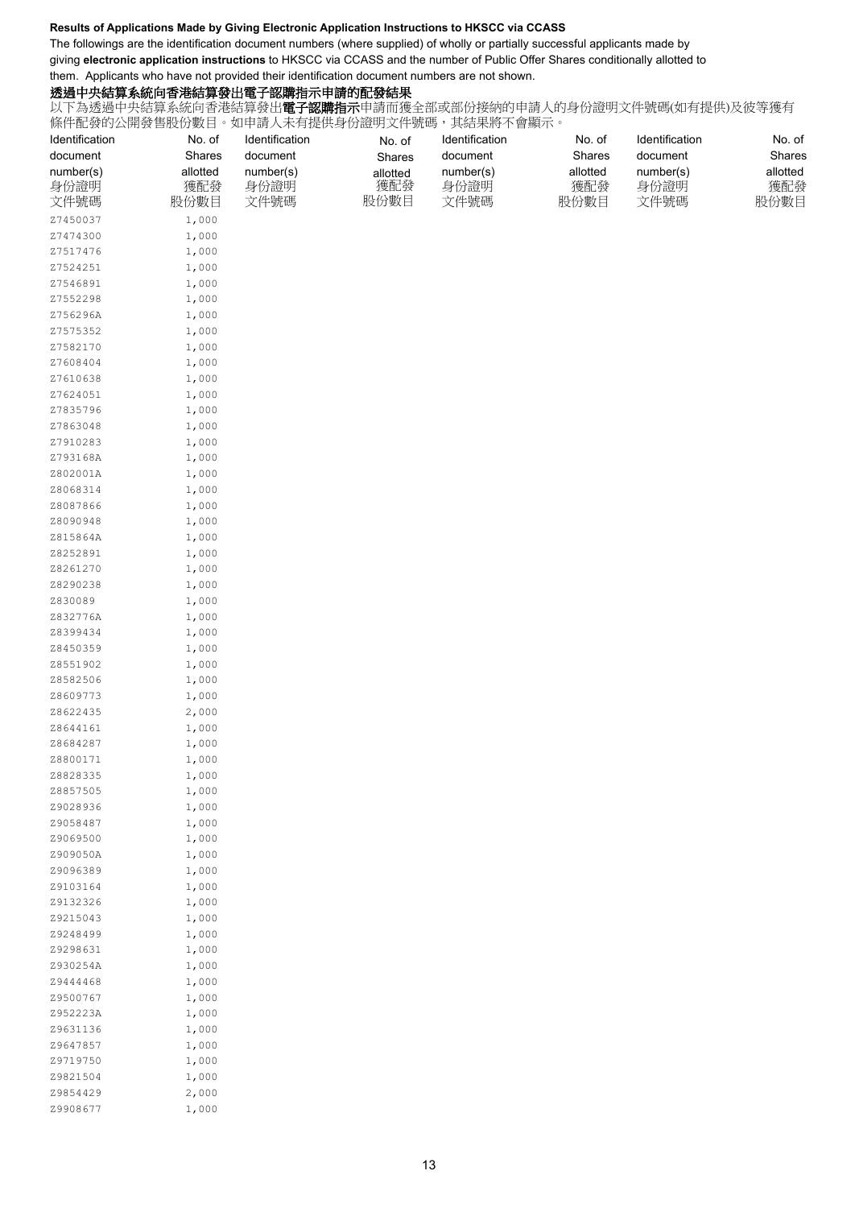**Results of Applications Made by Giving Electronic Application Instructions to HKSCC via CCASS**

The followings are the identification document numbers (where supplied) of wholly or partially successful applicants made by giving **electronic application instructions** to HKSCC via CCASS and the number of Public Offer Shares conditionally allotted to them. Applicants who have not provided their identification document numbers are not shown.

**透過中央結算系統向香港結算發出電子認購指示申請的配發結果**

以下為透過中央結算系統向香港結算發出**電子認購指示**申請而獲全部或部份接納的申請人的身份證明文件號碼(如有提供)及彼等獲有條件配發的公開發售股份數目。如申請人未有提供身份證明文件號碼，其結果將不會顯示。

| Identification document number(s) 身份證明文件號碼 | No. of Shares allotted 獲配發股份數目 | Identification document number(s) 身份證明文件號碼 | No. of Shares allotted 獲配發股份數目 | Identification document number(s) 身份證明文件號碼 | No. of Shares allotted 獲配發股份數目 | Identification document number(s) 身份證明文件號碼 | No. of Shares allotted 獲配發股份數目 |
|---|---|---|---|---|---|---|---|
| Z7450037 | 1,000 | | | | | | |
| Z7474300 | 1,000 | | | | | | |
| Z7517476 | 1,000 | | | | | | |
| Z7524251 | 1,000 | | | | | | |
| Z7546891 | 1,000 | | | | | | |
| Z7552298 | 1,000 | | | | | | |
| Z756296A | 1,000 | | | | | | |
| Z7575352 | 1,000 | | | | | | |
| Z7582170 | 1,000 | | | | | | |
| Z7608404 | 1,000 | | | | | | |
| Z7610638 | 1,000 | | | | | | |
| Z7624051 | 1,000 | | | | | | |
| Z7835796 | 1,000 | | | | | | |
| Z7863048 | 1,000 | | | | | | |
| Z7910283 | 1,000 | | | | | | |
| Z793168A | 1,000 | | | | | | |
| Z802001A | 1,000 | | | | | | |
| Z8068314 | 1,000 | | | | | | |
| Z8087866 | 1,000 | | | | | | |
| Z8090948 | 1,000 | | | | | | |
| Z815864A | 1,000 | | | | | | |
| Z8252891 | 1,000 | | | | | | |
| Z8261270 | 1,000 | | | | | | |
| Z8290238 | 1,000 | | | | | | |
| Z830089 | 1,000 | | | | | | |
| Z832776A | 1,000 | | | | | | |
| Z8399434 | 1,000 | | | | | | |
| Z8450359 | 1,000 | | | | | | |
| Z8551902 | 1,000 | | | | | | |
| Z8582506 | 1,000 | | | | | | |
| Z8609773 | 1,000 | | | | | | |
| Z8622435 | 2,000 | | | | | | |
| Z8644161 | 1,000 | | | | | | |
| Z8684287 | 1,000 | | | | | | |
| Z8800171 | 1,000 | | | | | | |
| Z8828335 | 1,000 | | | | | | |
| Z8857505 | 1,000 | | | | | | |
| Z9028936 | 1,000 | | | | | | |
| Z9058487 | 1,000 | | | | | | |
| Z9069500 | 1,000 | | | | | | |
| Z909050A | 1,000 | | | | | | |
| Z9096389 | 1,000 | | | | | | |
| Z9103164 | 1,000 | | | | | | |
| Z9132326 | 1,000 | | | | | | |
| Z9215043 | 1,000 | | | | | | |
| Z9248499 | 1,000 | | | | | | |
| Z9298631 | 1,000 | | | | | | |
| Z930254A | 1,000 | | | | | | |
| Z9444468 | 1,000 | | | | | | |
| Z9500767 | 1,000 | | | | | | |
| Z952223A | 1,000 | | | | | | |
| Z9631136 | 1,000 | | | | | | |
| Z9647857 | 1,000 | | | | | | |
| Z9719750 | 1,000 | | | | | | |
| Z9821504 | 1,000 | | | | | | |
| Z9854429 | 2,000 | | | | | | |
| Z9908677 | 1,000 | | | | | | |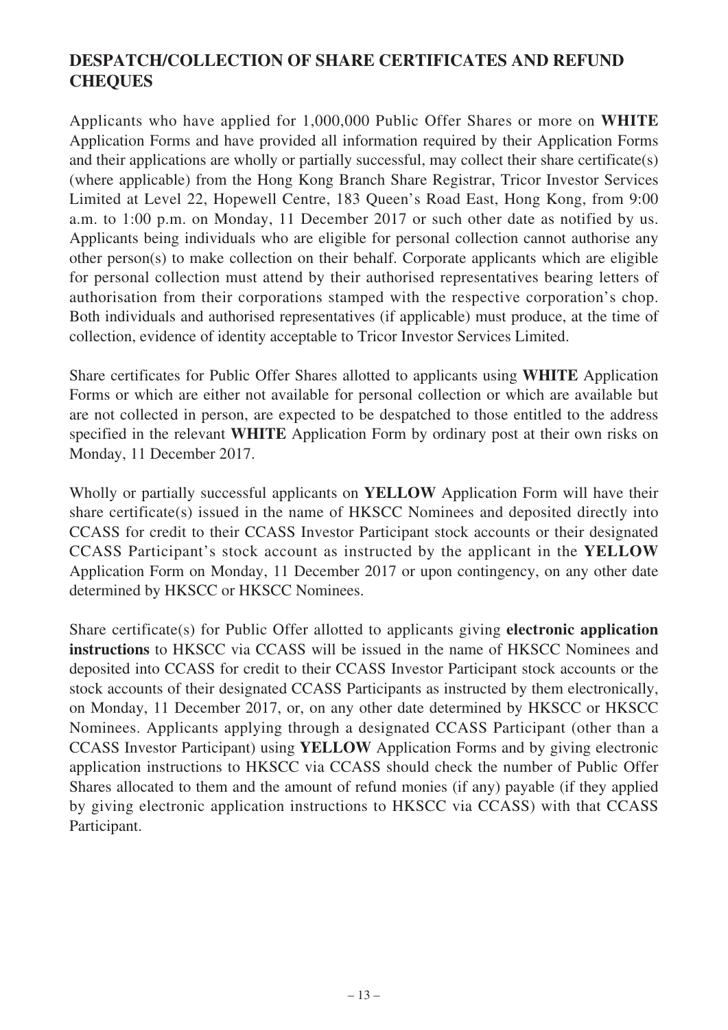## DESPATCH/COLLECTION OF SHARE CERTIFICATES AND REFUND CHEQUES

Applicants who have applied for 1,000,000 Public Offer Shares or more on **WHITE** Application Forms and have provided all information required by their Application Forms and their applications are wholly or partially successful, may collect their share certificate(s) (where applicable) from the Hong Kong Branch Share Registrar, Tricor Investor Services Limited at Level 22, Hopewell Centre, 183 Queen's Road East, Hong Kong, from 9:00 a.m. to 1:00 p.m. on Monday, 11 December 2017 or such other date as notified by us. Applicants being individuals who are eligible for personal collection cannot authorise any other person(s) to make collection on their behalf. Corporate applicants which are eligible for personal collection must attend by their authorised representatives bearing letters of authorisation from their corporations stamped with the respective corporation's chop. Both individuals and authorised representatives (if applicable) must produce, at the time of collection, evidence of identity acceptable to Tricor Investor Services Limited.

Share certificates for Public Offer Shares allotted to applicants using **WHITE** Application Forms or which are either not available for personal collection or which are available but are not collected in person, are expected to be despatched to those entitled to the address specified in the relevant **WHITE** Application Form by ordinary post at their own risks on Monday, 11 December 2017.

Wholly or partially successful applicants on **YELLOW** Application Form will have their share certificate(s) issued in the name of HKSCC Nominees and deposited directly into CCASS for credit to their CCASS Investor Participant stock accounts or their designated CCASS Participant's stock account as instructed by the applicant in the **YELLOW** Application Form on Monday, 11 December 2017 or upon contingency, on any other date determined by HKSCC or HKSCC Nominees.

Share certificate(s) for Public Offer allotted to applicants giving **electronic application instructions** to HKSCC via CCASS will be issued in the name of HKSCC Nominees and deposited into CCASS for credit to their CCASS Investor Participant stock accounts or the stock accounts of their designated CCASS Participants as instructed by them electronically, on Monday, 11 December 2017, or, on any other date determined by HKSCC or HKSCC Nominees. Applicants applying through a designated CCASS Participant (other than a CCASS Investor Participant) using **YELLOW** Application Forms and by giving electronic application instructions to HKSCC via CCASS should check the number of Public Offer Shares allocated to them and the amount of refund monies (if any) payable (if they applied by giving electronic application instructions to HKSCC via CCASS) with that CCASS Participant.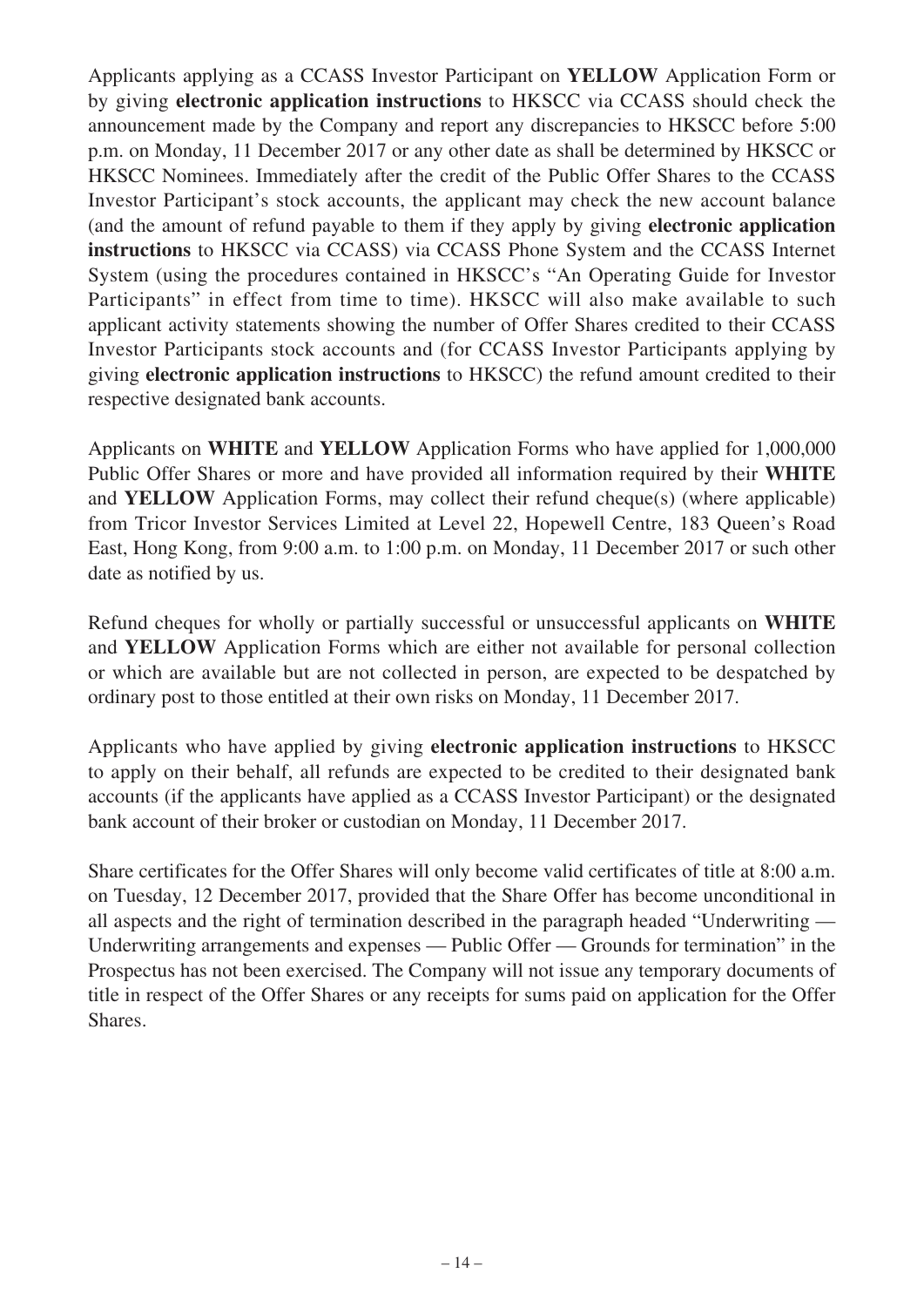Applicants applying as a CCASS Investor Participant on **YELLOW** Application Form or by giving **electronic application instructions** to HKSCC via CCASS should check the announcement made by the Company and report any discrepancies to HKSCC before 5:00 p.m. on Monday, 11 December 2017 or any other date as shall be determined by HKSCC or HKSCC Nominees. Immediately after the credit of the Public Offer Shares to the CCASS Investor Participant's stock accounts, the applicant may check the new account balance (and the amount of refund payable to them if they apply by giving **electronic application instructions** to HKSCC via CCASS) via CCASS Phone System and the CCASS Internet System (using the procedures contained in HKSCC's "An Operating Guide for Investor Participants" in effect from time to time). HKSCC will also make available to such applicant activity statements showing the number of Offer Shares credited to their CCASS Investor Participants stock accounts and (for CCASS Investor Participants applying by giving **electronic application instructions** to HKSCC) the refund amount credited to their respective designated bank accounts.

Applicants on **WHITE** and **YELLOW** Application Forms who have applied for 1,000,000 Public Offer Shares or more and have provided all information required by their **WHITE** and **YELLOW** Application Forms, may collect their refund cheque(s) (where applicable) from Tricor Investor Services Limited at Level 22, Hopewell Centre, 183 Queen's Road East, Hong Kong, from 9:00 a.m. to 1:00 p.m. on Monday, 11 December 2017 or such other date as notified by us.

Refund cheques for wholly or partially successful or unsuccessful applicants on **WHITE** and **YELLOW** Application Forms which are either not available for personal collection or which are available but are not collected in person, are expected to be despatched by ordinary post to those entitled at their own risks on Monday, 11 December 2017.

Applicants who have applied by giving **electronic application instructions** to HKSCC to apply on their behalf, all refunds are expected to be credited to their designated bank accounts (if the applicants have applied as a CCASS Investor Participant) or the designated bank account of their broker or custodian on Monday, 11 December 2017.

Share certificates for the Offer Shares will only become valid certificates of title at 8:00 a.m. on Tuesday, 12 December 2017, provided that the Share Offer has become unconditional in all aspects and the right of termination described in the paragraph headed "Underwriting — Underwriting arrangements and expenses — Public Offer — Grounds for termination" in the Prospectus has not been exercised. The Company will not issue any temporary documents of title in respect of the Offer Shares or any receipts for sums paid on application for the Offer Shares.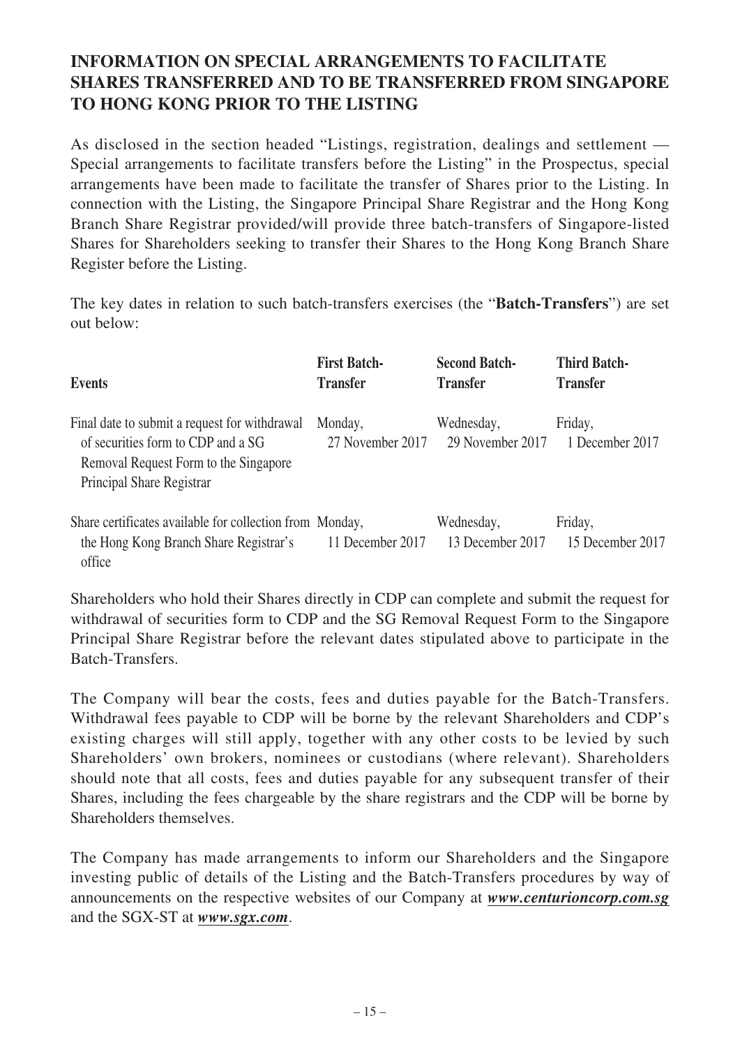## INFORMATION ON SPECIAL ARRANGEMENTS TO FACILITATE SHARES TRANSFERRED AND TO BE TRANSFERRED FROM SINGAPORE TO HONG KONG PRIOR TO THE LISTING

As disclosed in the section headed "Listings, registration, dealings and settlement — Special arrangements to facilitate transfers before the Listing" in the Prospectus, special arrangements have been made to facilitate the transfer of Shares prior to the Listing. In connection with the Listing, the Singapore Principal Share Registrar and the Hong Kong Branch Share Registrar provided/will provide three batch-transfers of Singapore-listed Shares for Shareholders seeking to transfer their Shares to the Hong Kong Branch Share Register before the Listing.

The key dates in relation to such batch-transfers exercises (the "**Batch-Transfers**") are set out below:

| Events | First Batch-Transfer | Second Batch-Transfer | Third Batch-Transfer |
|---|---|---|---|
| Final date to submit a request for withdrawal of securities form to CDP and a SG Removal Request Form to the Singapore Principal Share Registrar | Monday, 27 November 2017 | Wednesday, 29 November 2017 | Friday, 1 December 2017 |
| Share certificates available for collection from the Hong Kong Branch Share Registrar's office | Monday, 11 December 2017 | Wednesday, 13 December 2017 | Friday, 15 December 2017 |

Shareholders who hold their Shares directly in CDP can complete and submit the request for withdrawal of securities form to CDP and the SG Removal Request Form to the Singapore Principal Share Registrar before the relevant dates stipulated above to participate in the Batch-Transfers.

The Company will bear the costs, fees and duties payable for the Batch-Transfers. Withdrawal fees payable to CDP will be borne by the relevant Shareholders and CDP's existing charges will still apply, together with any other costs to be levied by such Shareholders' own brokers, nominees or custodians (where relevant). Shareholders should note that all costs, fees and duties payable for any subsequent transfer of their Shares, including the fees chargeable by the share registrars and the CDP will be borne by Shareholders themselves.

The Company has made arrangements to inform our Shareholders and the Singapore investing public of details of the Listing and the Batch-Transfers procedures by way of announcements on the respective websites of our Company at ***www.centurioncorp.com.sg*** and the SGX-ST at ***www.sgx.com***.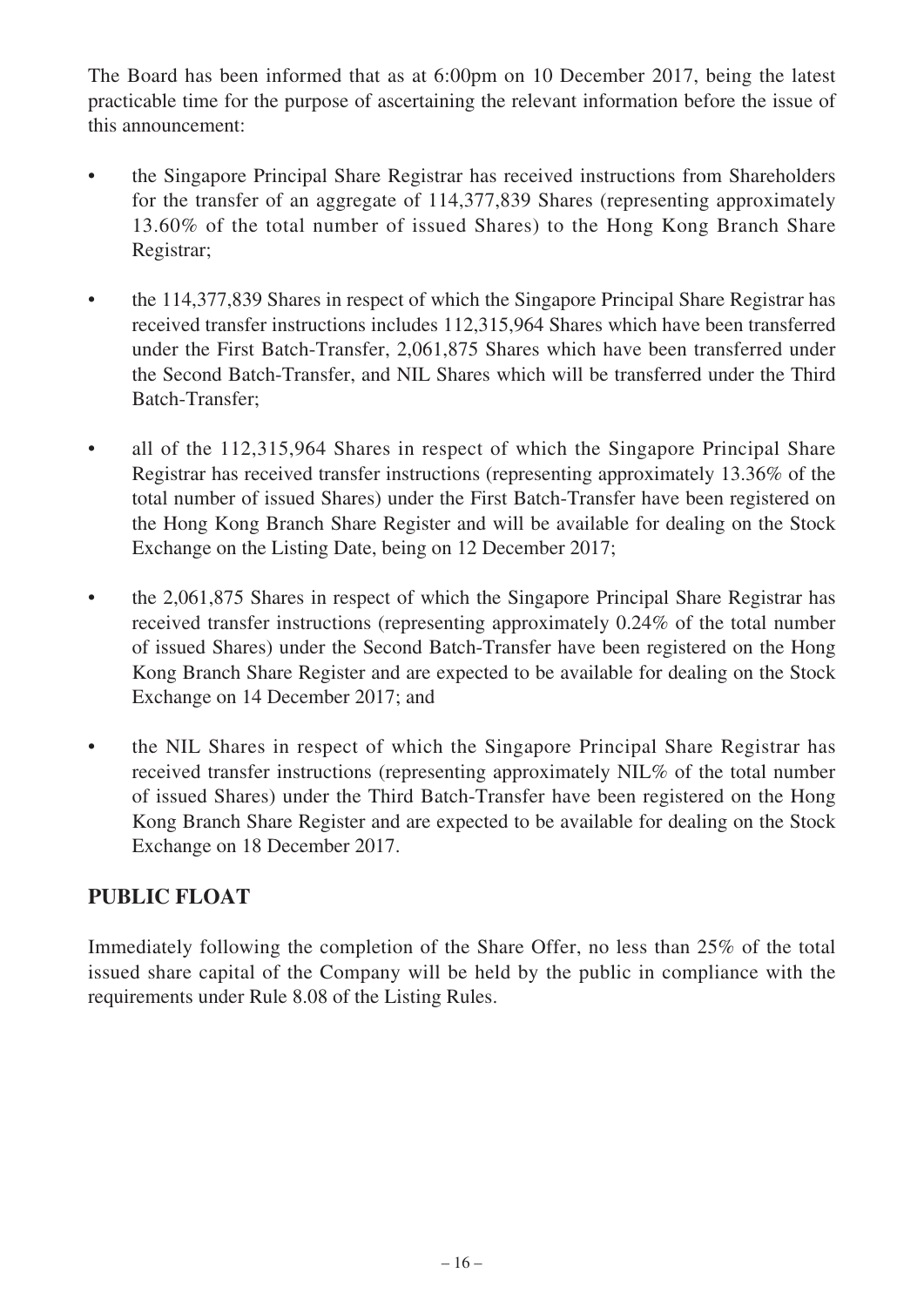The Board has been informed that as at 6:00pm on 10 December 2017, being the latest practicable time for the purpose of ascertaining the relevant information before the issue of this announcement:

- the Singapore Principal Share Registrar has received instructions from Shareholders for the transfer of an aggregate of 114,377,839 Shares (representing approximately 13.60% of the total number of issued Shares) to the Hong Kong Branch Share Registrar;
- the 114,377,839 Shares in respect of which the Singapore Principal Share Registrar has received transfer instructions includes 112,315,964 Shares which have been transferred under the First Batch-Transfer, 2,061,875 Shares which have been transferred under the Second Batch-Transfer, and NIL Shares which will be transferred under the Third Batch-Transfer;
- all of the 112,315,964 Shares in respect of which the Singapore Principal Share Registrar has received transfer instructions (representing approximately 13.36% of the total number of issued Shares) under the First Batch-Transfer have been registered on the Hong Kong Branch Share Register and will be available for dealing on the Stock Exchange on the Listing Date, being on 12 December 2017;
- the 2,061,875 Shares in respect of which the Singapore Principal Share Registrar has received transfer instructions (representing approximately 0.24% of the total number of issued Shares) under the Second Batch-Transfer have been registered on the Hong Kong Branch Share Register and are expected to be available for dealing on the Stock Exchange on 14 December 2017; and
- the NIL Shares in respect of which the Singapore Principal Share Registrar has received transfer instructions (representing approximately NIL% of the total number of issued Shares) under the Third Batch-Transfer have been registered on the Hong Kong Branch Share Register and are expected to be available for dealing on the Stock Exchange on 18 December 2017.

## PUBLIC FLOAT

Immediately following the completion of the Share Offer, no less than 25% of the total issued share capital of the Company will be held by the public in compliance with the requirements under Rule 8.08 of the Listing Rules.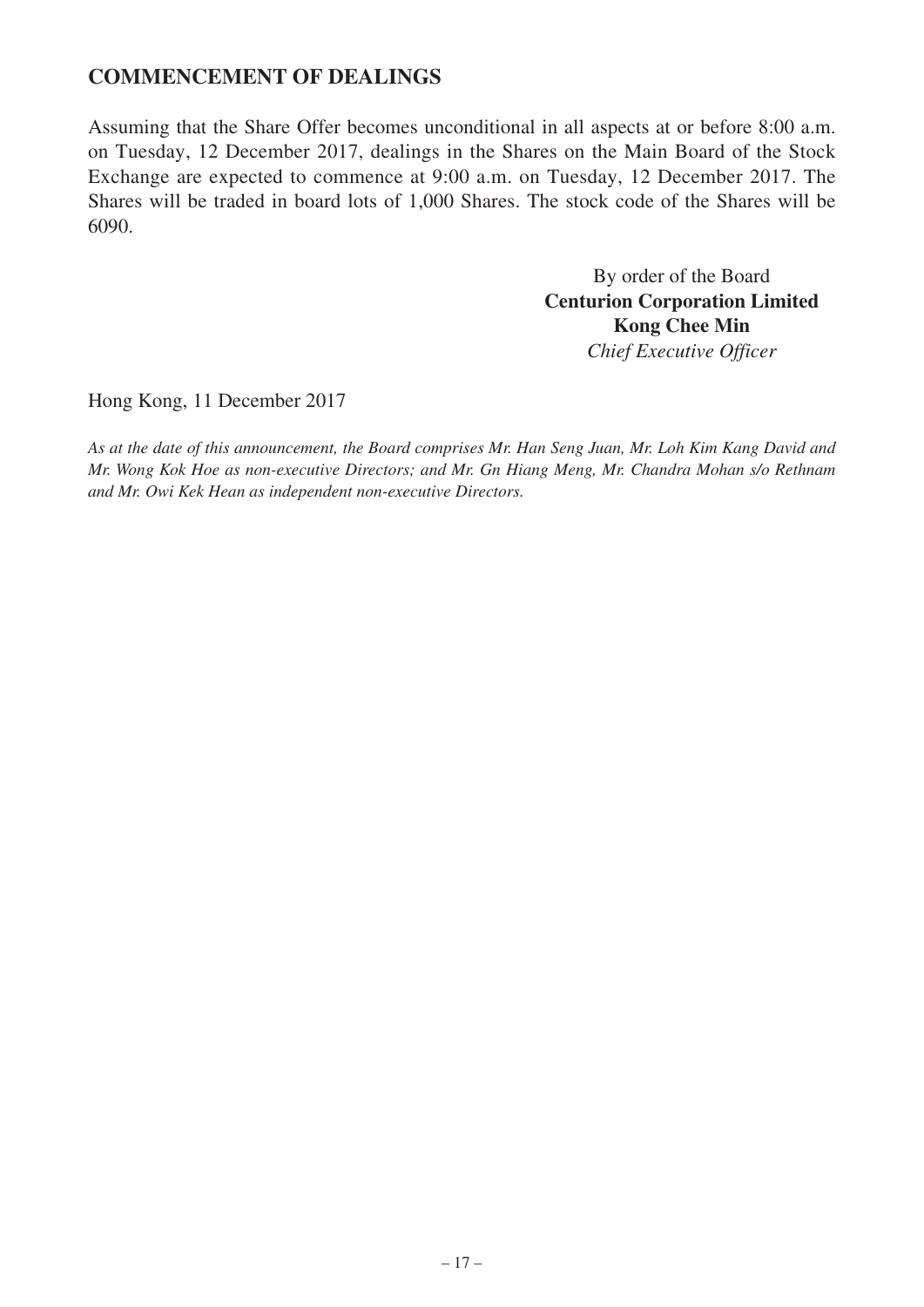## COMMENCEMENT OF DEALINGS

Assuming that the Share Offer becomes unconditional in all aspects at or before 8:00 a.m. on Tuesday, 12 December 2017, dealings in the Shares on the Main Board of the Stock Exchange are expected to commence at 9:00 a.m. on Tuesday, 12 December 2017. The Shares will be traded in board lots of 1,000 Shares. The stock code of the Shares will be 6090.

By order of the Board  
**Centurion Corporation Limited**  
**Kong Chee Min**  
*Chief Executive Officer*

Hong Kong, 11 December 2017

*As at the date of this announcement, the Board comprises Mr. Han Seng Juan, Mr. Loh Kim Kang David and Mr. Wong Kok Hoe as non-executive Directors; and Mr. Gn Hiang Meng, Mr. Chandra Mohan s/o Rethnam and Mr. Owi Kek Hean as independent non-executive Directors.*